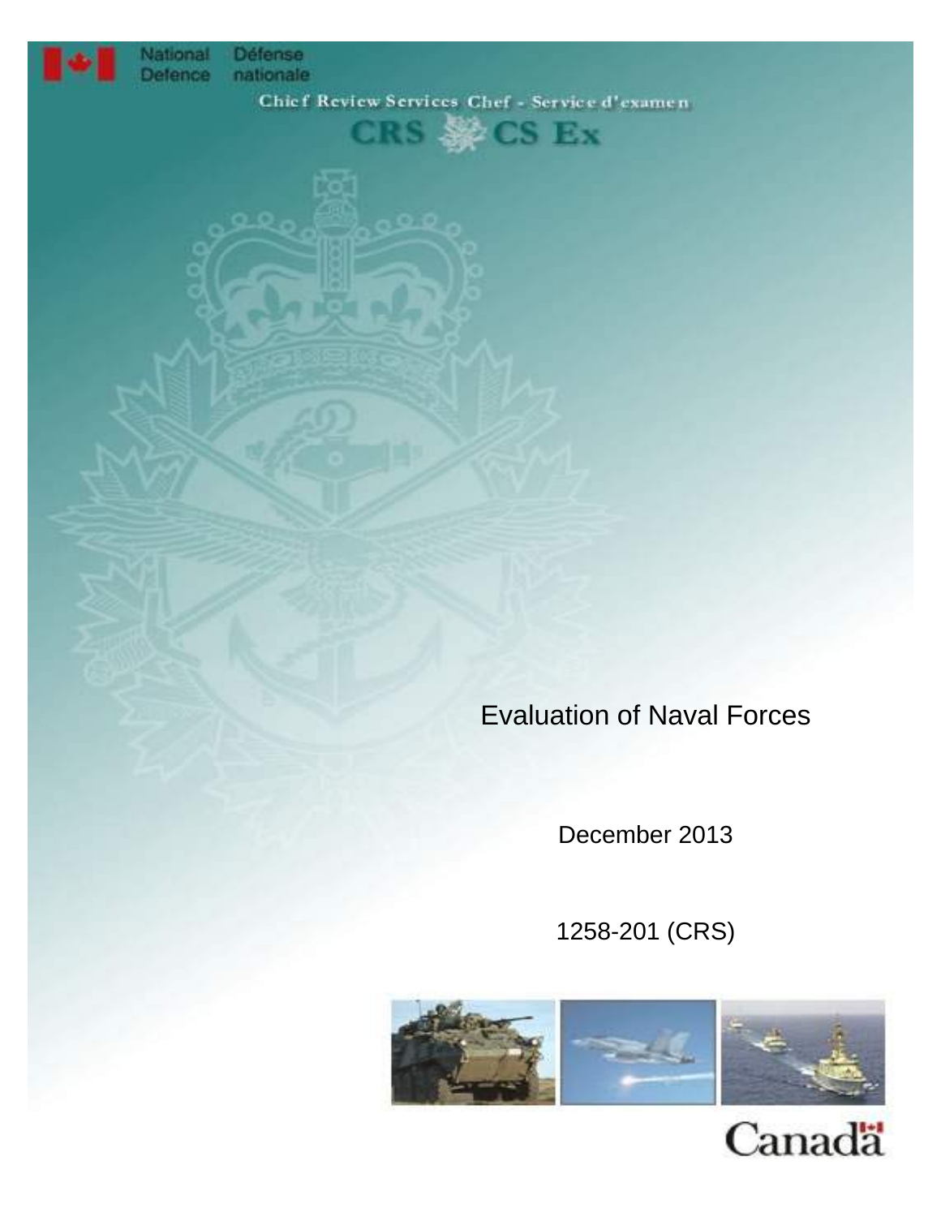National Defence | Défense nationale

Chief Review Services | Chef - Service d'examen

CRS | CS Ex

# Evaluation of Naval Forces

December 2013

1258-201 (CRS)

Canada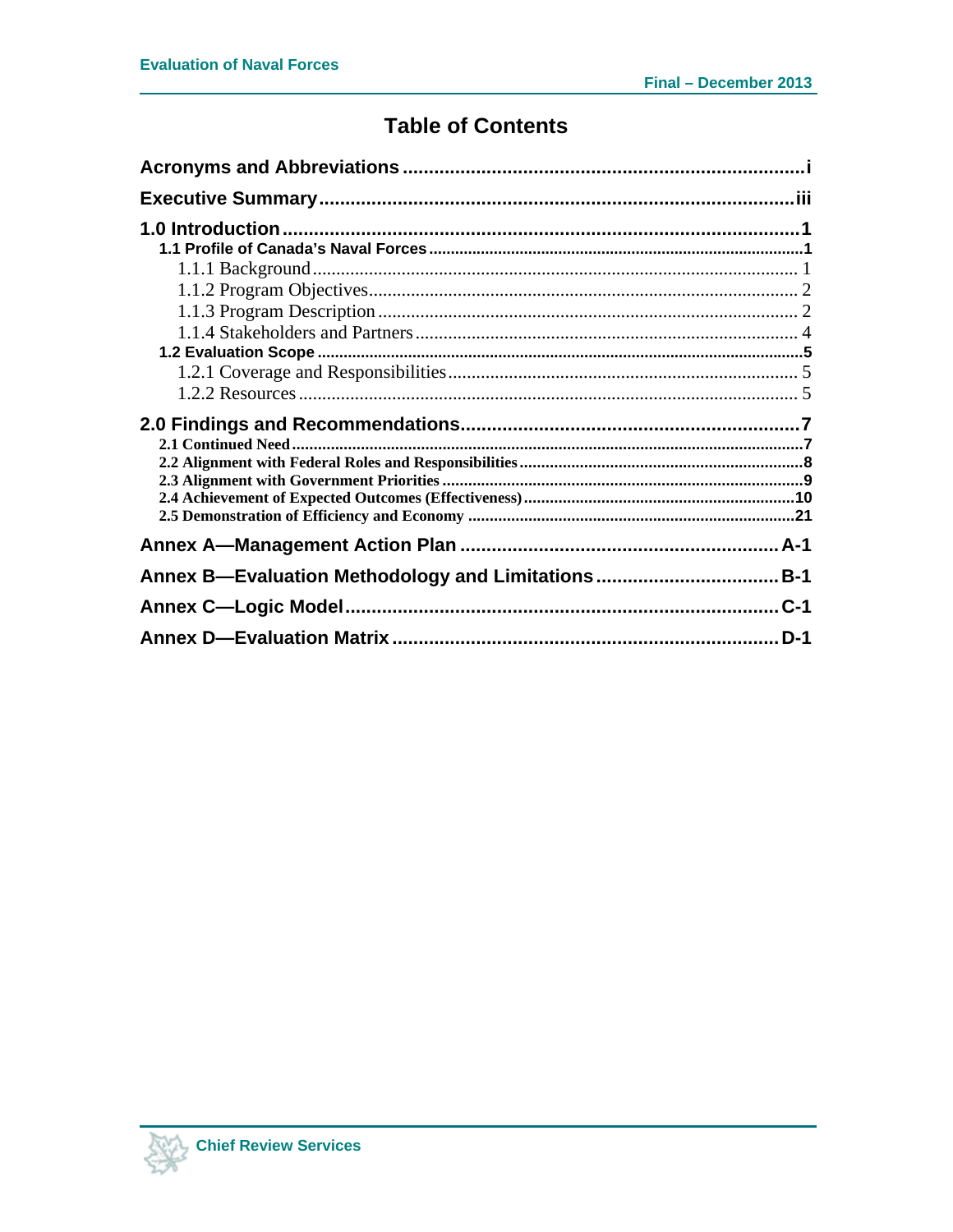# Table of Contents

**Acronyms and Abbreviations** .......... i

**Executive Summary** .......... iii

**1.0 Introduction** .......... 1

- **1.1 Profile of Canada's Naval Forces** .......... 1
  - 1.1.1 Background .......... 1
  - 1.1.2 Program Objectives .......... 2
  - 1.1.3 Program Description .......... 2
  - 1.1.4 Stakeholders and Partners .......... 4
- **1.2 Evaluation Scope** .......... 5
  - 1.2.1 Coverage and Responsibilities .......... 5
  - 1.2.2 Resources .......... 5

**2.0 Findings and Recommendations** .......... 7

- **2.1 Continued Need** .......... 7
- **2.2 Alignment with Federal Roles and Responsibilities** .......... 8
- **2.3 Alignment with Government Priorities** .......... 9
- **2.4 Achievement of Expected Outcomes (Effectiveness)** .......... 10
- **2.5 Demonstration of Efficiency and Economy** .......... 21

**Annex A—Management Action Plan** .......... A-1

**Annex B—Evaluation Methodology and Limitations** .......... B-1

**Annex C—Logic Model** .......... C-1

**Annex D—Evaluation Matrix** .......... D-1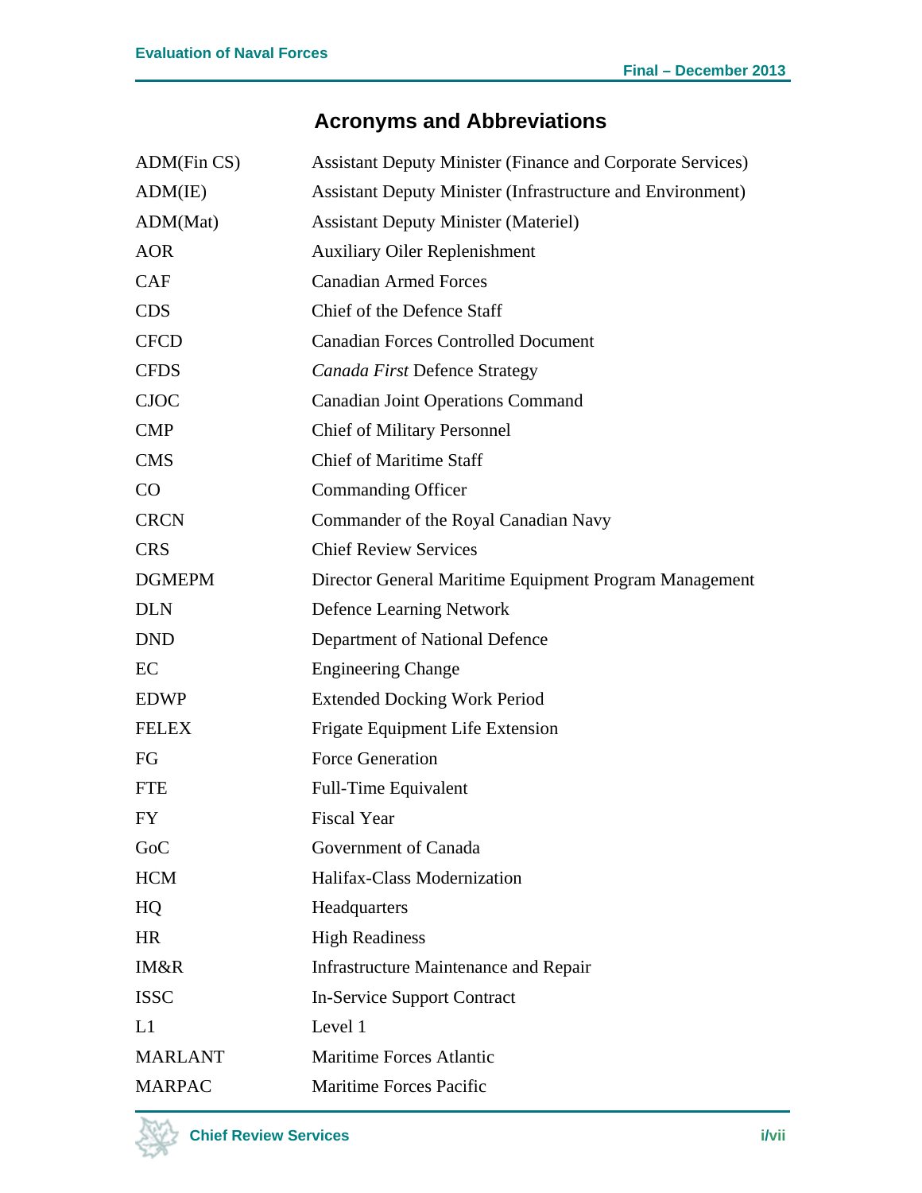## Acronyms and Abbreviations

| | |
|---|---|
| ADM(Fin CS) | Assistant Deputy Minister (Finance and Corporate Services) |
| ADM(IE) | Assistant Deputy Minister (Infrastructure and Environment) |
| ADM(Mat) | Assistant Deputy Minister (Materiel) |
| AOR | Auxiliary Oiler Replenishment |
| CAF | Canadian Armed Forces |
| CDS | Chief of the Defence Staff |
| CFCD | Canadian Forces Controlled Document |
| CFDS | *Canada First* Defence Strategy |
| CJOC | Canadian Joint Operations Command |
| CMP | Chief of Military Personnel |
| CMS | Chief of Maritime Staff |
| CO | Commanding Officer |
| CRCN | Commander of the Royal Canadian Navy |
| CRS | Chief Review Services |
| DGMEPM | Director General Maritime Equipment Program Management |
| DLN | Defence Learning Network |
| DND | Department of National Defence |
| EC | Engineering Change |
| EDWP | Extended Docking Work Period |
| FELEX | Frigate Equipment Life Extension |
| FG | Force Generation |
| FTE | Full-Time Equivalent |
| FY | Fiscal Year |
| GoC | Government of Canada |
| HCM | Halifax-Class Modernization |
| HQ | Headquarters |
| HR | High Readiness |
| IM&R | Infrastructure Maintenance and Repair |
| ISSC | In-Service Support Contract |
| L1 | Level 1 |
| MARLANT | Maritime Forces Atlantic |
| MARPAC | Maritime Forces Pacific |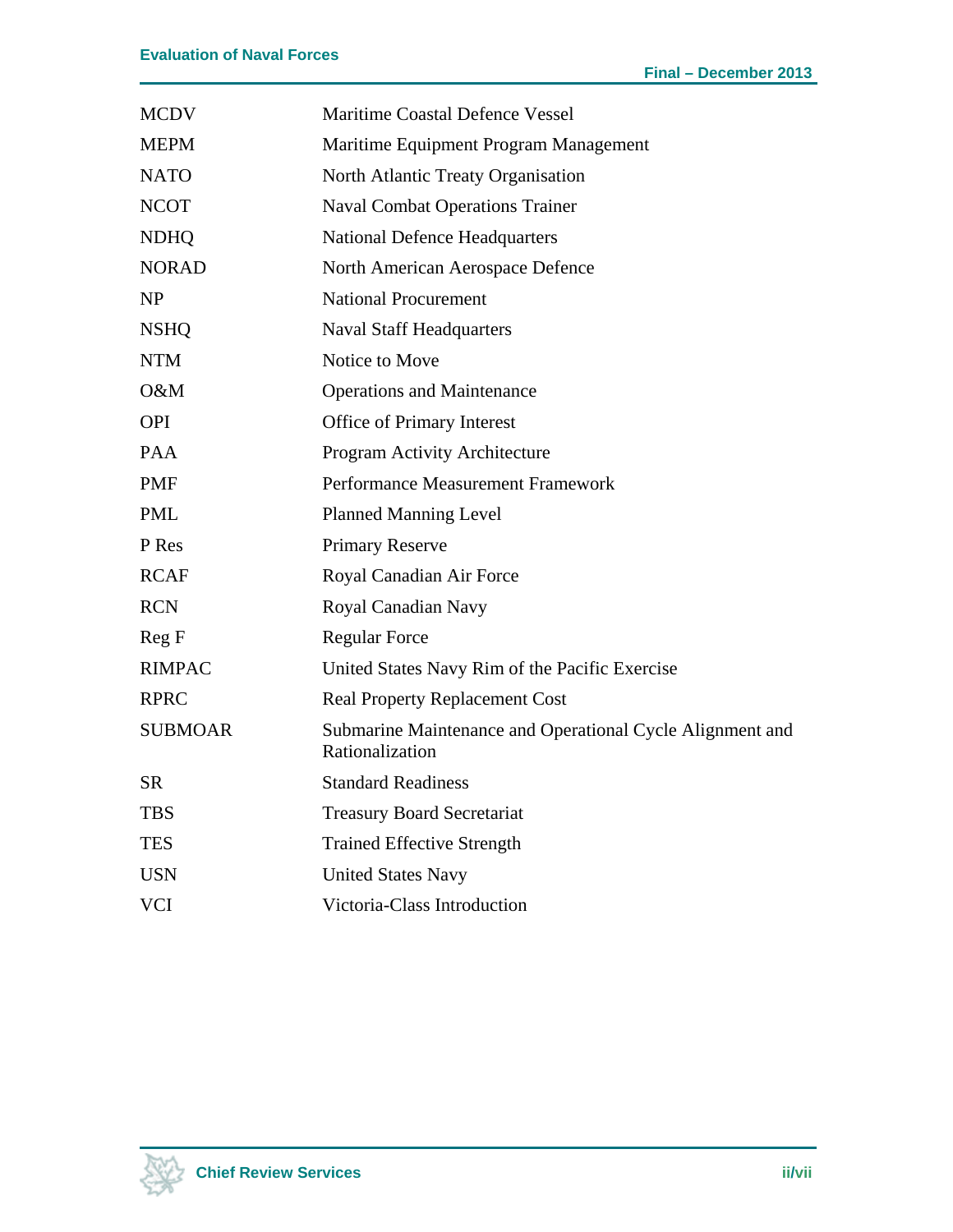| | |
|---|---|
| MCDV | Maritime Coastal Defence Vessel |
| MEPM | Maritime Equipment Program Management |
| NATO | North Atlantic Treaty Organisation |
| NCOT | Naval Combat Operations Trainer |
| NDHQ | National Defence Headquarters |
| NORAD | North American Aerospace Defence |
| NP | National Procurement |
| NSHQ | Naval Staff Headquarters |
| NTM | Notice to Move |
| O&M | Operations and Maintenance |
| OPI | Office of Primary Interest |
| PAA | Program Activity Architecture |
| PMF | Performance Measurement Framework |
| PML | Planned Manning Level |
| P Res | Primary Reserve |
| RCAF | Royal Canadian Air Force |
| RCN | Royal Canadian Navy |
| Reg F | Regular Force |
| RIMPAC | United States Navy Rim of the Pacific Exercise |
| RPRC | Real Property Replacement Cost |
| SUBMOAR | Submarine Maintenance and Operational Cycle Alignment and Rationalization |
| SR | Standard Readiness |
| TBS | Treasury Board Secretariat |
| TES | Trained Effective Strength |
| USN | United States Navy |
| VCI | Victoria-Class Introduction |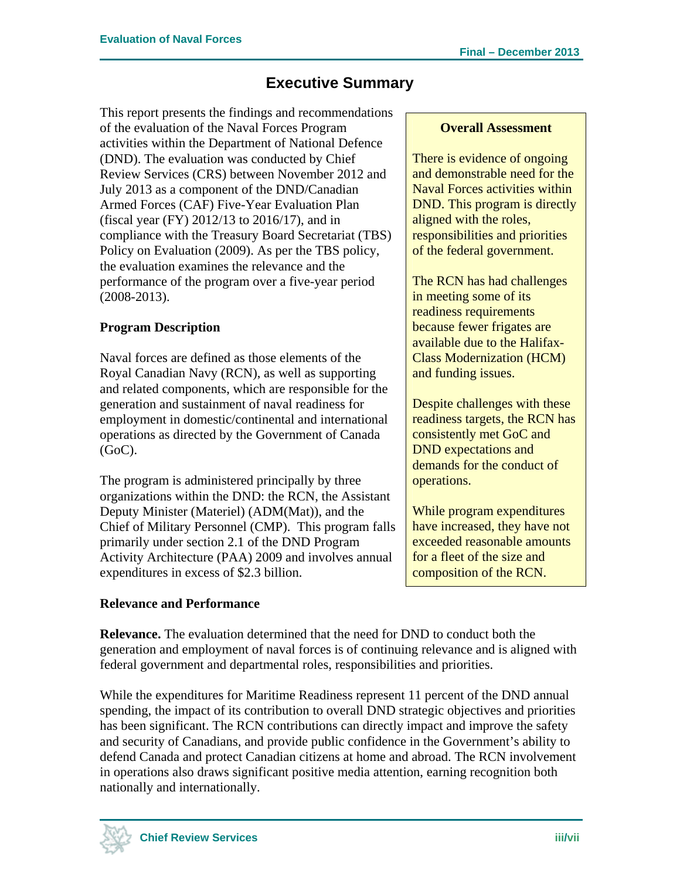# Executive Summary

This report presents the findings and recommendations of the evaluation of the Naval Forces Program activities within the Department of National Defence (DND). The evaluation was conducted by Chief Review Services (CRS) between November 2012 and July 2013 as a component of the DND/Canadian Armed Forces (CAF) Five-Year Evaluation Plan (fiscal year (FY) 2012/13 to 2016/17), and in compliance with the Treasury Board Secretariat (TBS) Policy on Evaluation (2009). As per the TBS policy, the evaluation examines the relevance and the performance of the program over a five-year period (2008-2013).

> **Overall Assessment**
>
> There is evidence of ongoing and demonstrable need for the Naval Forces activities within DND. This program is directly aligned with the roles, responsibilities and priorities of the federal government.
>
> The RCN has had challenges in meeting some of its readiness requirements because fewer frigates are available due to the Halifax-Class Modernization (HCM) and funding issues.
>
> Despite challenges with these readiness targets, the RCN has consistently met GoC and DND expectations and demands for the conduct of operations.
>
> While program expenditures have increased, they have not exceeded reasonable amounts for a fleet of the size and composition of the RCN.

**Program Description**

Naval forces are defined as those elements of the Royal Canadian Navy (RCN), as well as supporting and related components, which are responsible for the generation and sustainment of naval readiness for employment in domestic/continental and international operations as directed by the Government of Canada (GoC).

The program is administered principally by three organizations within the DND: the RCN, the Assistant Deputy Minister (Materiel) (ADM(Mat)), and the Chief of Military Personnel (CMP). This program falls primarily under section 2.1 of the DND Program Activity Architecture (PAA) 2009 and involves annual expenditures in excess of $2.3 billion.

**Relevance and Performance**

**Relevance.** The evaluation determined that the need for DND to conduct both the generation and employment of naval forces is of continuing relevance and is aligned with federal government and departmental roles, responsibilities and priorities.

While the expenditures for Maritime Readiness represent 11 percent of the DND annual spending, the impact of its contribution to overall DND strategic objectives and priorities has been significant. The RCN contributions can directly impact and improve the safety and security of Canadians, and provide public confidence in the Government's ability to defend Canada and protect Canadian citizens at home and abroad. The RCN involvement in operations also draws significant positive media attention, earning recognition both nationally and internationally.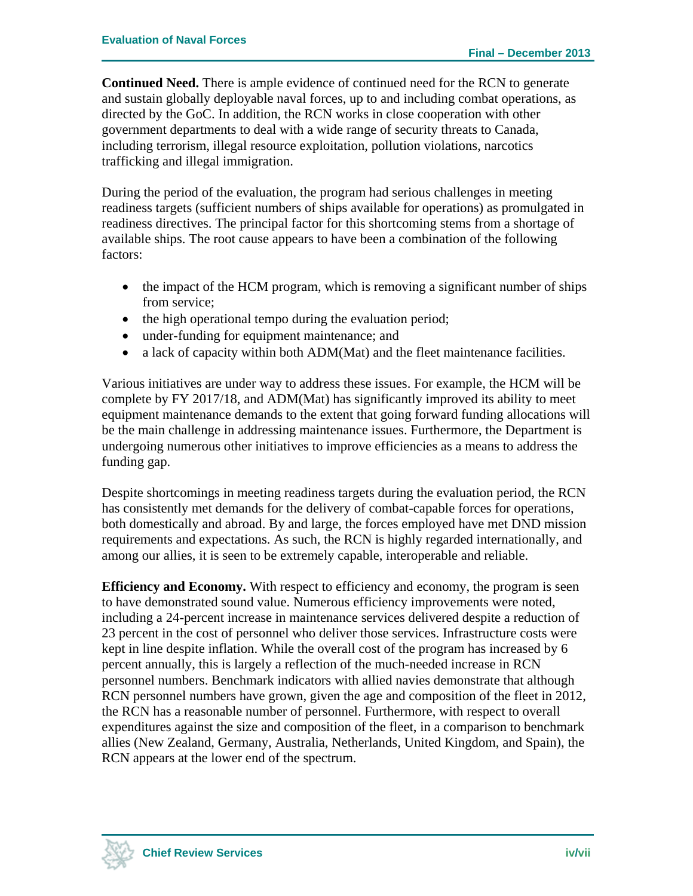**Continued Need.** There is ample evidence of continued need for the RCN to generate and sustain globally deployable naval forces, up to and including combat operations, as directed by the GoC. In addition, the RCN works in close cooperation with other government departments to deal with a wide range of security threats to Canada, including terrorism, illegal resource exploitation, pollution violations, narcotics trafficking and illegal immigration.

During the period of the evaluation, the program had serious challenges in meeting readiness targets (sufficient numbers of ships available for operations) as promulgated in readiness directives. The principal factor for this shortcoming stems from a shortage of available ships. The root cause appears to have been a combination of the following factors:

- the impact of the HCM program, which is removing a significant number of ships from service;
- the high operational tempo during the evaluation period;
- under-funding for equipment maintenance; and
- a lack of capacity within both ADM(Mat) and the fleet maintenance facilities.

Various initiatives are under way to address these issues. For example, the HCM will be complete by FY 2017/18, and ADM(Mat) has significantly improved its ability to meet equipment maintenance demands to the extent that going forward funding allocations will be the main challenge in addressing maintenance issues. Furthermore, the Department is undergoing numerous other initiatives to improve efficiencies as a means to address the funding gap.

Despite shortcomings in meeting readiness targets during the evaluation period, the RCN has consistently met demands for the delivery of combat-capable forces for operations, both domestically and abroad. By and large, the forces employed have met DND mission requirements and expectations. As such, the RCN is highly regarded internationally, and among our allies, it is seen to be extremely capable, interoperable and reliable.

**Efficiency and Economy.** With respect to efficiency and economy, the program is seen to have demonstrated sound value. Numerous efficiency improvements were noted, including a 24-percent increase in maintenance services delivered despite a reduction of 23 percent in the cost of personnel who deliver those services. Infrastructure costs were kept in line despite inflation. While the overall cost of the program has increased by 6 percent annually, this is largely a reflection of the much-needed increase in RCN personnel numbers. Benchmark indicators with allied navies demonstrate that although RCN personnel numbers have grown, given the age and composition of the fleet in 2012, the RCN has a reasonable number of personnel. Furthermore, with respect to overall expenditures against the size and composition of the fleet, in a comparison to benchmark allies (New Zealand, Germany, Australia, Netherlands, United Kingdom, and Spain), the RCN appears at the lower end of the spectrum.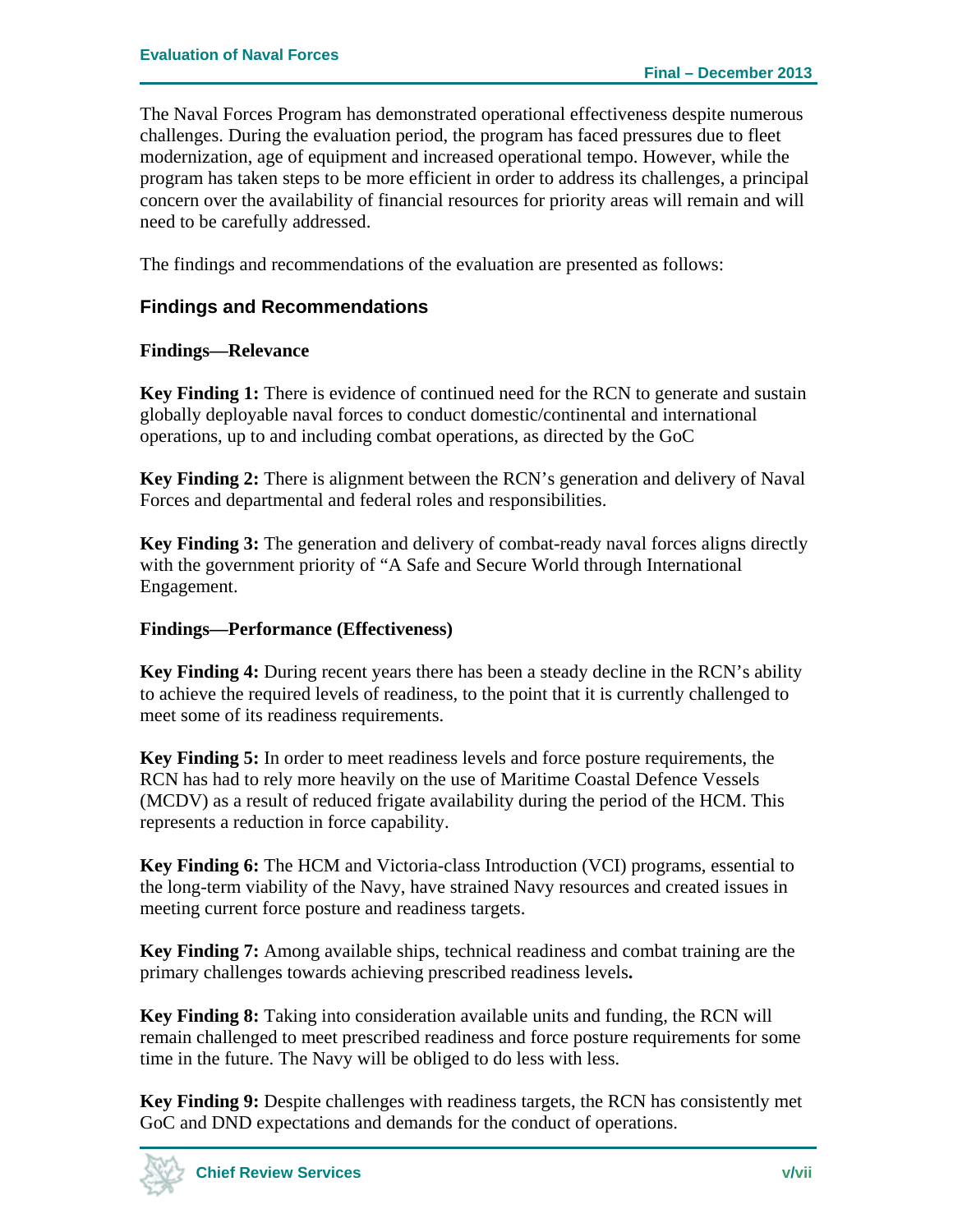The Naval Forces Program has demonstrated operational effectiveness despite numerous challenges. During the evaluation period, the program has faced pressures due to fleet modernization, age of equipment and increased operational tempo. However, while the program has taken steps to be more efficient in order to address its challenges, a principal concern over the availability of financial resources for priority areas will remain and will need to be carefully addressed.

The findings and recommendations of the evaluation are presented as follows:

## Findings and Recommendations

### Findings—Relevance

**Key Finding 1:** There is evidence of continued need for the RCN to generate and sustain globally deployable naval forces to conduct domestic/continental and international operations, up to and including combat operations, as directed by the GoC

**Key Finding 2:** There is alignment between the RCN's generation and delivery of Naval Forces and departmental and federal roles and responsibilities.

**Key Finding 3:** The generation and delivery of combat-ready naval forces aligns directly with the government priority of "A Safe and Secure World through International Engagement.

### Findings—Performance (Effectiveness)

**Key Finding 4:** During recent years there has been a steady decline in the RCN's ability to achieve the required levels of readiness, to the point that it is currently challenged to meet some of its readiness requirements.

**Key Finding 5:** In order to meet readiness levels and force posture requirements, the RCN has had to rely more heavily on the use of Maritime Coastal Defence Vessels (MCDV) as a result of reduced frigate availability during the period of the HCM. This represents a reduction in force capability.

**Key Finding 6:** The HCM and Victoria-class Introduction (VCI) programs, essential to the long-term viability of the Navy, have strained Navy resources and created issues in meeting current force posture and readiness targets.

**Key Finding 7:** Among available ships, technical readiness and combat training are the primary challenges towards achieving prescribed readiness levels**.**

**Key Finding 8:** Taking into consideration available units and funding, the RCN will remain challenged to meet prescribed readiness and force posture requirements for some time in the future. The Navy will be obliged to do less with less.

**Key Finding 9:** Despite challenges with readiness targets, the RCN has consistently met GoC and DND expectations and demands for the conduct of operations.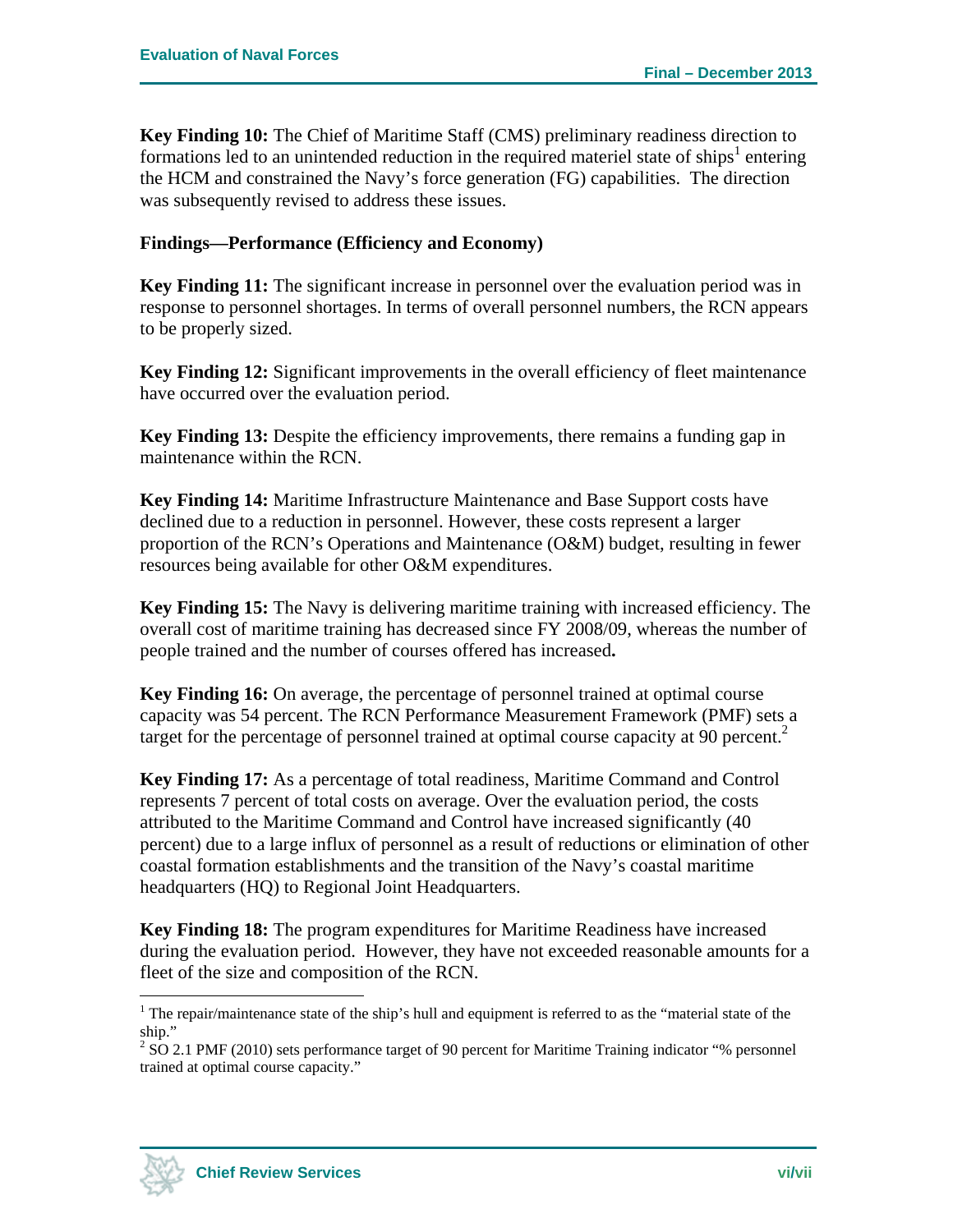**Key Finding 10:** The Chief of Maritime Staff (CMS) preliminary readiness direction to formations led to an unintended reduction in the required materiel state of ships[1] entering the HCM and constrained the Navy's force generation (FG) capabilities. The direction was subsequently revised to address these issues.

**Findings—Performance (Efficiency and Economy)**

**Key Finding 11:** The significant increase in personnel over the evaluation period was in response to personnel shortages. In terms of overall personnel numbers, the RCN appears to be properly sized.

**Key Finding 12:** Significant improvements in the overall efficiency of fleet maintenance have occurred over the evaluation period.

**Key Finding 13:** Despite the efficiency improvements, there remains a funding gap in maintenance within the RCN.

**Key Finding 14:** Maritime Infrastructure Maintenance and Base Support costs have declined due to a reduction in personnel. However, these costs represent a larger proportion of the RCN's Operations and Maintenance (O&M) budget, resulting in fewer resources being available for other O&M expenditures.

**Key Finding 15:** The Navy is delivering maritime training with increased efficiency. The overall cost of maritime training has decreased since FY 2008/09, whereas the number of people trained and the number of courses offered has increased**.**

**Key Finding 16:** On average, the percentage of personnel trained at optimal course capacity was 54 percent. The RCN Performance Measurement Framework (PMF) sets a target for the percentage of personnel trained at optimal course capacity at 90 percent.[2]

**Key Finding 17:** As a percentage of total readiness, Maritime Command and Control represents 7 percent of total costs on average. Over the evaluation period, the costs attributed to the Maritime Command and Control have increased significantly (40 percent) due to a large influx of personnel as a result of reductions or elimination of other coastal formation establishments and the transition of the Navy's coastal maritime headquarters (HQ) to Regional Joint Headquarters.

**Key Finding 18:** The program expenditures for Maritime Readiness have increased during the evaluation period. However, they have not exceeded reasonable amounts for a fleet of the size and composition of the RCN.

---

[1] The repair/maintenance state of the ship's hull and equipment is referred to as the "material state of the ship."

[2] SO 2.1 PMF (2010) sets performance target of 90 percent for Maritime Training indicator "% personnel trained at optimal course capacity."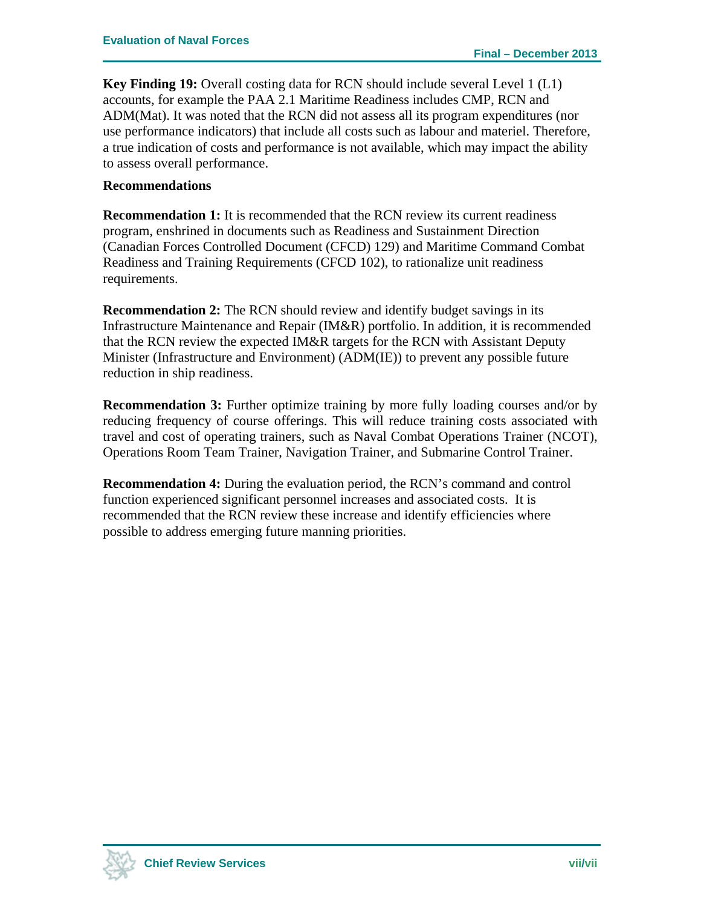**Key Finding 19:** Overall costing data for RCN should include several Level 1 (L1) accounts, for example the PAA 2.1 Maritime Readiness includes CMP, RCN and ADM(Mat). It was noted that the RCN did not assess all its program expenditures (nor use performance indicators) that include all costs such as labour and materiel. Therefore, a true indication of costs and performance is not available, which may impact the ability to assess overall performance.

**Recommendations**

**Recommendation 1:** It is recommended that the RCN review its current readiness program, enshrined in documents such as Readiness and Sustainment Direction (Canadian Forces Controlled Document (CFCD) 129) and Maritime Command Combat Readiness and Training Requirements (CFCD 102), to rationalize unit readiness requirements.

**Recommendation 2:** The RCN should review and identify budget savings in its Infrastructure Maintenance and Repair (IM&R) portfolio. In addition, it is recommended that the RCN review the expected IM&R targets for the RCN with Assistant Deputy Minister (Infrastructure and Environment) (ADM(IE)) to prevent any possible future reduction in ship readiness.

**Recommendation 3:** Further optimize training by more fully loading courses and/or by reducing frequency of course offerings. This will reduce training costs associated with travel and cost of operating trainers, such as Naval Combat Operations Trainer (NCOT), Operations Room Team Trainer, Navigation Trainer, and Submarine Control Trainer.

**Recommendation 4:** During the evaluation period, the RCN's command and control function experienced significant personnel increases and associated costs. It is recommended that the RCN review these increase and identify efficiencies where possible to address emerging future manning priorities.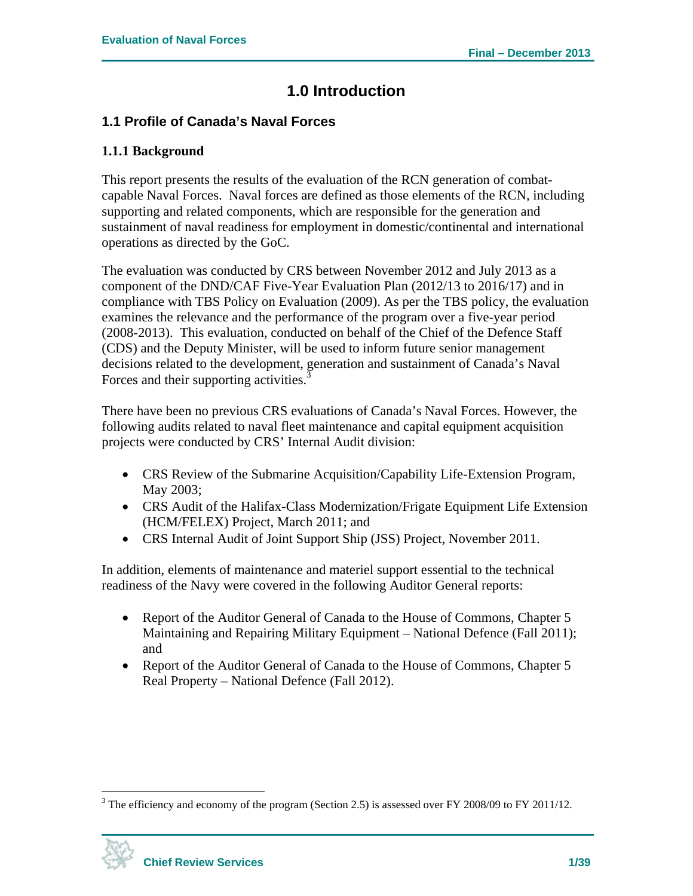# 1.0 Introduction

## 1.1 Profile of Canada's Naval Forces

### 1.1.1 Background

This report presents the results of the evaluation of the RCN generation of combat-capable Naval Forces. Naval forces are defined as those elements of the RCN, including supporting and related components, which are responsible for the generation and sustainment of naval readiness for employment in domestic/continental and international operations as directed by the GoC.

The evaluation was conducted by CRS between November 2012 and July 2013 as a component of the DND/CAF Five-Year Evaluation Plan (2012/13 to 2016/17) and in compliance with TBS Policy on Evaluation (2009). As per the TBS policy, the evaluation examines the relevance and the performance of the program over a five-year period (2008-2013). This evaluation, conducted on behalf of the Chief of the Defence Staff (CDS) and the Deputy Minister, will be used to inform future senior management decisions related to the development, generation and sustainment of Canada's Naval Forces and their supporting activities.[3]

There have been no previous CRS evaluations of Canada's Naval Forces. However, the following audits related to naval fleet maintenance and capital equipment acquisition projects were conducted by CRS' Internal Audit division:

- CRS Review of the Submarine Acquisition/Capability Life-Extension Program, May 2003;
- CRS Audit of the Halifax-Class Modernization/Frigate Equipment Life Extension (HCM/FELEX) Project, March 2011; and
- CRS Internal Audit of Joint Support Ship (JSS) Project, November 2011.

In addition, elements of maintenance and materiel support essential to the technical readiness of the Navy were covered in the following Auditor General reports:

- Report of the Auditor General of Canada to the House of Commons, Chapter 5 Maintaining and Repairing Military Equipment – National Defence (Fall 2011); and
- Report of the Auditor General of Canada to the House of Commons, Chapter 5 Real Property – National Defence (Fall 2012).

[3] The efficiency and economy of the program (Section 2.5) is assessed over FY 2008/09 to FY 2011/12.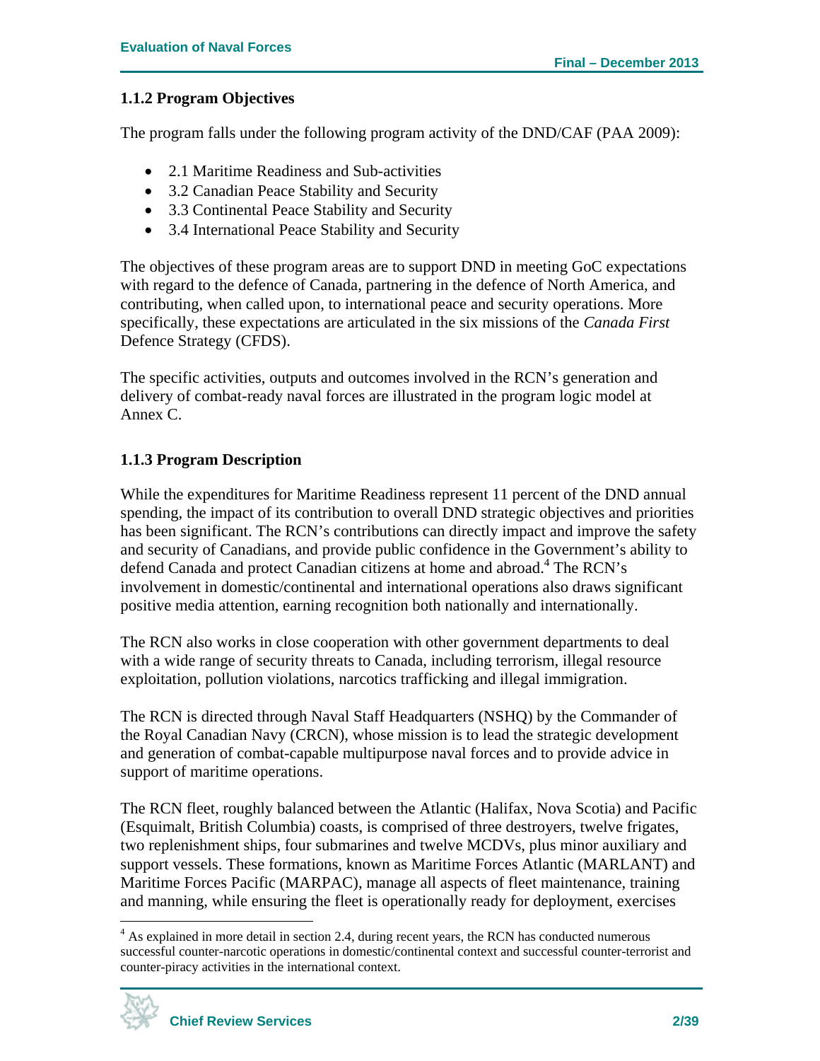### 1.1.2 Program Objectives

The program falls under the following program activity of the DND/CAF (PAA 2009):

- 2.1 Maritime Readiness and Sub-activities
- 3.2 Canadian Peace Stability and Security
- 3.3 Continental Peace Stability and Security
- 3.4 International Peace Stability and Security

The objectives of these program areas are to support DND in meeting GoC expectations with regard to the defence of Canada, partnering in the defence of North America, and contributing, when called upon, to international peace and security operations. More specifically, these expectations are articulated in the six missions of the *Canada First* Defence Strategy (CFDS).

The specific activities, outputs and outcomes involved in the RCN's generation and delivery of combat-ready naval forces are illustrated in the program logic model at Annex C.

### 1.1.3 Program Description

While the expenditures for Maritime Readiness represent 11 percent of the DND annual spending, the impact of its contribution to overall DND strategic objectives and priorities has been significant. The RCN's contributions can directly impact and improve the safety and security of Canadians, and provide public confidence in the Government's ability to defend Canada and protect Canadian citizens at home and abroad.[4] The RCN's involvement in domestic/continental and international operations also draws significant positive media attention, earning recognition both nationally and internationally.

The RCN also works in close cooperation with other government departments to deal with a wide range of security threats to Canada, including terrorism, illegal resource exploitation, pollution violations, narcotics trafficking and illegal immigration.

The RCN is directed through Naval Staff Headquarters (NSHQ) by the Commander of the Royal Canadian Navy (CRCN), whose mission is to lead the strategic development and generation of combat-capable multipurpose naval forces and to provide advice in support of maritime operations.

The RCN fleet, roughly balanced between the Atlantic (Halifax, Nova Scotia) and Pacific (Esquimalt, British Columbia) coasts, is comprised of three destroyers, twelve frigates, two replenishment ships, four submarines and twelve MCDVs, plus minor auxiliary and support vessels. These formations, known as Maritime Forces Atlantic (MARLANT) and Maritime Forces Pacific (MARPAC), manage all aspects of fleet maintenance, training and manning, while ensuring the fleet is operationally ready for deployment, exercises

[4] As explained in more detail in section 2.4, during recent years, the RCN has conducted numerous successful counter-narcotic operations in domestic/continental context and successful counter-terrorist and counter-piracy activities in the international context.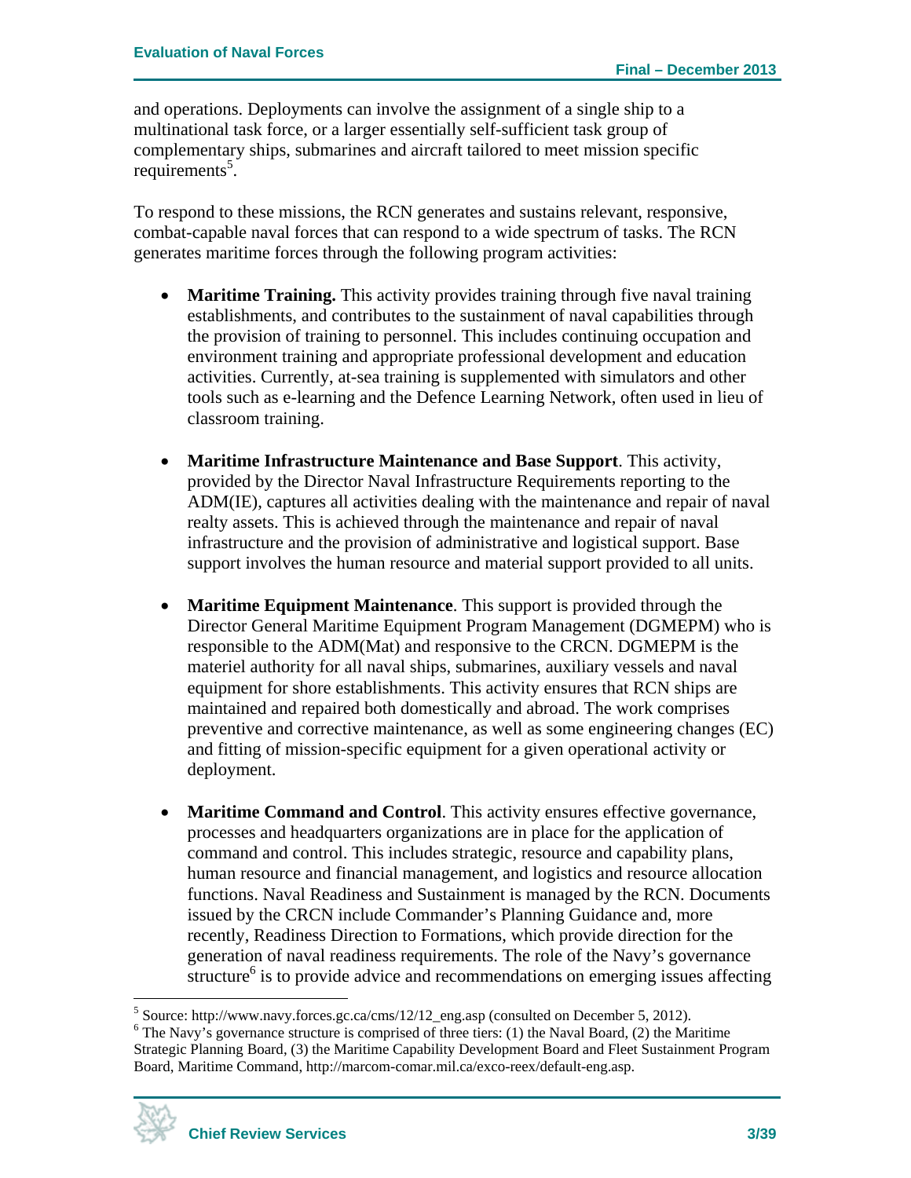and operations. Deployments can involve the assignment of a single ship to a multinational task force, or a larger essentially self-sufficient task group of complementary ships, submarines and aircraft tailored to meet mission specific requirements[5].

To respond to these missions, the RCN generates and sustains relevant, responsive, combat-capable naval forces that can respond to a wide spectrum of tasks. The RCN generates maritime forces through the following program activities:

- **Maritime Training.** This activity provides training through five naval training establishments, and contributes to the sustainment of naval capabilities through the provision of training to personnel. This includes continuing occupation and environment training and appropriate professional development and education activities. Currently, at-sea training is supplemented with simulators and other tools such as e-learning and the Defence Learning Network, often used in lieu of classroom training.

- **Maritime Infrastructure Maintenance and Base Support**. This activity, provided by the Director Naval Infrastructure Requirements reporting to the ADM(IE), captures all activities dealing with the maintenance and repair of naval realty assets. This is achieved through the maintenance and repair of naval infrastructure and the provision of administrative and logistical support. Base support involves the human resource and material support provided to all units.

- **Maritime Equipment Maintenance**. This support is provided through the Director General Maritime Equipment Program Management (DGMEPM) who is responsible to the ADM(Mat) and responsive to the CRCN. DGMEPM is the materiel authority for all naval ships, submarines, auxiliary vessels and naval equipment for shore establishments. This activity ensures that RCN ships are maintained and repaired both domestically and abroad. The work comprises preventive and corrective maintenance, as well as some engineering changes (EC) and fitting of mission-specific equipment for a given operational activity or deployment.

- **Maritime Command and Control**. This activity ensures effective governance, processes and headquarters organizations are in place for the application of command and control. This includes strategic, resource and capability plans, human resource and financial management, and logistics and resource allocation functions. Naval Readiness and Sustainment is managed by the RCN. Documents issued by the CRCN include Commander's Planning Guidance and, more recently, Readiness Direction to Formations, which provide direction for the generation of naval readiness requirements. The role of the Navy's governance structure[6] is to provide advice and recommendations on emerging issues affecting

---

[5] Source: http://www.navy.forces.gc.ca/cms/12/12_eng.asp (consulted on December 5, 2012).

[6] The Navy's governance structure is comprised of three tiers: (1) the Naval Board, (2) the Maritime Strategic Planning Board, (3) the Maritime Capability Development Board and Fleet Sustainment Program Board, Maritime Command, http://marcom-comar.mil.ca/exco-reex/default-eng.asp.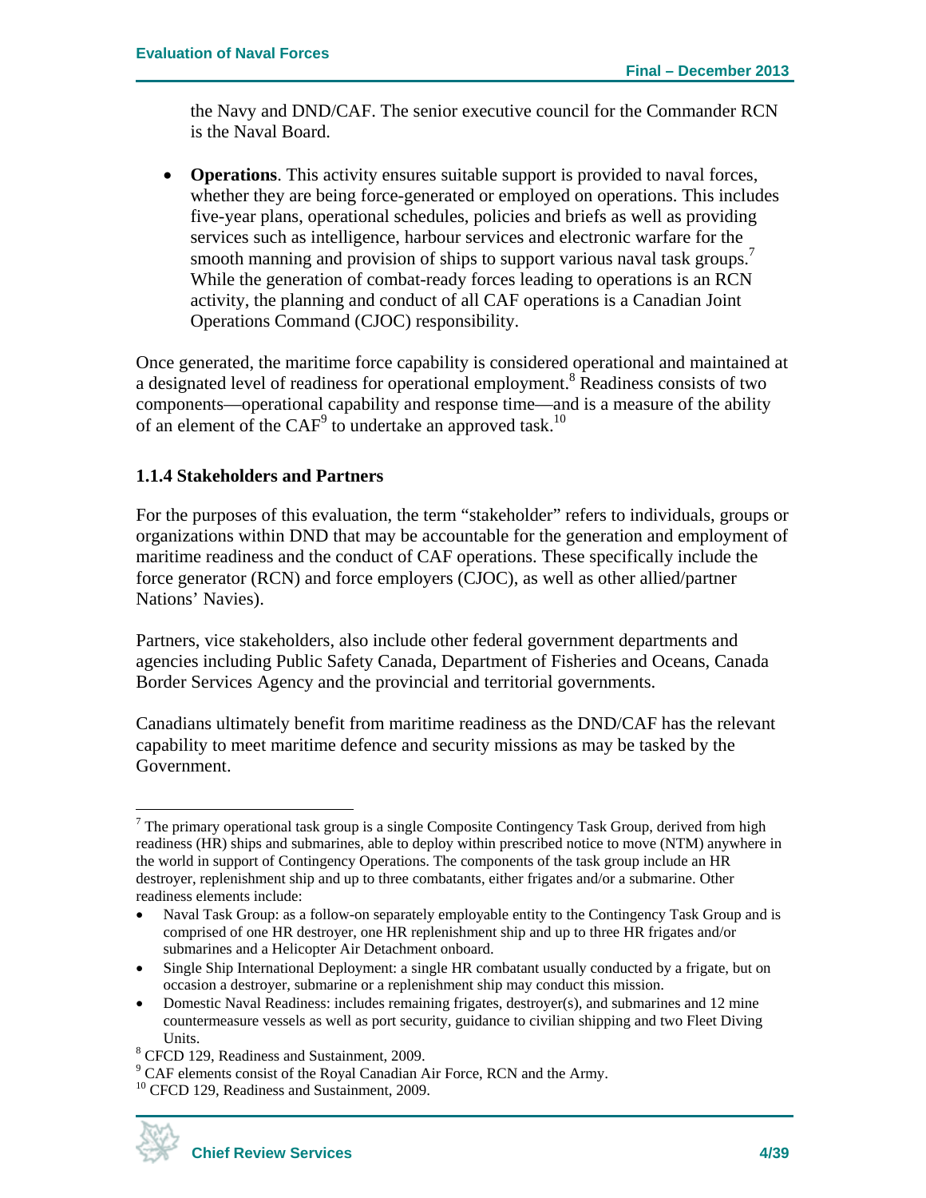the Navy and DND/CAF. The senior executive council for the Commander RCN is the Naval Board.

- **Operations**. This activity ensures suitable support is provided to naval forces, whether they are being force-generated or employed on operations. This includes five-year plans, operational schedules, policies and briefs as well as providing services such as intelligence, harbour services and electronic warfare for the smooth manning and provision of ships to support various naval task groups.[7] While the generation of combat-ready forces leading to operations is an RCN activity, the planning and conduct of all CAF operations is a Canadian Joint Operations Command (CJOC) responsibility.

Once generated, the maritime force capability is considered operational and maintained at a designated level of readiness for operational employment.[8] Readiness consists of two components—operational capability and response time—and is a measure of the ability of an element of the CAF[9] to undertake an approved task.[10]

### 1.1.4 Stakeholders and Partners

For the purposes of this evaluation, the term "stakeholder" refers to individuals, groups or organizations within DND that may be accountable for the generation and employment of maritime readiness and the conduct of CAF operations. These specifically include the force generator (RCN) and force employers (CJOC), as well as other allied/partner Nations' Navies).

Partners, vice stakeholders, also include other federal government departments and agencies including Public Safety Canada, Department of Fisheries and Oceans, Canada Border Services Agency and the provincial and territorial governments.

Canadians ultimately benefit from maritime readiness as the DND/CAF has the relevant capability to meet maritime defence and security missions as may be tasked by the Government.

---

[7] The primary operational task group is a single Composite Contingency Task Group, derived from high readiness (HR) ships and submarines, able to deploy within prescribed notice to move (NTM) anywhere in the world in support of Contingency Operations. The components of the task group include an HR destroyer, replenishment ship and up to three combatants, either frigates and/or a submarine. Other readiness elements include:

- Naval Task Group: as a follow-on separately employable entity to the Contingency Task Group and is comprised of one HR destroyer, one HR replenishment ship and up to three HR frigates and/or submarines and a Helicopter Air Detachment onboard.
- Single Ship International Deployment: a single HR combatant usually conducted by a frigate, but on occasion a destroyer, submarine or a replenishment ship may conduct this mission.
- Domestic Naval Readiness: includes remaining frigates, destroyer(s), and submarines and 12 mine countermeasure vessels as well as port security, guidance to civilian shipping and two Fleet Diving Units.

[8] CFCD 129, Readiness and Sustainment, 2009.

[9] CAF elements consist of the Royal Canadian Air Force, RCN and the Army.

[10] CFCD 129, Readiness and Sustainment, 2009.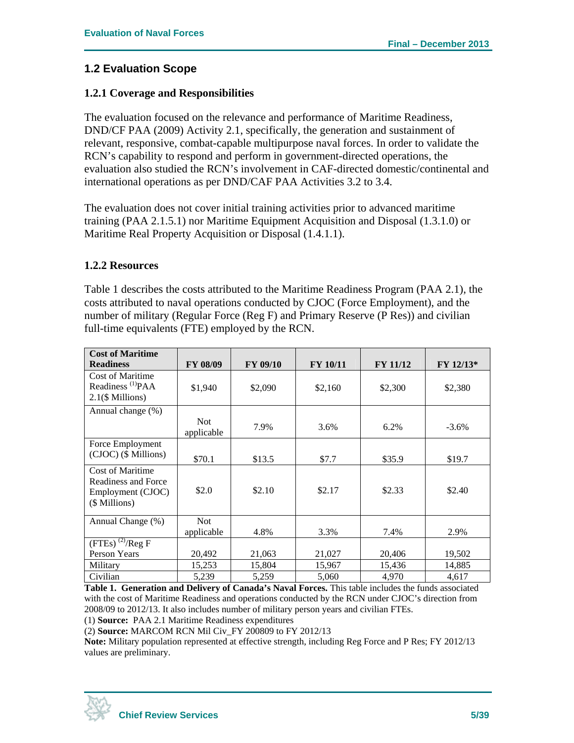## 1.2 Evaluation Scope

### 1.2.1 Coverage and Responsibilities

The evaluation focused on the relevance and performance of Maritime Readiness, DND/CF PAA (2009) Activity 2.1, specifically, the generation and sustainment of relevant, responsive, combat-capable multipurpose naval forces. In order to validate the RCN's capability to respond and perform in government-directed operations, the evaluation also studied the RCN's involvement in CAF-directed domestic/continental and international operations as per DND/CAF PAA Activities 3.2 to 3.4.

The evaluation does not cover initial training activities prior to advanced maritime training (PAA 2.1.5.1) nor Maritime Equipment Acquisition and Disposal (1.3.1.0) or Maritime Real Property Acquisition or Disposal (1.4.1.1).

### 1.2.2 Resources

Table 1 describes the costs attributed to the Maritime Readiness Program (PAA 2.1), the costs attributed to naval operations conducted by CJOC (Force Employment), and the number of military (Regular Force (Reg F) and Primary Reserve (P Res)) and civilian full-time equivalents (FTE) employed by the RCN.

| Cost of Maritime Readiness | FY 08/09 | FY 09/10 | FY 10/11 | FY 11/12 | FY 12/13* |
|---|---|---|---|---|---|
| Cost of Maritime Readiness [(1)]PAA 2.1($ Millions) | $1,940 | $2,090 | $2,160 | $2,300 | $2,380 |
| Annual change (%) | Not applicable | 7.9% | 3.6% | 6.2% | -3.6% |
| Force Employment (CJOC) ($ Millions) | $70.1 | $13.5 | $7.7 | $35.9 | $19.7 |
| Cost of Maritime Readiness and Force Employment (CJOC) ($ Millions) | $2.0 | $2.10 | $2.17 | $2.33 | $2.40 |
| Annual Change (%) | Not applicable | 4.8% | 3.3% | 7.4% | 2.9% |
| (FTEs) [(2)]/Reg F Person Years | 20,492 | 21,063 | 21,027 | 20,406 | 19,502 |
| Military | 15,253 | 15,804 | 15,967 | 15,436 | 14,885 |
| Civilian | 5,239 | 5,259 | 5,060 | 4,970 | 4,617 |

**Table 1. Generation and Delivery of Canada's Naval Forces.** This table includes the funds associated with the cost of Maritime Readiness and operations conducted by the RCN under CJOC's direction from 2008/09 to 2012/13. It also includes number of military person years and civilian FTEs.

(1) **Source:** PAA 2.1 Maritime Readiness expenditures

(2) **Source:** MARCOM RCN Mil Civ_FY 200809 to FY 2012/13

**Note:** Military population represented at effective strength, including Reg Force and P Res; FY 2012/13 values are preliminary.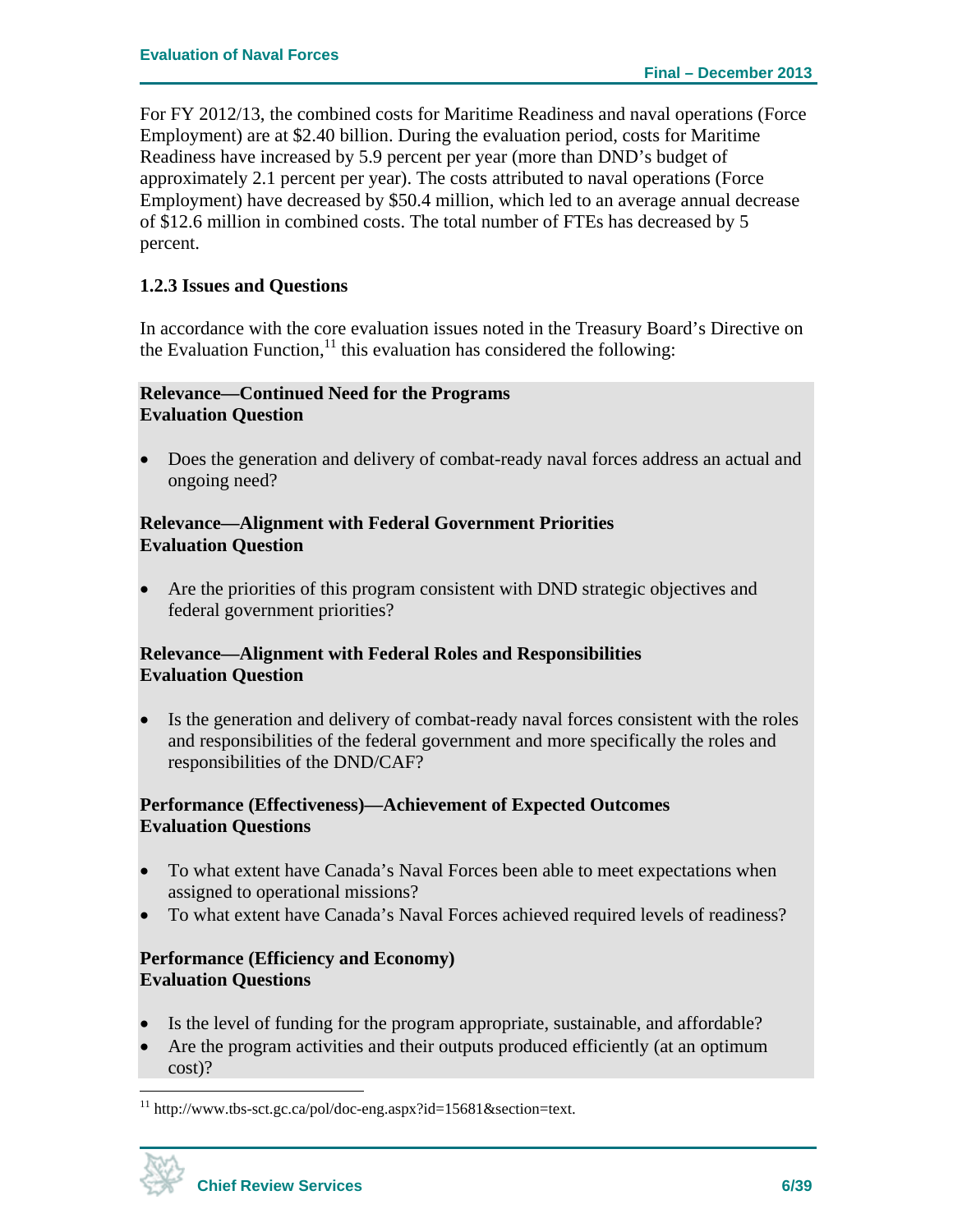For FY 2012/13, the combined costs for Maritime Readiness and naval operations (Force Employment) are at $2.40 billion. During the evaluation period, costs for Maritime Readiness have increased by 5.9 percent per year (more than DND's budget of approximately 2.1 percent per year). The costs attributed to naval operations (Force Employment) have decreased by $50.4 million, which led to an average annual decrease of $12.6 million in combined costs. The total number of FTEs has decreased by 5 percent.

### 1.2.3 Issues and Questions

In accordance with the core evaluation issues noted in the Treasury Board's Directive on the Evaluation Function,[11] this evaluation has considered the following:

**Relevance—Continued Need for the Programs**
**Evaluation Question**

- Does the generation and delivery of combat-ready naval forces address an actual and ongoing need?

**Relevance—Alignment with Federal Government Priorities**
**Evaluation Question**

- Are the priorities of this program consistent with DND strategic objectives and federal government priorities?

**Relevance—Alignment with Federal Roles and Responsibilities**
**Evaluation Question**

- Is the generation and delivery of combat-ready naval forces consistent with the roles and responsibilities of the federal government and more specifically the roles and responsibilities of the DND/CAF?

**Performance (Effectiveness)—Achievement of Expected Outcomes**
**Evaluation Questions**

- To what extent have Canada's Naval Forces been able to meet expectations when assigned to operational missions?
- To what extent have Canada's Naval Forces achieved required levels of readiness?

**Performance (Efficiency and Economy)**
**Evaluation Questions**

- Is the level of funding for the program appropriate, sustainable, and affordable?
- Are the program activities and their outputs produced efficiently (at an optimum cost)?

---

[11] http://www.tbs-sct.gc.ca/pol/doc-eng.aspx?id=15681&section=text.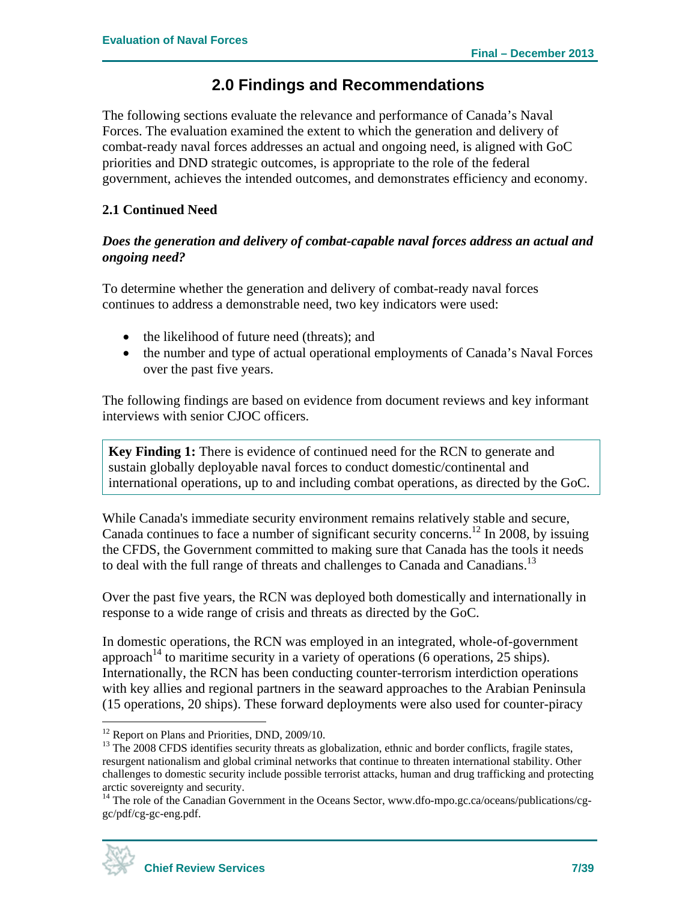# 2.0 Findings and Recommendations

The following sections evaluate the relevance and performance of Canada's Naval Forces. The evaluation examined the extent to which the generation and delivery of combat-ready naval forces addresses an actual and ongoing need, is aligned with GoC priorities and DND strategic outcomes, is appropriate to the role of the federal government, achieves the intended outcomes, and demonstrates efficiency and economy.

## 2.1 Continued Need

***Does the generation and delivery of combat-capable naval forces address an actual and ongoing need?***

To determine whether the generation and delivery of combat-ready naval forces continues to address a demonstrable need, two key indicators were used:

- the likelihood of future need (threats); and
- the number and type of actual operational employments of Canada's Naval Forces over the past five years.

The following findings are based on evidence from document reviews and key informant interviews with senior CJOC officers.

> **Key Finding 1:** There is evidence of continued need for the RCN to generate and sustain globally deployable naval forces to conduct domestic/continental and international operations, up to and including combat operations, as directed by the GoC.

While Canada's immediate security environment remains relatively stable and secure, Canada continues to face a number of significant security concerns.[12] In 2008, by issuing the CFDS, the Government committed to making sure that Canada has the tools it needs to deal with the full range of threats and challenges to Canada and Canadians.[13]

Over the past five years, the RCN was deployed both domestically and internationally in response to a wide range of crisis and threats as directed by the GoC.

In domestic operations, the RCN was employed in an integrated, whole-of-government approach[14] to maritime security in a variety of operations (6 operations, 25 ships). Internationally, the RCN has been conducting counter-terrorism interdiction operations with key allies and regional partners in the seaward approaches to the Arabian Peninsula (15 operations, 20 ships). These forward deployments were also used for counter-piracy

---

[12] Report on Plans and Priorities, DND, 2009/10.

[13] The 2008 CFDS identifies security threats as globalization, ethnic and border conflicts, fragile states, resurgent nationalism and global criminal networks that continue to threaten international stability. Other challenges to domestic security include possible terrorist attacks, human and drug trafficking and protecting arctic sovereignty and security.

[14] The role of the Canadian Government in the Oceans Sector, www.dfo-mpo.gc.ca/oceans/publications/cg-gc/pdf/cg-gc-eng.pdf.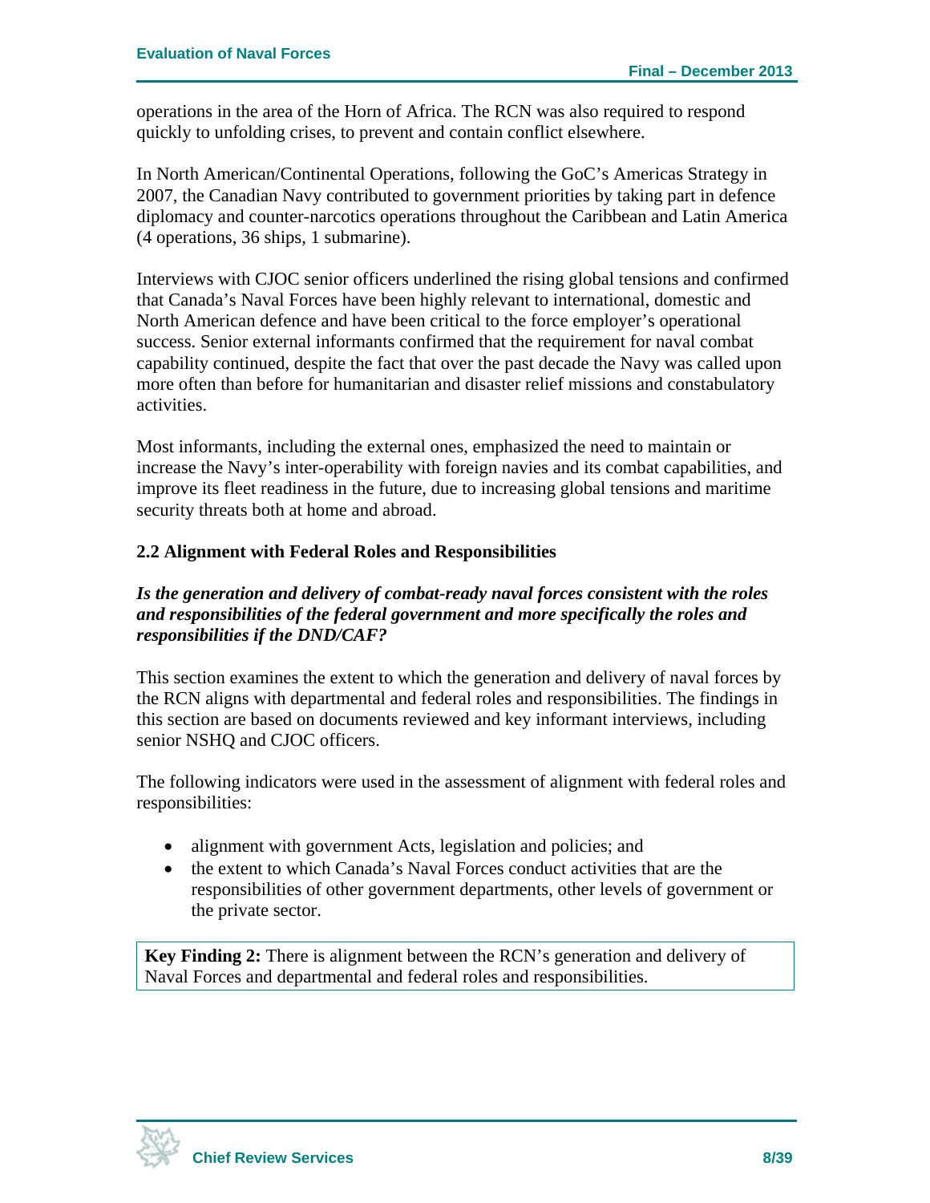operations in the area of the Horn of Africa. The RCN was also required to respond quickly to unfolding crises, to prevent and contain conflict elsewhere.

In North American/Continental Operations, following the GoC's Americas Strategy in 2007, the Canadian Navy contributed to government priorities by taking part in defence diplomacy and counter-narcotics operations throughout the Caribbean and Latin America (4 operations, 36 ships, 1 submarine).

Interviews with CJOC senior officers underlined the rising global tensions and confirmed that Canada's Naval Forces have been highly relevant to international, domestic and North American defence and have been critical to the force employer's operational success. Senior external informants confirmed that the requirement for naval combat capability continued, despite the fact that over the past decade the Navy was called upon more often than before for humanitarian and disaster relief missions and constabulatory activities.

Most informants, including the external ones, emphasized the need to maintain or increase the Navy's inter-operability with foreign navies and its combat capabilities, and improve its fleet readiness in the future, due to increasing global tensions and maritime security threats both at home and abroad.

### 2.2 Alignment with Federal Roles and Responsibilities

***Is the generation and delivery of combat-ready naval forces consistent with the roles and responsibilities of the federal government and more specifically the roles and responsibilities if the DND/CAF?***

This section examines the extent to which the generation and delivery of naval forces by the RCN aligns with departmental and federal roles and responsibilities. The findings in this section are based on documents reviewed and key informant interviews, including senior NSHQ and CJOC officers.

The following indicators were used in the assessment of alignment with federal roles and responsibilities:

- alignment with government Acts, legislation and policies; and
- the extent to which Canada's Naval Forces conduct activities that are the responsibilities of other government departments, other levels of government or the private sector.

**Key Finding 2:** There is alignment between the RCN's generation and delivery of Naval Forces and departmental and federal roles and responsibilities.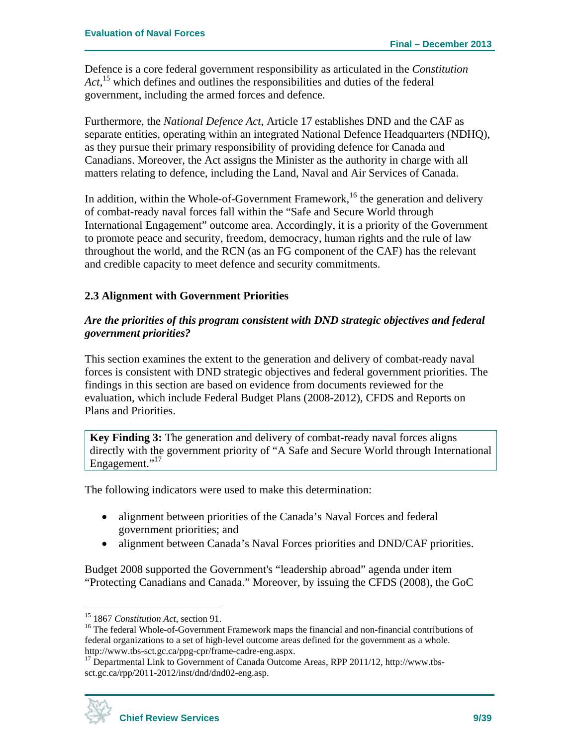Defence is a core federal government responsibility as articulated in the *Constitution Act*,[15] which defines and outlines the responsibilities and duties of the federal government, including the armed forces and defence.

Furthermore, the *National Defence Act*, Article 17 establishes DND and the CAF as separate entities, operating within an integrated National Defence Headquarters (NDHQ), as they pursue their primary responsibility of providing defence for Canada and Canadians. Moreover, the Act assigns the Minister as the authority in charge with all matters relating to defence, including the Land, Naval and Air Services of Canada.

In addition, within the Whole-of-Government Framework,[16] the generation and delivery of combat-ready naval forces fall within the "Safe and Secure World through International Engagement" outcome area. Accordingly, it is a priority of the Government to promote peace and security, freedom, democracy, human rights and the rule of law throughout the world, and the RCN (as an FG component of the CAF) has the relevant and credible capacity to meet defence and security commitments.

### 2.3 Alignment with Government Priorities

***Are the priorities of this program consistent with DND strategic objectives and federal government priorities?***

This section examines the extent to the generation and delivery of combat-ready naval forces is consistent with DND strategic objectives and federal government priorities. The findings in this section are based on evidence from documents reviewed for the evaluation, which include Federal Budget Plans (2008-2012), CFDS and Reports on Plans and Priorities.

> **Key Finding 3:** The generation and delivery of combat-ready naval forces aligns directly with the government priority of "A Safe and Secure World through International Engagement."[17]

The following indicators were used to make this determination:

- alignment between priorities of the Canada's Naval Forces and federal government priorities; and
- alignment between Canada's Naval Forces priorities and DND/CAF priorities.

Budget 2008 supported the Government's "leadership abroad" agenda under item "Protecting Canadians and Canada." Moreover, by issuing the CFDS (2008), the GoC

---

[15] 1867 *Constitution Act*, section 91.

[16] The federal Whole-of-Government Framework maps the financial and non-financial contributions of federal organizations to a set of high-level outcome areas defined for the government as a whole. http://www.tbs-sct.gc.ca/ppg-cpr/frame-cadre-eng.aspx.

[17] Departmental Link to Government of Canada Outcome Areas, RPP 2011/12, http://www.tbs-sct.gc.ca/rpp/2011-2012/inst/dnd/dnd02-eng.asp.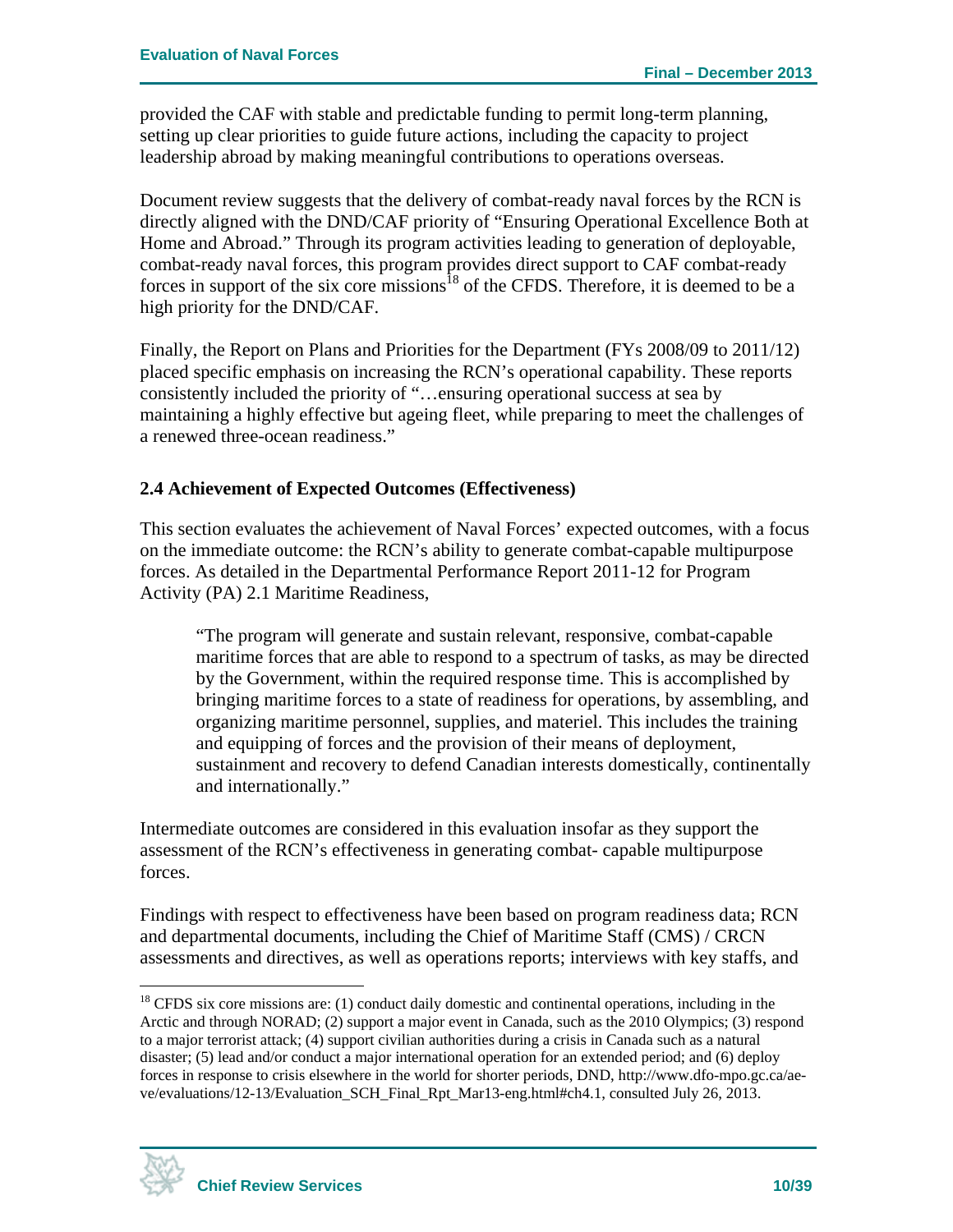provided the CAF with stable and predictable funding to permit long-term planning, setting up clear priorities to guide future actions, including the capacity to project leadership abroad by making meaningful contributions to operations overseas.

Document review suggests that the delivery of combat-ready naval forces by the RCN is directly aligned with the DND/CAF priority of "Ensuring Operational Excellence Both at Home and Abroad." Through its program activities leading to generation of deployable, combat-ready naval forces, this program provides direct support to CAF combat-ready forces in support of the six core missions[18] of the CFDS. Therefore, it is deemed to be a high priority for the DND/CAF.

Finally, the Report on Plans and Priorities for the Department (FYs 2008/09 to 2011/12) placed specific emphasis on increasing the RCN's operational capability. These reports consistently included the priority of "…ensuring operational success at sea by maintaining a highly effective but ageing fleet, while preparing to meet the challenges of a renewed three-ocean readiness."

### 2.4 Achievement of Expected Outcomes (Effectiveness)

This section evaluates the achievement of Naval Forces' expected outcomes, with a focus on the immediate outcome: the RCN's ability to generate combat-capable multipurpose forces. As detailed in the Departmental Performance Report 2011-12 for Program Activity (PA) 2.1 Maritime Readiness,

> "The program will generate and sustain relevant, responsive, combat-capable maritime forces that are able to respond to a spectrum of tasks, as may be directed by the Government, within the required response time. This is accomplished by bringing maritime forces to a state of readiness for operations, by assembling, and organizing maritime personnel, supplies, and materiel. This includes the training and equipping of forces and the provision of their means of deployment, sustainment and recovery to defend Canadian interests domestically, continentally and internationally."

Intermediate outcomes are considered in this evaluation insofar as they support the assessment of the RCN's effectiveness in generating combat- capable multipurpose forces.

Findings with respect to effectiveness have been based on program readiness data; RCN and departmental documents, including the Chief of Maritime Staff (CMS) / CRCN assessments and directives, as well as operations reports; interviews with key staffs, and

---

[18] CFDS six core missions are: (1) conduct daily domestic and continental operations, including in the Arctic and through NORAD; (2) support a major event in Canada, such as the 2010 Olympics; (3) respond to a major terrorist attack; (4) support civilian authorities during a crisis in Canada such as a natural disaster; (5) lead and/or conduct a major international operation for an extended period; and (6) deploy forces in response to crisis elsewhere in the world for shorter periods, DND, http://www.dfo-mpo.gc.ca/ae-ve/evaluations/12-13/Evaluation_SCH_Final_Rpt_Mar13-eng.html#ch4.1, consulted July 26, 2013.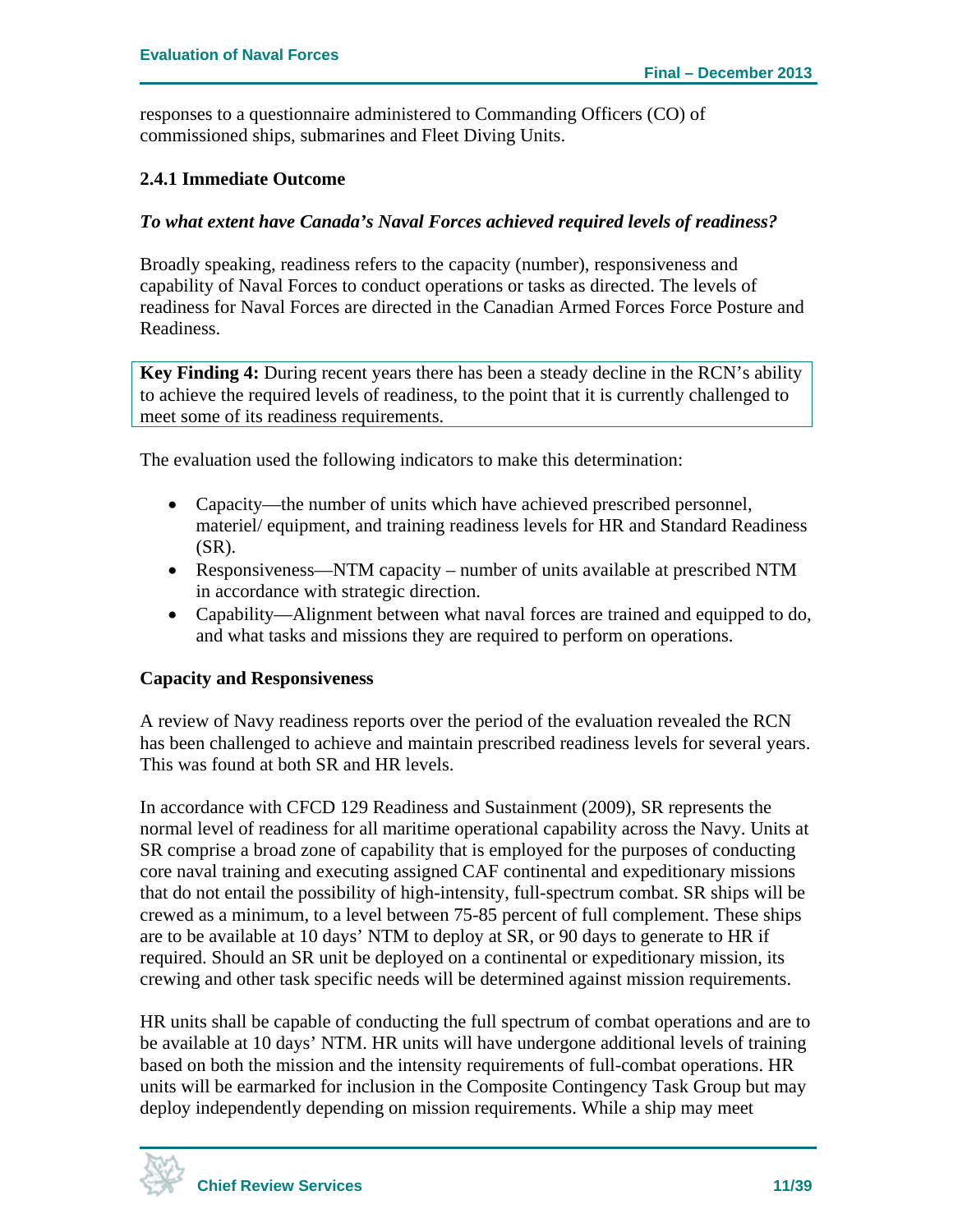responses to a questionnaire administered to Commanding Officers (CO) of commissioned ships, submarines and Fleet Diving Units.

### 2.4.1 Immediate Outcome

***To what extent have Canada's Naval Forces achieved required levels of readiness?***

Broadly speaking, readiness refers to the capacity (number), responsiveness and capability of Naval Forces to conduct operations or tasks as directed. The levels of readiness for Naval Forces are directed in the Canadian Armed Forces Force Posture and Readiness.

> **Key Finding 4:** During recent years there has been a steady decline in the RCN's ability to achieve the required levels of readiness, to the point that it is currently challenged to meet some of its readiness requirements.

The evaluation used the following indicators to make this determination:

- Capacity—the number of units which have achieved prescribed personnel, materiel/ equipment, and training readiness levels for HR and Standard Readiness (SR).
- Responsiveness—NTM capacity – number of units available at prescribed NTM in accordance with strategic direction.
- Capability—Alignment between what naval forces are trained and equipped to do, and what tasks and missions they are required to perform on operations.

**Capacity and Responsiveness**

A review of Navy readiness reports over the period of the evaluation revealed the RCN has been challenged to achieve and maintain prescribed readiness levels for several years. This was found at both SR and HR levels.

In accordance with CFCD 129 Readiness and Sustainment (2009), SR represents the normal level of readiness for all maritime operational capability across the Navy. Units at SR comprise a broad zone of capability that is employed for the purposes of conducting core naval training and executing assigned CAF continental and expeditionary missions that do not entail the possibility of high-intensity, full-spectrum combat. SR ships will be crewed as a minimum, to a level between 75-85 percent of full complement. These ships are to be available at 10 days' NTM to deploy at SR, or 90 days to generate to HR if required. Should an SR unit be deployed on a continental or expeditionary mission, its crewing and other task specific needs will be determined against mission requirements.

HR units shall be capable of conducting the full spectrum of combat operations and are to be available at 10 days' NTM. HR units will have undergone additional levels of training based on both the mission and the intensity requirements of full-combat operations. HR units will be earmarked for inclusion in the Composite Contingency Task Group but may deploy independently depending on mission requirements. While a ship may meet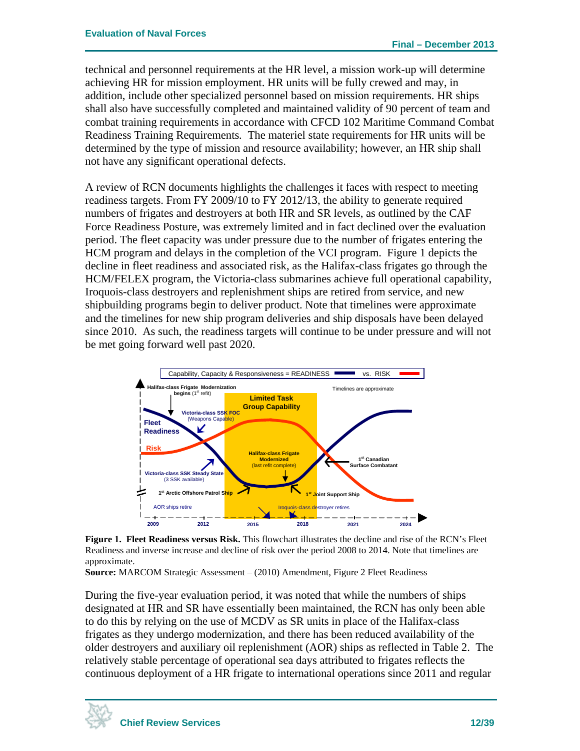technical and personnel requirements at the HR level, a mission work-up will determine achieving HR for mission employment. HR units will be fully crewed and may, in addition, include other specialized personnel based on mission requirements. HR ships shall also have successfully completed and maintained validity of 90 percent of team and combat training requirements in accordance with CFCD 102 Maritime Command Combat Readiness Training Requirements. The materiel state requirements for HR units will be determined by the type of mission and resource availability; however, an HR ship shall not have any significant operational defects.

A review of RCN documents highlights the challenges it faces with respect to meeting readiness targets. From FY 2009/10 to FY 2012/13, the ability to generate required numbers of frigates and destroyers at both HR and SR levels, as outlined by the CAF Force Readiness Posture, was extremely limited and in fact declined over the evaluation period. The fleet capacity was under pressure due to the number of frigates entering the HCM program and delays in the completion of the VCI program. Figure 1 depicts the decline in fleet readiness and associated risk, as the Halifax-class frigates go through the HCM/FELEX program, the Victoria-class submarines achieve full operational capability, Iroquois-class destroyers and replenishment ships are retired from service, and new shipbuilding programs begin to deliver product. Note that timelines were approximate and the timelines for new ship program deliveries and ship disposals have been delayed since 2010. As such, the readiness targets will continue to be under pressure and will not be met going forward well past 2020.

**Figure 1. Fleet Readiness versus Risk.** This flowchart illustrates the decline and rise of the RCN's Fleet Readiness and inverse increase and decline of risk over the period 2008 to 2014. Note that timelines are approximate.

**Source:** MARCOM Strategic Assessment – (2010) Amendment, Figure 2 Fleet Readiness

During the five-year evaluation period, it was noted that while the numbers of ships designated at HR and SR have essentially been maintained, the RCN has only been able to do this by relying on the use of MCDV as SR units in place of the Halifax-class frigates as they undergo modernization, and there has been reduced availability of the older destroyers and auxiliary oil replenishment (AOR) ships as reflected in Table 2. The relatively stable percentage of operational sea days attributed to frigates reflects the continuous deployment of a HR frigate to international operations since 2011 and regular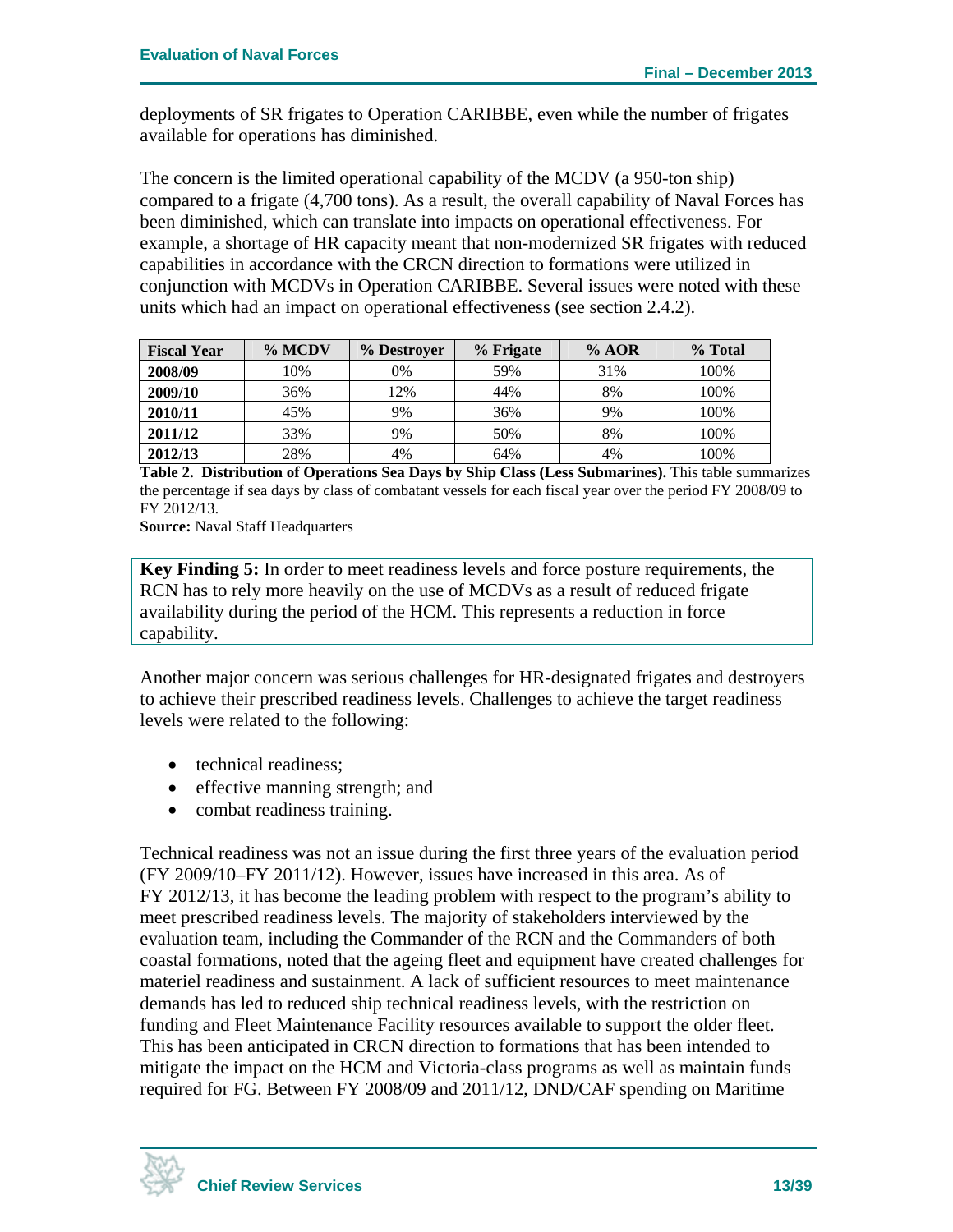deployments of SR frigates to Operation CARIBBE, even while the number of frigates available for operations has diminished.

The concern is the limited operational capability of the MCDV (a 950-ton ship) compared to a frigate (4,700 tons). As a result, the overall capability of Naval Forces has been diminished, which can translate into impacts on operational effectiveness. For example, a shortage of HR capacity meant that non-modernized SR frigates with reduced capabilities in accordance with the CRCN direction to formations were utilized in conjunction with MCDVs in Operation CARIBBE. Several issues were noted with these units which had an impact on operational effectiveness (see section 2.4.2).

| Fiscal Year | % MCDV | % Destroyer | % Frigate | % AOR | % Total |
|---|---|---|---|---|---|
| **2008/09** | 10% | 0% | 59% | 31% | 100% |
| **2009/10** | 36% | 12% | 44% | 8% | 100% |
| **2010/11** | 45% | 9% | 36% | 9% | 100% |
| **2011/12** | 33% | 9% | 50% | 8% | 100% |
| **2012/13** | 28% | 4% | 64% | 4% | 100% |

**Table 2. Distribution of Operations Sea Days by Ship Class (Less Submarines).** This table summarizes the percentage if sea days by class of combatant vessels for each fiscal year over the period FY 2008/09 to FY 2012/13.

**Source:** Naval Staff Headquarters

**Key Finding 5:** In order to meet readiness levels and force posture requirements, the RCN has to rely more heavily on the use of MCDVs as a result of reduced frigate availability during the period of the HCM. This represents a reduction in force capability.

Another major concern was serious challenges for HR-designated frigates and destroyers to achieve their prescribed readiness levels. Challenges to achieve the target readiness levels were related to the following:

- technical readiness;
- effective manning strength; and
- combat readiness training.

Technical readiness was not an issue during the first three years of the evaluation period (FY 2009/10–FY 2011/12). However, issues have increased in this area. As of FY 2012/13, it has become the leading problem with respect to the program's ability to meet prescribed readiness levels. The majority of stakeholders interviewed by the evaluation team, including the Commander of the RCN and the Commanders of both coastal formations, noted that the ageing fleet and equipment have created challenges for materiel readiness and sustainment. A lack of sufficient resources to meet maintenance demands has led to reduced ship technical readiness levels, with the restriction on funding and Fleet Maintenance Facility resources available to support the older fleet. This has been anticipated in CRCN direction to formations that has been intended to mitigate the impact on the HCM and Victoria-class programs as well as maintain funds required for FG. Between FY 2008/09 and 2011/12, DND/CAF spending on Maritime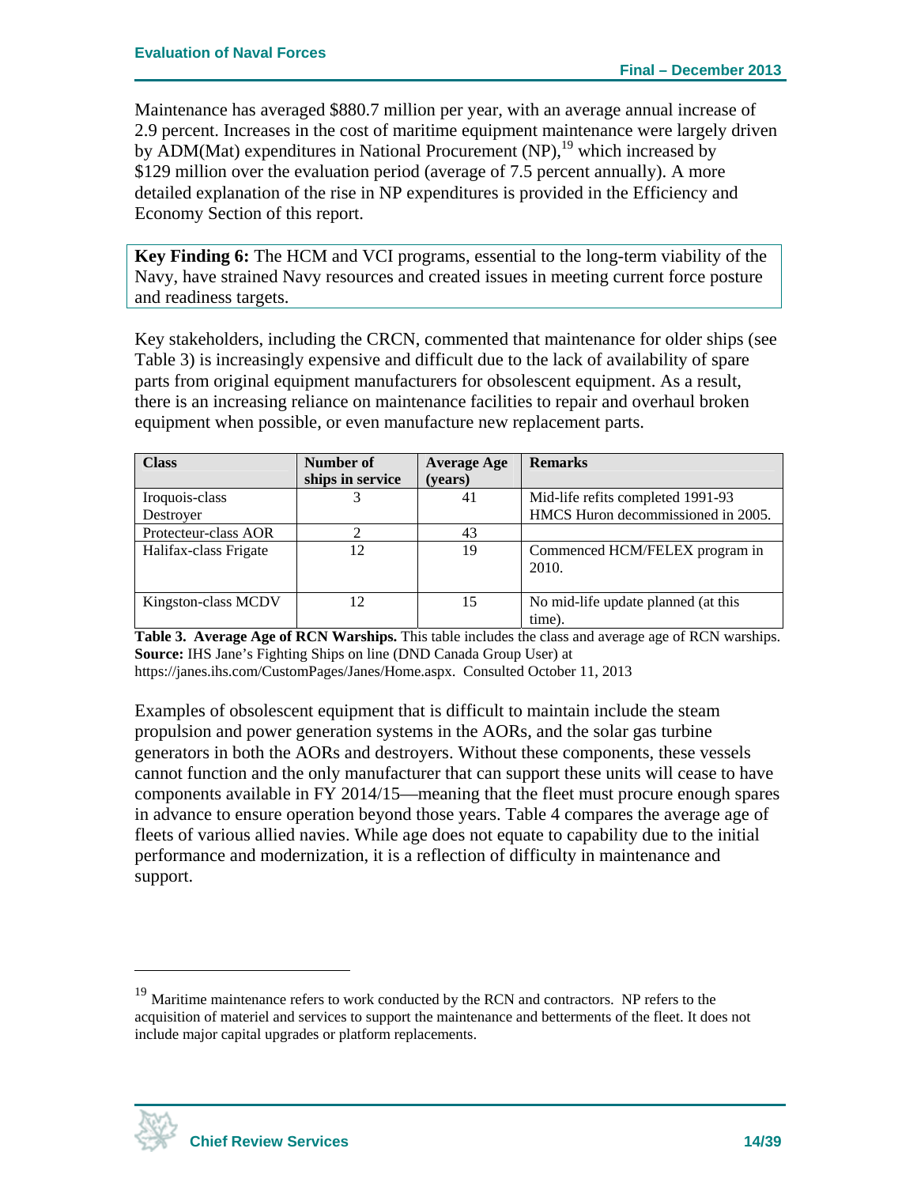Maintenance has averaged $880.7 million per year, with an average annual increase of 2.9 percent. Increases in the cost of maritime equipment maintenance were largely driven by ADM(Mat) expenditures in National Procurement (NP),[19] which increased by $129 million over the evaluation period (average of 7.5 percent annually). A more detailed explanation of the rise in NP expenditures is provided in the Efficiency and Economy Section of this report.

**Key Finding 6:** The HCM and VCI programs, essential to the long-term viability of the Navy, have strained Navy resources and created issues in meeting current force posture and readiness targets.

Key stakeholders, including the CRCN, commented that maintenance for older ships (see Table 3) is increasingly expensive and difficult due to the lack of availability of spare parts from original equipment manufacturers for obsolescent equipment. As a result, there is an increasing reliance on maintenance facilities to repair and overhaul broken equipment when possible, or even manufacture new replacement parts.

| Class | Number of ships in service | Average Age (years) | Remarks |
|---|---|---|---|
| Iroquois-class Destroyer | 3 | 41 | Mid-life refits completed 1991-93 HMCS Huron decommissioned in 2005. |
| Protecteur-class AOR | 2 | 43 | |
| Halifax-class Frigate | 12 | 19 | Commenced HCM/FELEX program in 2010. |
| Kingston-class MCDV | 12 | 15 | No mid-life update planned (at this time). |

**Table 3. Average Age of RCN Warships.** This table includes the class and average age of RCN warships. **Source:** IHS Jane's Fighting Ships on line (DND Canada Group User) at https://janes.ihs.com/CustomPages/Janes/Home.aspx. Consulted October 11, 2013

Examples of obsolescent equipment that is difficult to maintain include the steam propulsion and power generation systems in the AORs, and the solar gas turbine generators in both the AORs and destroyers. Without these components, these vessels cannot function and the only manufacturer that can support these units will cease to have components available in FY 2014/15—meaning that the fleet must procure enough spares in advance to ensure operation beyond those years. Table 4 compares the average age of fleets of various allied navies. While age does not equate to capability due to the initial performance and modernization, it is a reflection of difficulty in maintenance and support.

[19] Maritime maintenance refers to work conducted by the RCN and contractors. NP refers to the acquisition of materiel and services to support the maintenance and betterments of the fleet. It does not include major capital upgrades or platform replacements.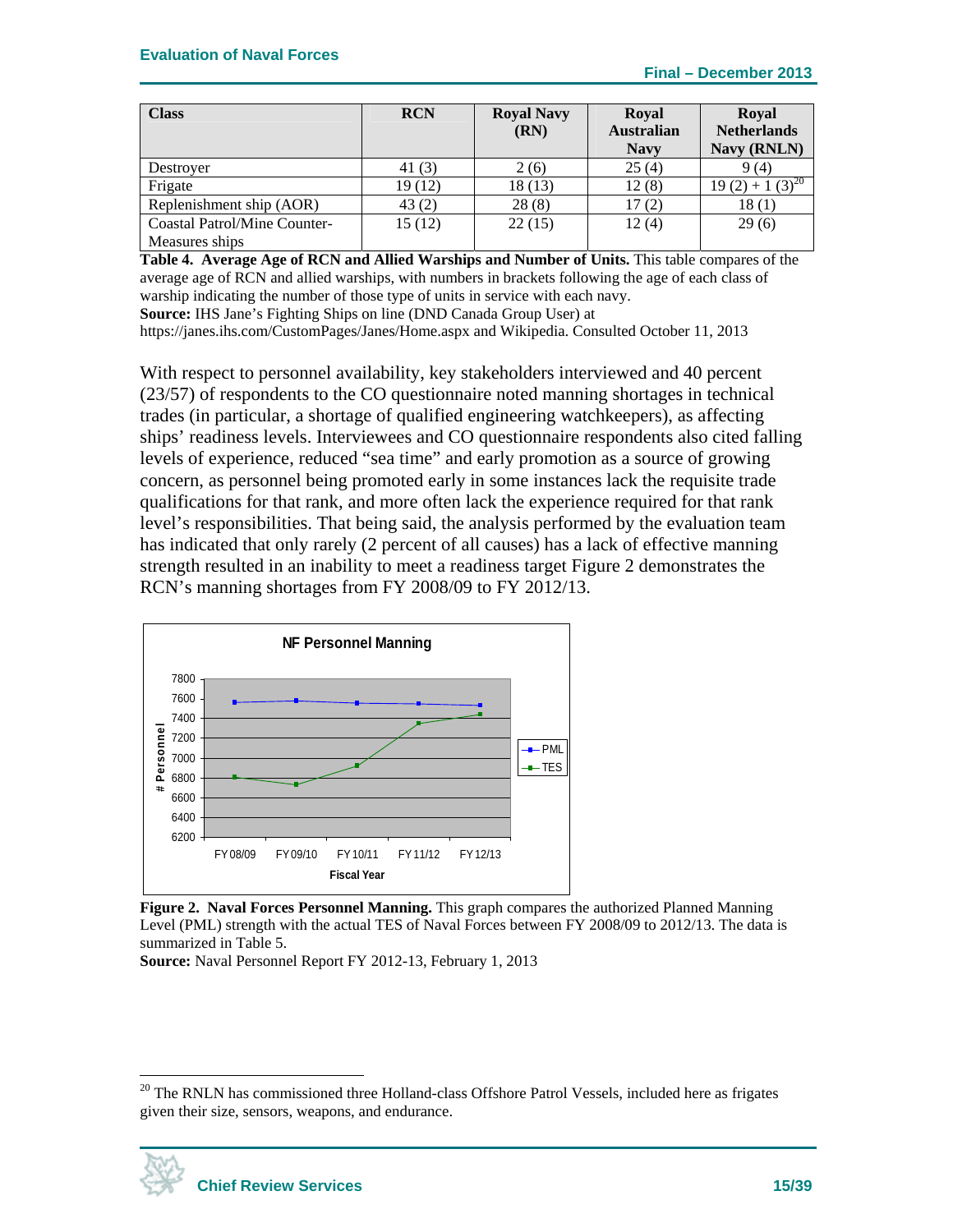| Class | RCN | Royal Navy (RN) | Royal Australian Navy | Royal Netherlands Navy (RNLN) |
|---|---|---|---|---|
| Destroyer | 41 (3) | 2 (6) | 25 (4) | 9 (4) |
| Frigate | 19 (12) | 18 (13) | 12 (8) | 19 (2) + 1 (3)[20] |
| Replenishment ship (AOR) | 43 (2) | 28 (8) | 17 (2) | 18 (1) |
| Coastal Patrol/Mine Counter-Measures ships | 15 (12) | 22 (15) | 12 (4) | 29 (6) |

**Table 4. Average Age of RCN and Allied Warships and Number of Units.** This table compares of the average age of RCN and allied warships, with numbers in brackets following the age of each class of warship indicating the number of those type of units in service with each navy.
**Source:** IHS Jane's Fighting Ships on line (DND Canada Group User) at https://janes.ihs.com/CustomPages/Janes/Home.aspx and Wikipedia. Consulted October 11, 2013

With respect to personnel availability, key stakeholders interviewed and 40 percent (23/57) of respondents to the CO questionnaire noted manning shortages in technical trades (in particular, a shortage of qualified engineering watchkeepers), as affecting ships' readiness levels. Interviewees and CO questionnaire respondents also cited falling levels of experience, reduced "sea time" and early promotion as a source of growing concern, as personnel being promoted early in some instances lack the requisite trade qualifications for that rank, and more often lack the experience required for that rank level's responsibilities. That being said, the analysis performed by the evaluation team has indicated that only rarely (2 percent of all causes) has a lack of effective manning strength resulted in an inability to meet a readiness target Figure 2 demonstrates the RCN's manning shortages from FY 2008/09 to FY 2012/13.

**Figure 2. Naval Forces Personnel Manning.** This graph compares the authorized Planned Manning Level (PML) strength with the actual TES of Naval Forces between FY 2008/09 to 2012/13. The data is summarized in Table 5.
**Source:** Naval Personnel Report FY 2012-13, February 1, 2013

[20] The RNLN has commissioned three Holland-class Offshore Patrol Vessels, included here as frigates given their size, sensors, weapons, and endurance.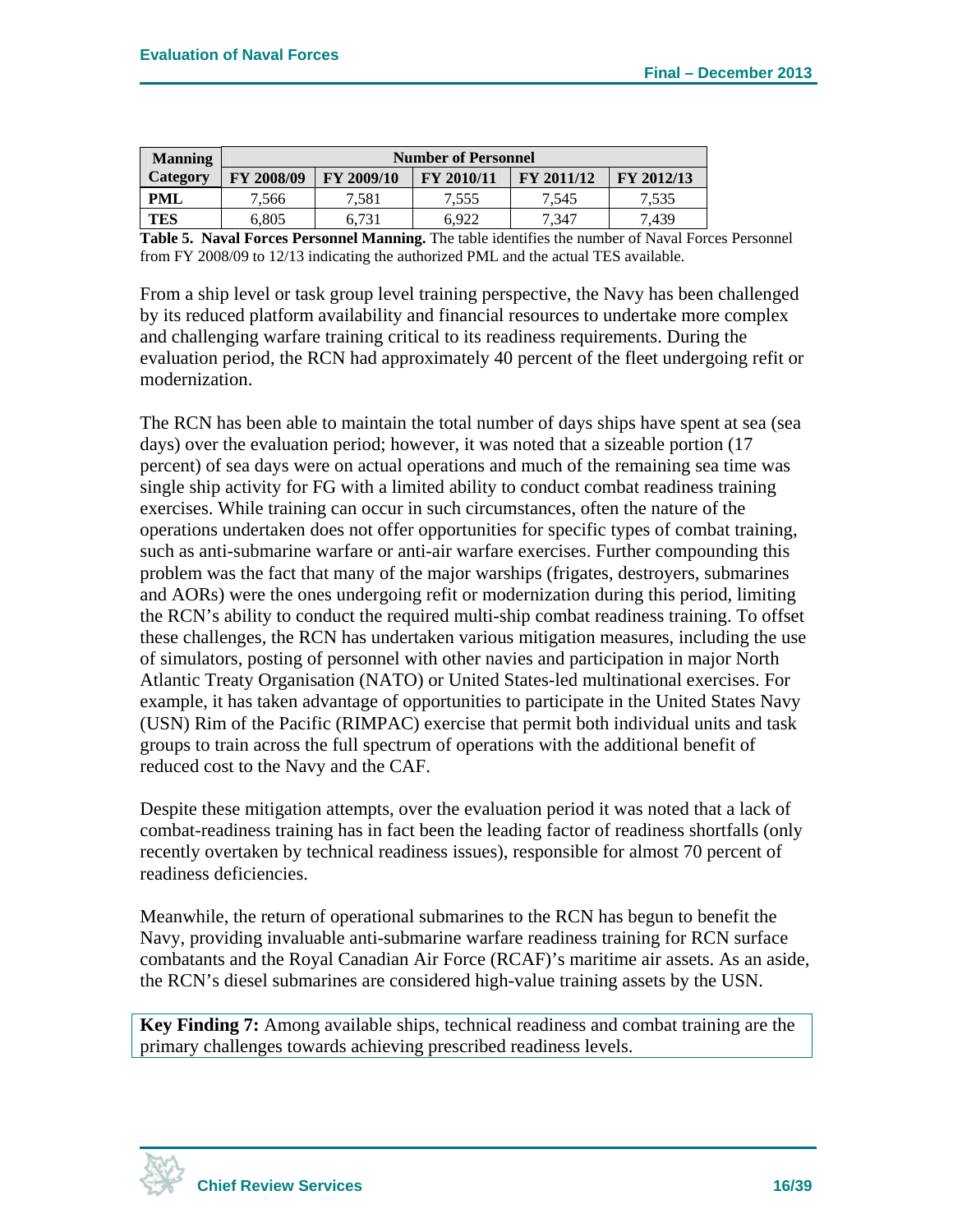| Manning Category | Number of Personnel | | | | |
|---|---|---|---|---|---|
| | FY 2008/09 | FY 2009/10 | FY 2010/11 | FY 2011/12 | FY 2012/13 |
| **PML** | 7,566 | 7,581 | 7,555 | 7,545 | 7,535 |
| **TES** | 6,805 | 6,731 | 6,922 | 7,347 | 7,439 |

**Table 5. Naval Forces Personnel Manning.** The table identifies the number of Naval Forces Personnel from FY 2008/09 to 12/13 indicating the authorized PML and the actual TES available.

From a ship level or task group level training perspective, the Navy has been challenged by its reduced platform availability and financial resources to undertake more complex and challenging warfare training critical to its readiness requirements. During the evaluation period, the RCN had approximately 40 percent of the fleet undergoing refit or modernization.

The RCN has been able to maintain the total number of days ships have spent at sea (sea days) over the evaluation period; however, it was noted that a sizeable portion (17 percent) of sea days were on actual operations and much of the remaining sea time was single ship activity for FG with a limited ability to conduct combat readiness training exercises. While training can occur in such circumstances, often the nature of the operations undertaken does not offer opportunities for specific types of combat training, such as anti-submarine warfare or anti-air warfare exercises. Further compounding this problem was the fact that many of the major warships (frigates, destroyers, submarines and AORs) were the ones undergoing refit or modernization during this period, limiting the RCN's ability to conduct the required multi-ship combat readiness training. To offset these challenges, the RCN has undertaken various mitigation measures, including the use of simulators, posting of personnel with other navies and participation in major North Atlantic Treaty Organisation (NATO) or United States-led multinational exercises. For example, it has taken advantage of opportunities to participate in the United States Navy (USN) Rim of the Pacific (RIMPAC) exercise that permit both individual units and task groups to train across the full spectrum of operations with the additional benefit of reduced cost to the Navy and the CAF.

Despite these mitigation attempts, over the evaluation period it was noted that a lack of combat-readiness training has in fact been the leading factor of readiness shortfalls (only recently overtaken by technical readiness issues), responsible for almost 70 percent of readiness deficiencies.

Meanwhile, the return of operational submarines to the RCN has begun to benefit the Navy, providing invaluable anti-submarine warfare readiness training for RCN surface combatants and the Royal Canadian Air Force (RCAF)'s maritime air assets. As an aside, the RCN's diesel submarines are considered high-value training assets by the USN.

**Key Finding 7:** Among available ships, technical readiness and combat training are the primary challenges towards achieving prescribed readiness levels.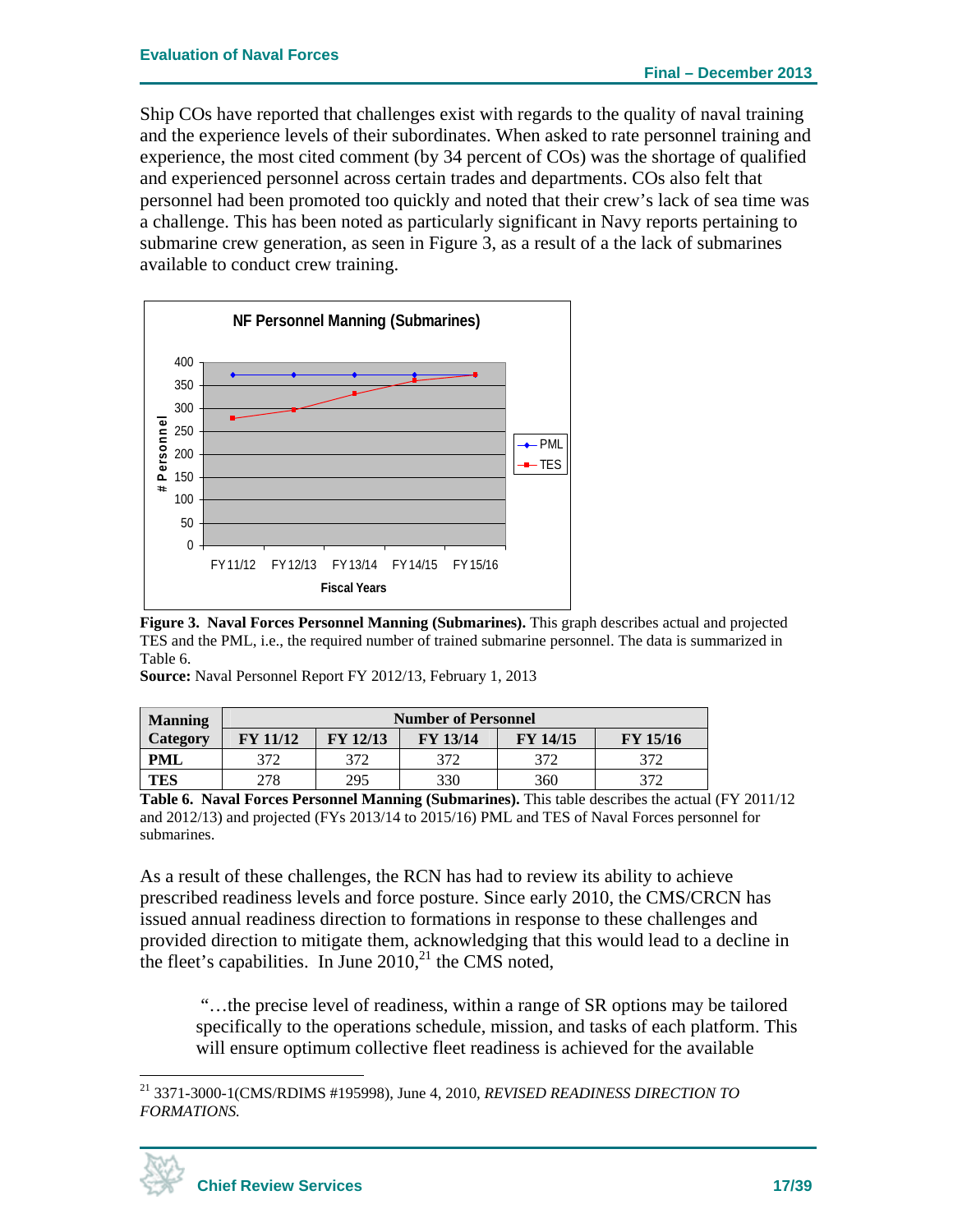Ship COs have reported that challenges exist with regards to the quality of naval training and the experience levels of their subordinates. When asked to rate personnel training and experience, the most cited comment (by 34 percent of COs) was the shortage of qualified and experienced personnel across certain trades and departments. COs also felt that personnel had been promoted too quickly and noted that their crew's lack of sea time was a challenge. This has been noted as particularly significant in Navy reports pertaining to submarine crew generation, as seen in Figure 3, as a result of a the lack of submarines available to conduct crew training.

**Figure 3. Naval Forces Personnel Manning (Submarines).** This graph describes actual and projected TES and the PML, i.e., the required number of trained submarine personnel. The data is summarized in Table 6.

**Source:** Naval Personnel Report FY 2012/13, February 1, 2013

| Manning Category | Number of Personnel | | | | |
|---|---|---|---|---|---|
| | FY 11/12 | FY 12/13 | FY 13/14 | FY 14/15 | FY 15/16 |
| **PML** | 372 | 372 | 372 | 372 | 372 |
| **TES** | 278 | 295 | 330 | 360 | 372 |

**Table 6. Naval Forces Personnel Manning (Submarines).** This table describes the actual (FY 2011/12 and 2012/13) and projected (FYs 2013/14 to 2015/16) PML and TES of Naval Forces personnel for submarines.

As a result of these challenges, the RCN has had to review its ability to achieve prescribed readiness levels and force posture. Since early 2010, the CMS/CRCN has issued annual readiness direction to formations in response to these challenges and provided direction to mitigate them, acknowledging that this would lead to a decline in the fleet's capabilities. In June 2010,[21] the CMS noted,

> "…the precise level of readiness, within a range of SR options may be tailored specifically to the operations schedule, mission, and tasks of each platform. This will ensure optimum collective fleet readiness is achieved for the available

[21] 3371-3000-1(CMS/RDIMS #195998), June 4, 2010, *REVISED READINESS DIRECTION TO FORMATIONS.*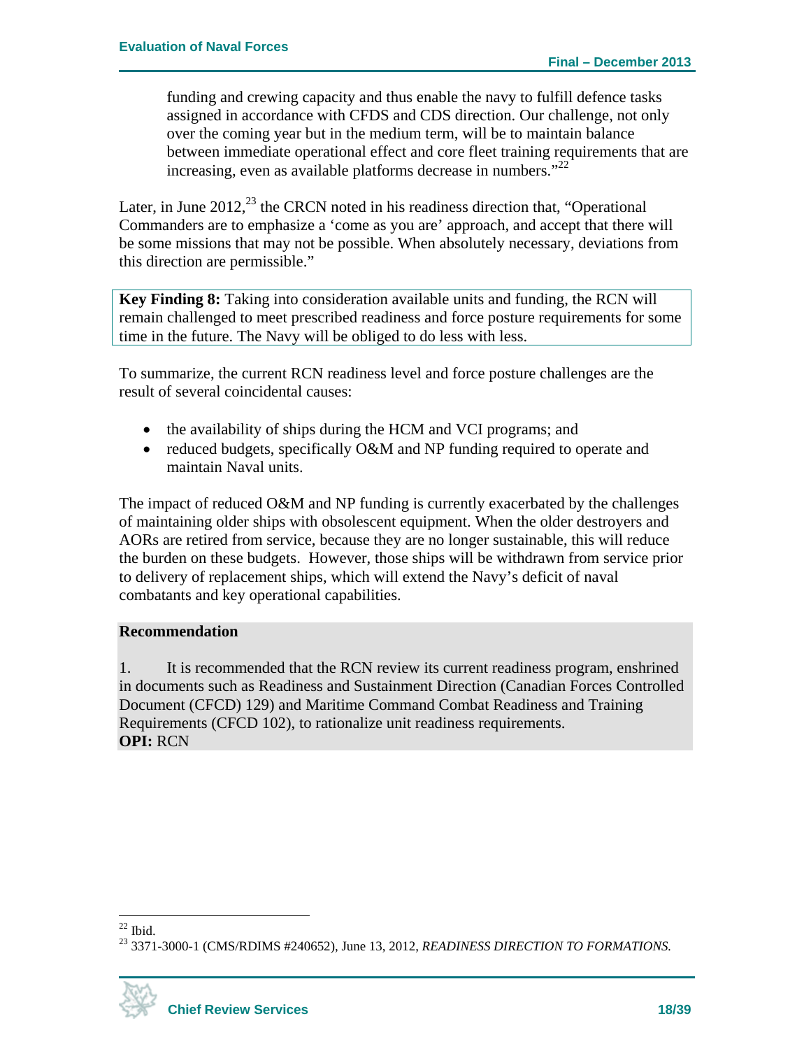funding and crewing capacity and thus enable the navy to fulfill defence tasks assigned in accordance with CFDS and CDS direction. Our challenge, not only over the coming year but in the medium term, will be to maintain balance between immediate operational effect and core fleet training requirements that are increasing, even as available platforms decrease in numbers."[22]

Later, in June 2012,[23] the CRCN noted in his readiness direction that, "Operational Commanders are to emphasize a 'come as you are' approach, and accept that there will be some missions that may not be possible. When absolutely necessary, deviations from this direction are permissible."

**Key Finding 8:** Taking into consideration available units and funding, the RCN will remain challenged to meet prescribed readiness and force posture requirements for some time in the future. The Navy will be obliged to do less with less.

To summarize, the current RCN readiness level and force posture challenges are the result of several coincidental causes:

- the availability of ships during the HCM and VCI programs; and
- reduced budgets, specifically O&M and NP funding required to operate and maintain Naval units.

The impact of reduced O&M and NP funding is currently exacerbated by the challenges of maintaining older ships with obsolescent equipment. When the older destroyers and AORs are retired from service, because they are no longer sustainable, this will reduce the burden on these budgets. However, those ships will be withdrawn from service prior to delivery of replacement ships, which will extend the Navy's deficit of naval combatants and key operational capabilities.

**Recommendation**

1. It is recommended that the RCN review its current readiness program, enshrined in documents such as Readiness and Sustainment Direction (Canadian Forces Controlled Document (CFCD) 129) and Maritime Command Combat Readiness and Training Requirements (CFCD 102), to rationalize unit readiness requirements.
**OPI:** RCN

---

[22] Ibid.

[23] 3371-3000-1 (CMS/RDIMS #240652), June 13, 2012, *READINESS DIRECTION TO FORMATIONS.*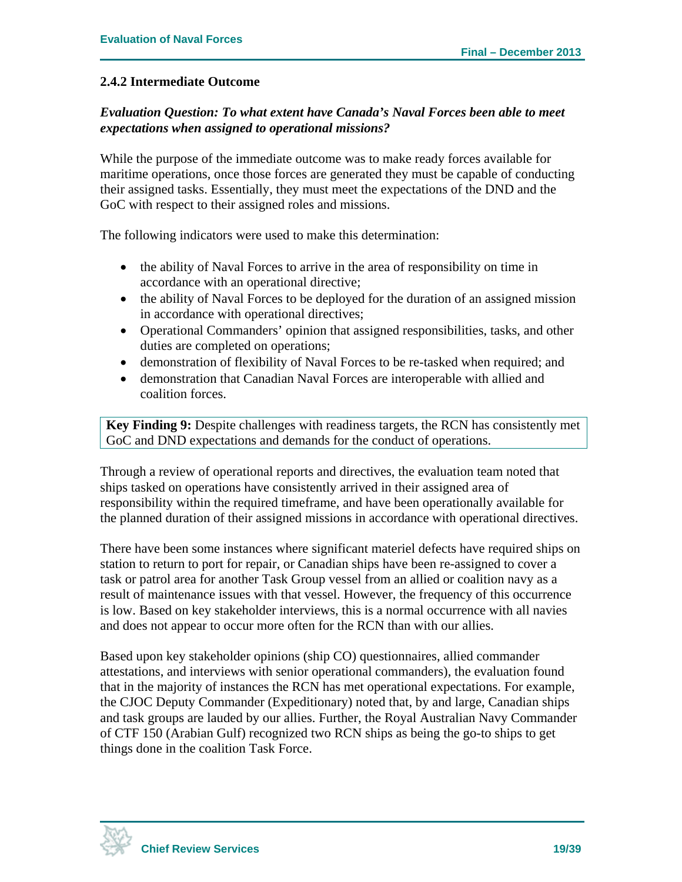### 2.4.2 Intermediate Outcome

***Evaluation Question: To what extent have Canada's Naval Forces been able to meet expectations when assigned to operational missions?***

While the purpose of the immediate outcome was to make ready forces available for maritime operations, once those forces are generated they must be capable of conducting their assigned tasks. Essentially, they must meet the expectations of the DND and the GoC with respect to their assigned roles and missions.

The following indicators were used to make this determination:

- the ability of Naval Forces to arrive in the area of responsibility on time in accordance with an operational directive;
- the ability of Naval Forces to be deployed for the duration of an assigned mission in accordance with operational directives;
- Operational Commanders' opinion that assigned responsibilities, tasks, and other duties are completed on operations;
- demonstration of flexibility of Naval Forces to be re-tasked when required; and
- demonstration that Canadian Naval Forces are interoperable with allied and coalition forces.

**Key Finding 9:** Despite challenges with readiness targets, the RCN has consistently met GoC and DND expectations and demands for the conduct of operations.

Through a review of operational reports and directives, the evaluation team noted that ships tasked on operations have consistently arrived in their assigned area of responsibility within the required timeframe, and have been operationally available for the planned duration of their assigned missions in accordance with operational directives.

There have been some instances where significant materiel defects have required ships on station to return to port for repair, or Canadian ships have been re-assigned to cover a task or patrol area for another Task Group vessel from an allied or coalition navy as a result of maintenance issues with that vessel. However, the frequency of this occurrence is low. Based on key stakeholder interviews, this is a normal occurrence with all navies and does not appear to occur more often for the RCN than with our allies.

Based upon key stakeholder opinions (ship CO) questionnaires, allied commander attestations, and interviews with senior operational commanders), the evaluation found that in the majority of instances the RCN has met operational expectations. For example, the CJOC Deputy Commander (Expeditionary) noted that, by and large, Canadian ships and task groups are lauded by our allies. Further, the Royal Australian Navy Commander of CTF 150 (Arabian Gulf) recognized two RCN ships as being the go-to ships to get things done in the coalition Task Force.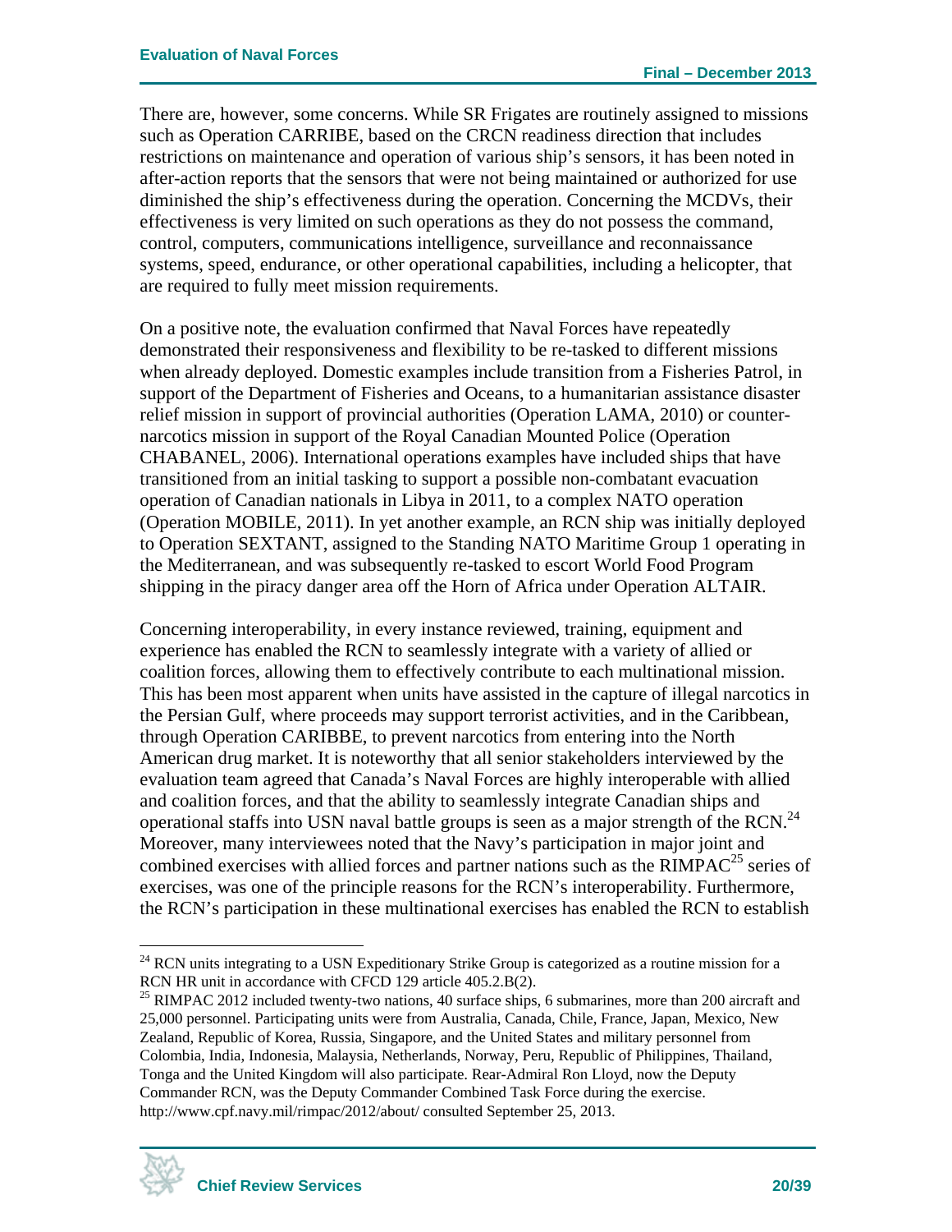There are, however, some concerns. While SR Frigates are routinely assigned to missions such as Operation CARRIBE, based on the CRCN readiness direction that includes restrictions on maintenance and operation of various ship's sensors, it has been noted in after-action reports that the sensors that were not being maintained or authorized for use diminished the ship's effectiveness during the operation. Concerning the MCDVs, their effectiveness is very limited on such operations as they do not possess the command, control, computers, communications intelligence, surveillance and reconnaissance systems, speed, endurance, or other operational capabilities, including a helicopter, that are required to fully meet mission requirements.

On a positive note, the evaluation confirmed that Naval Forces have repeatedly demonstrated their responsiveness and flexibility to be re-tasked to different missions when already deployed. Domestic examples include transition from a Fisheries Patrol, in support of the Department of Fisheries and Oceans, to a humanitarian assistance disaster relief mission in support of provincial authorities (Operation LAMA, 2010) or counter-narcotics mission in support of the Royal Canadian Mounted Police (Operation CHABANEL, 2006). International operations examples have included ships that have transitioned from an initial tasking to support a possible non-combatant evacuation operation of Canadian nationals in Libya in 2011, to a complex NATO operation (Operation MOBILE, 2011). In yet another example, an RCN ship was initially deployed to Operation SEXTANT, assigned to the Standing NATO Maritime Group 1 operating in the Mediterranean, and was subsequently re-tasked to escort World Food Program shipping in the piracy danger area off the Horn of Africa under Operation ALTAIR.

Concerning interoperability, in every instance reviewed, training, equipment and experience has enabled the RCN to seamlessly integrate with a variety of allied or coalition forces, allowing them to effectively contribute to each multinational mission. This has been most apparent when units have assisted in the capture of illegal narcotics in the Persian Gulf, where proceeds may support terrorist activities, and in the Caribbean, through Operation CARIBBE, to prevent narcotics from entering into the North American drug market. It is noteworthy that all senior stakeholders interviewed by the evaluation team agreed that Canada's Naval Forces are highly interoperable with allied and coalition forces, and that the ability to seamlessly integrate Canadian ships and operational staffs into USN naval battle groups is seen as a major strength of the RCN.[24] Moreover, many interviewees noted that the Navy's participation in major joint and combined exercises with allied forces and partner nations such as the RIMPAC[25] series of exercises, was one of the principle reasons for the RCN's interoperability. Furthermore, the RCN's participation in these multinational exercises has enabled the RCN to establish

---

[24] RCN units integrating to a USN Expeditionary Strike Group is categorized as a routine mission for a RCN HR unit in accordance with CFCD 129 article 405.2.B(2).

[25] RIMPAC 2012 included twenty-two nations, 40 surface ships, 6 submarines, more than 200 aircraft and 25,000 personnel. Participating units were from Australia, Canada, Chile, France, Japan, Mexico, New Zealand, Republic of Korea, Russia, Singapore, and the United States and military personnel from Colombia, India, Indonesia, Malaysia, Netherlands, Norway, Peru, Republic of Philippines, Thailand, Tonga and the United Kingdom will also participate. Rear-Admiral Ron Lloyd, now the Deputy Commander RCN, was the Deputy Commander Combined Task Force during the exercise. http://www.cpf.navy.mil/rimpac/2012/about/ consulted September 25, 2013.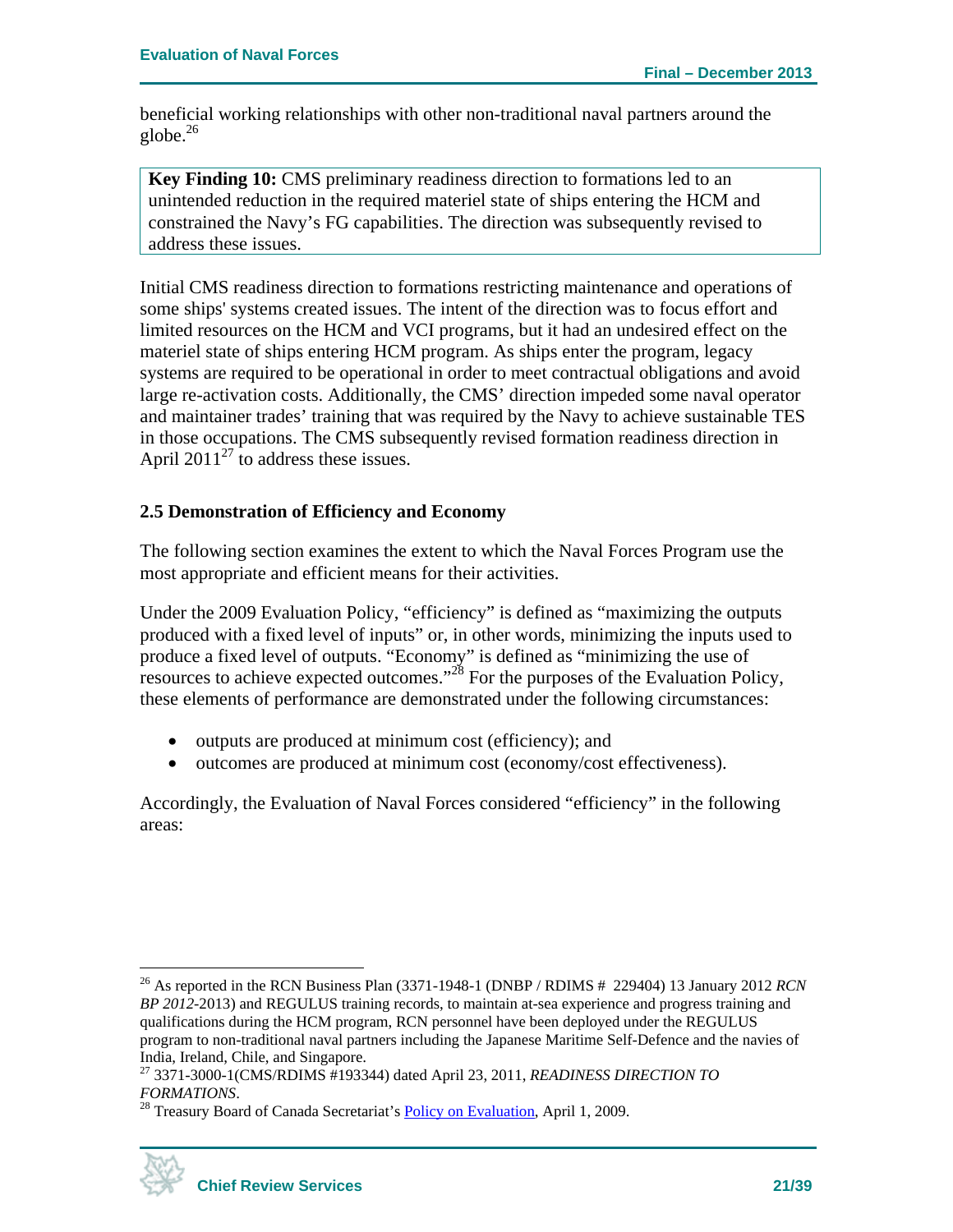beneficial working relationships with other non-traditional naval partners around the globe.[26]

> **Key Finding 10:** CMS preliminary readiness direction to formations led to an unintended reduction in the required materiel state of ships entering the HCM and constrained the Navy's FG capabilities. The direction was subsequently revised to address these issues.

Initial CMS readiness direction to formations restricting maintenance and operations of some ships' systems created issues. The intent of the direction was to focus effort and limited resources on the HCM and VCI programs, but it had an undesired effect on the materiel state of ships entering HCM program. As ships enter the program, legacy systems are required to be operational in order to meet contractual obligations and avoid large re-activation costs. Additionally, the CMS' direction impeded some naval operator and maintainer trades' training that was required by the Navy to achieve sustainable TES in those occupations. The CMS subsequently revised formation readiness direction in April 2011[27] to address these issues.

### 2.5 Demonstration of Efficiency and Economy

The following section examines the extent to which the Naval Forces Program use the most appropriate and efficient means for their activities.

Under the 2009 Evaluation Policy, "efficiency" is defined as "maximizing the outputs produced with a fixed level of inputs" or, in other words, minimizing the inputs used to produce a fixed level of outputs. "Economy" is defined as "minimizing the use of resources to achieve expected outcomes."[28] For the purposes of the Evaluation Policy, these elements of performance are demonstrated under the following circumstances:

- outputs are produced at minimum cost (efficiency); and
- outcomes are produced at minimum cost (economy/cost effectiveness).

Accordingly, the Evaluation of Naval Forces considered "efficiency" in the following areas:

---

[26] As reported in the RCN Business Plan (3371-1948-1 (DNBP / RDIMS # 229404) 13 January 2012 *RCN BP 2012*-2013) and REGULUS training records, to maintain at-sea experience and progress training and qualifications during the HCM program, RCN personnel have been deployed under the REGULUS program to non-traditional naval partners including the Japanese Maritime Self-Defence and the navies of India, Ireland, Chile, and Singapore.

[27] 3371-3000-1(CMS/RDIMS #193344) dated April 23, 2011, *READINESS DIRECTION TO FORMATIONS*.

[28] Treasury Board of Canada Secretariat's Policy on Evaluation, April 1, 2009.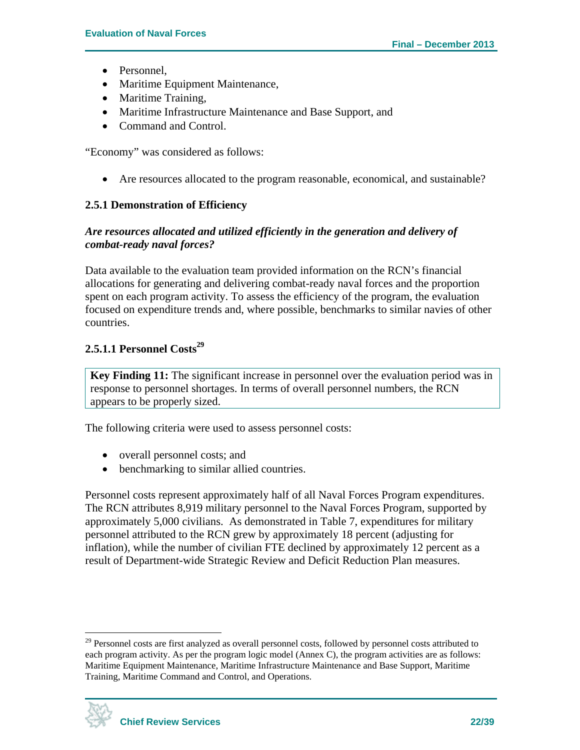- Personnel,
- Maritime Equipment Maintenance,
- Maritime Training,
- Maritime Infrastructure Maintenance and Base Support, and
- Command and Control.

"Economy" was considered as follows:

- Are resources allocated to the program reasonable, economical, and sustainable?

### 2.5.1 Demonstration of Efficiency

***Are resources allocated and utilized efficiently in the generation and delivery of combat-ready naval forces?***

Data available to the evaluation team provided information on the RCN's financial allocations for generating and delivering combat-ready naval forces and the proportion spent on each program activity. To assess the efficiency of the program, the evaluation focused on expenditure trends and, where possible, benchmarks to similar navies of other countries.

#### 2.5.1.1 Personnel Costs[29]

> **Key Finding 11:** The significant increase in personnel over the evaluation period was in response to personnel shortages. In terms of overall personnel numbers, the RCN appears to be properly sized.

The following criteria were used to assess personnel costs:

- overall personnel costs; and
- benchmarking to similar allied countries.

Personnel costs represent approximately half of all Naval Forces Program expenditures. The RCN attributes 8,919 military personnel to the Naval Forces Program, supported by approximately 5,000 civilians. As demonstrated in Table 7, expenditures for military personnel attributed to the RCN grew by approximately 18 percent (adjusting for inflation), while the number of civilian FTE declined by approximately 12 percent as a result of Department-wide Strategic Review and Deficit Reduction Plan measures.

---

[29] Personnel costs are first analyzed as overall personnel costs, followed by personnel costs attributed to each program activity. As per the program logic model (Annex C), the program activities are as follows: Maritime Equipment Maintenance, Maritime Infrastructure Maintenance and Base Support, Maritime Training, Maritime Command and Control, and Operations.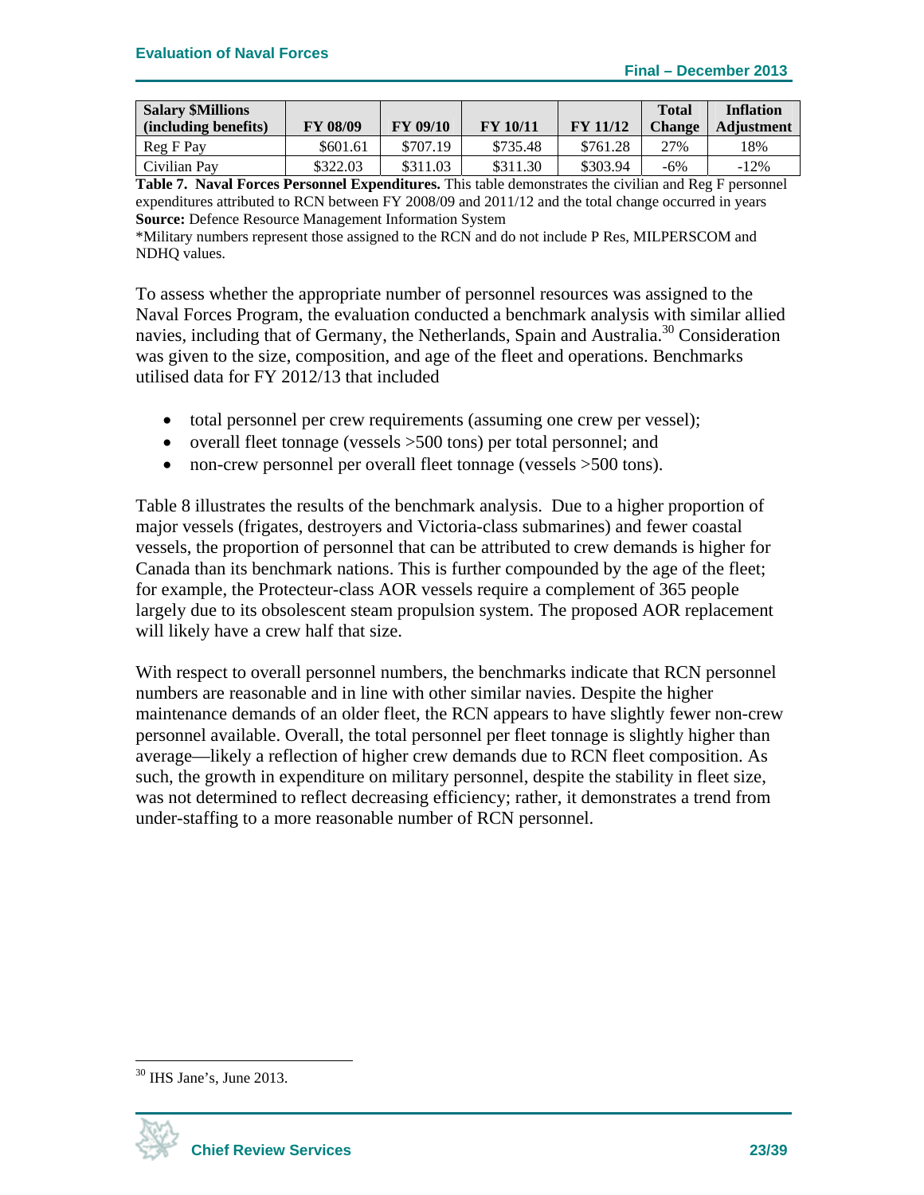| Salary $Millions (including benefits) | FY 08/09 | FY 09/10 | FY 10/11 | FY 11/12 | Total Change | Inflation Adjustment |
|---|---|---|---|---|---|---|
| Reg F Pay | $601.61 | $707.19 | $735.48 | $761.28 | 27% | 18% |
| Civilian Pay | $322.03 | $311.03 | $311.30 | $303.94 | -6% | -12% |

**Table 7. Naval Forces Personnel Expenditures.** This table demonstrates the civilian and Reg F personnel expenditures attributed to RCN between FY 2008/09 and 2011/12 and the total change occurred in years
**Source:** Defence Resource Management Information System
*Military numbers represent those assigned to the RCN and do not include P Res, MILPERSCOM and NDHQ values.

To assess whether the appropriate number of personnel resources was assigned to the Naval Forces Program, the evaluation conducted a benchmark analysis with similar allied navies, including that of Germany, the Netherlands, Spain and Australia.[30] Consideration was given to the size, composition, and age of the fleet and operations. Benchmarks utilised data for FY 2012/13 that included

- total personnel per crew requirements (assuming one crew per vessel);
- overall fleet tonnage (vessels >500 tons) per total personnel; and
- non-crew personnel per overall fleet tonnage (vessels >500 tons).

Table 8 illustrates the results of the benchmark analysis. Due to a higher proportion of major vessels (frigates, destroyers and Victoria-class submarines) and fewer coastal vessels, the proportion of personnel that can be attributed to crew demands is higher for Canada than its benchmark nations. This is further compounded by the age of the fleet; for example, the Protecteur-class AOR vessels require a complement of 365 people largely due to its obsolescent steam propulsion system. The proposed AOR replacement will likely have a crew half that size.

With respect to overall personnel numbers, the benchmarks indicate that RCN personnel numbers are reasonable and in line with other similar navies. Despite the higher maintenance demands of an older fleet, the RCN appears to have slightly fewer non-crew personnel available. Overall, the total personnel per fleet tonnage is slightly higher than average—likely a reflection of higher crew demands due to RCN fleet composition. As such, the growth in expenditure on military personnel, despite the stability in fleet size, was not determined to reflect decreasing efficiency; rather, it demonstrates a trend from under-staffing to a more reasonable number of RCN personnel.

[30] IHS Jane's, June 2013.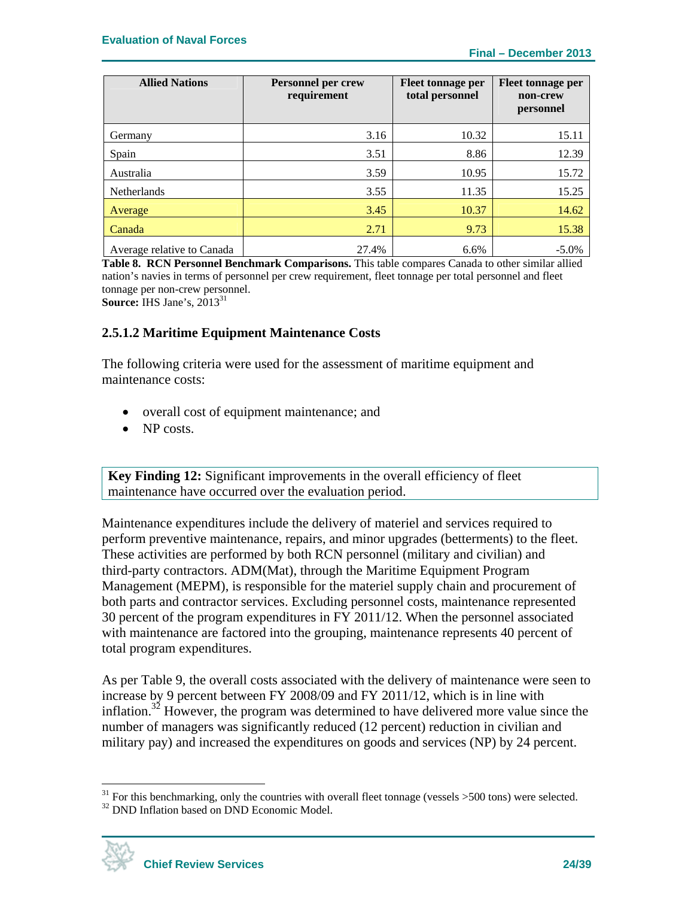| Allied Nations | Personnel per crew requirement | Fleet tonnage per total personnel | Fleet tonnage per non-crew personnel |
|---|---|---|---|
| Germany | 3.16 | 10.32 | 15.11 |
| Spain | 3.51 | 8.86 | 12.39 |
| Australia | 3.59 | 10.95 | 15.72 |
| Netherlands | 3.55 | 11.35 | 15.25 |
| Average | 3.45 | 10.37 | 14.62 |
| Canada | 2.71 | 9.73 | 15.38 |
| Average relative to Canada | 27.4% | 6.6% | -5.0% |

**Table 8. RCN Personnel Benchmark Comparisons.** This table compares Canada to other similar allied nation's navies in terms of personnel per crew requirement, fleet tonnage per total personnel and fleet tonnage per non-crew personnel.
**Source:** IHS Jane's, 2013[31]

### 2.5.1.2 Maritime Equipment Maintenance Costs

The following criteria were used for the assessment of maritime equipment and maintenance costs:

- overall cost of equipment maintenance; and
- NP costs.

**Key Finding 12:** Significant improvements in the overall efficiency of fleet maintenance have occurred over the evaluation period.

Maintenance expenditures include the delivery of materiel and services required to perform preventive maintenance, repairs, and minor upgrades (betterments) to the fleet. These activities are performed by both RCN personnel (military and civilian) and third-party contractors. ADM(Mat), through the Maritime Equipment Program Management (MEPM), is responsible for the materiel supply chain and procurement of both parts and contractor services. Excluding personnel costs, maintenance represented 30 percent of the program expenditures in FY 2011/12. When the personnel associated with maintenance are factored into the grouping, maintenance represents 40 percent of total program expenditures.

As per Table 9, the overall costs associated with the delivery of maintenance were seen to increase by 9 percent between FY 2008/09 and FY 2011/12, which is in line with inflation.[32] However, the program was determined to have delivered more value since the number of managers was significantly reduced (12 percent) reduction in civilian and military pay) and increased the expenditures on goods and services (NP) by 24 percent.

[31] For this benchmarking, only the countries with overall fleet tonnage (vessels >500 tons) were selected.
[32] DND Inflation based on DND Economic Model.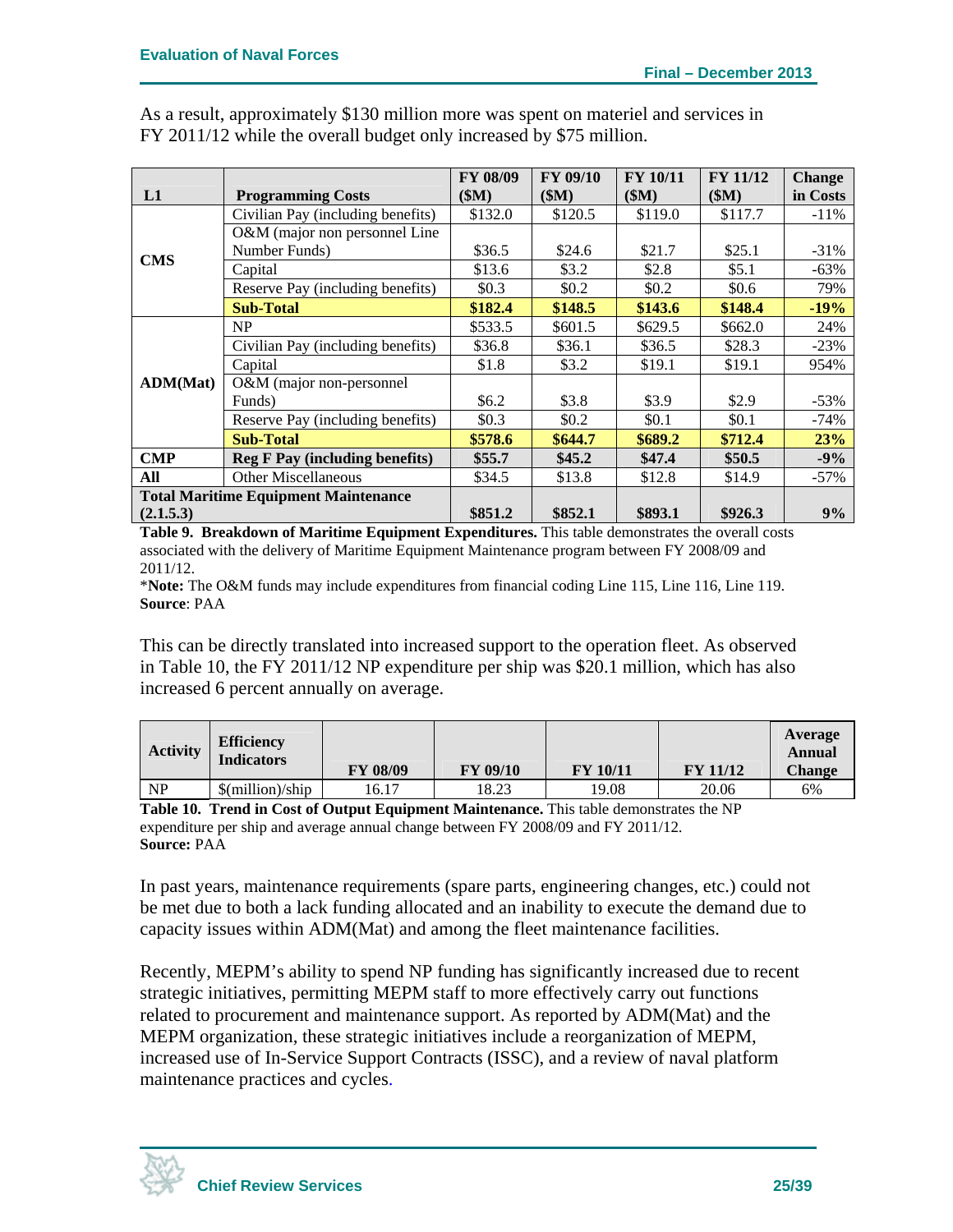As a result, approximately $130 million more was spent on materiel and services in FY 2011/12 while the overall budget only increased by $75 million.

| L1 | Programming Costs | FY 08/09 ($M) | FY 09/10 ($M) | FY 10/11 ($M) | FY 11/12 ($M) | Change in Costs |
|---|---|---|---|---|---|---|
| CMS | Civilian Pay (including benefits) | $132.0 | $120.5 | $119.0 | $117.7 | -11% |
| | O&M (major non personnel Line Number Funds) | $36.5 | $24.6 | $21.7 | $25.1 | -31% |
| | Capital | $13.6 | $3.2 | $2.8 | $5.1 | -63% |
| | Reserve Pay (including benefits) | $0.3 | $0.2 | $0.2 | $0.6 | 79% |
| | **Sub-Total** | **$182.4** | **$148.5** | **$143.6** | **$148.4** | **-19%** |
| ADM(Mat) | NP | $533.5 | $601.5 | $629.5 | $662.0 | 24% |
| | Civilian Pay (including benefits) | $36.8 | $36.1 | $36.5 | $28.3 | -23% |
| | Capital | $1.8 | $3.2 | $19.1 | $19.1 | 954% |
| | O&M (major non-personnel Funds) | $6.2 | $3.8 | $3.9 | $2.9 | -53% |
| | Reserve Pay (including benefits) | $0.3 | $0.2 | $0.1 | $0.1 | -74% |
| | **Sub-Total** | **$578.6** | **$644.7** | **$689.2** | **$712.4** | **23%** |
| **CMP** | **Reg F Pay (including benefits)** | **$55.7** | **$45.2** | **$47.4** | **$50.5** | **-9%** |
| **All** | Other Miscellaneous | $34.5 | $13.8 | $12.8 | $14.9 | -57% |
| **Total Maritime Equipment Maintenance (2.1.5.3)** | | **$851.2** | **$852.1** | **$893.1** | **$926.3** | **9%** |

**Table 9. Breakdown of Maritime Equipment Expenditures.** This table demonstrates the overall costs associated with the delivery of Maritime Equipment Maintenance program between FY 2008/09 and 2011/12.

\***Note:** The O&M funds may include expenditures from financial coding Line 115, Line 116, Line 119.
**Source**: PAA

This can be directly translated into increased support to the operation fleet. As observed in Table 10, the FY 2011/12 NP expenditure per ship was $20.1 million, which has also increased 6 percent annually on average.

| Activity | Efficiency Indicators | FY 08/09 | FY 09/10 | FY 10/11 | FY 11/12 | Average Annual Change |
|---|---|---|---|---|---|---|
| NP | $(million)/ship | 16.17 | 18.23 | 19.08 | 20.06 | 6% |

**Table 10. Trend in Cost of Output Equipment Maintenance.** This table demonstrates the NP expenditure per ship and average annual change between FY 2008/09 and FY 2011/12.
**Source:** PAA

In past years, maintenance requirements (spare parts, engineering changes, etc.) could not be met due to both a lack funding allocated and an inability to execute the demand due to capacity issues within ADM(Mat) and among the fleet maintenance facilities.

Recently, MEPM's ability to spend NP funding has significantly increased due to recent strategic initiatives, permitting MEPM staff to more effectively carry out functions related to procurement and maintenance support. As reported by ADM(Mat) and the MEPM organization, these strategic initiatives include a reorganization of MEPM, increased use of In-Service Support Contracts (ISSC), and a review of naval platform maintenance practices and cycles.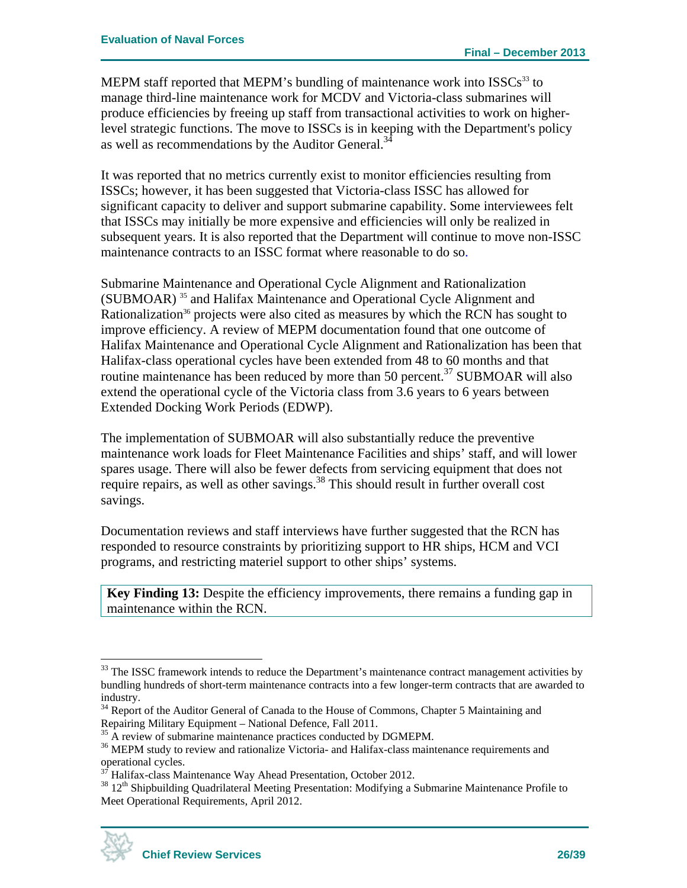MEPM staff reported that MEPM's bundling of maintenance work into ISSCs[33] to manage third-line maintenance work for MCDV and Victoria-class submarines will produce efficiencies by freeing up staff from transactional activities to work on higher-level strategic functions. The move to ISSCs is in keeping with the Department's policy as well as recommendations by the Auditor General.[34]

It was reported that no metrics currently exist to monitor efficiencies resulting from ISSCs; however, it has been suggested that Victoria-class ISSC has allowed for significant capacity to deliver and support submarine capability. Some interviewees felt that ISSCs may initially be more expensive and efficiencies will only be realized in subsequent years. It is also reported that the Department will continue to move non-ISSC maintenance contracts to an ISSC format where reasonable to do so.

Submarine Maintenance and Operational Cycle Alignment and Rationalization (SUBMOAR) [35] and Halifax Maintenance and Operational Cycle Alignment and Rationalization[36] projects were also cited as measures by which the RCN has sought to improve efficiency. A review of MEPM documentation found that one outcome of Halifax Maintenance and Operational Cycle Alignment and Rationalization has been that Halifax-class operational cycles have been extended from 48 to 60 months and that routine maintenance has been reduced by more than 50 percent.[37] SUBMOAR will also extend the operational cycle of the Victoria class from 3.6 years to 6 years between Extended Docking Work Periods (EDWP).

The implementation of SUBMOAR will also substantially reduce the preventive maintenance work loads for Fleet Maintenance Facilities and ships' staff, and will lower spares usage. There will also be fewer defects from servicing equipment that does not require repairs, as well as other savings.[38] This should result in further overall cost savings.

Documentation reviews and staff interviews have further suggested that the RCN has responded to resource constraints by prioritizing support to HR ships, HCM and VCI programs, and restricting materiel support to other ships' systems.

**Key Finding 13:** Despite the efficiency improvements, there remains a funding gap in maintenance within the RCN.

---

[33] The ISSC framework intends to reduce the Department's maintenance contract management activities by bundling hundreds of short-term maintenance contracts into a few longer-term contracts that are awarded to industry.

[34] Report of the Auditor General of Canada to the House of Commons, Chapter 5 Maintaining and Repairing Military Equipment – National Defence, Fall 2011.

[35] A review of submarine maintenance practices conducted by DGMEPM.

[36] MEPM study to review and rationalize Victoria- and Halifax-class maintenance requirements and operational cycles.

[37] Halifax-class Maintenance Way Ahead Presentation, October 2012.

[38] 12th Shipbuilding Quadrilateral Meeting Presentation: Modifying a Submarine Maintenance Profile to Meet Operational Requirements, April 2012.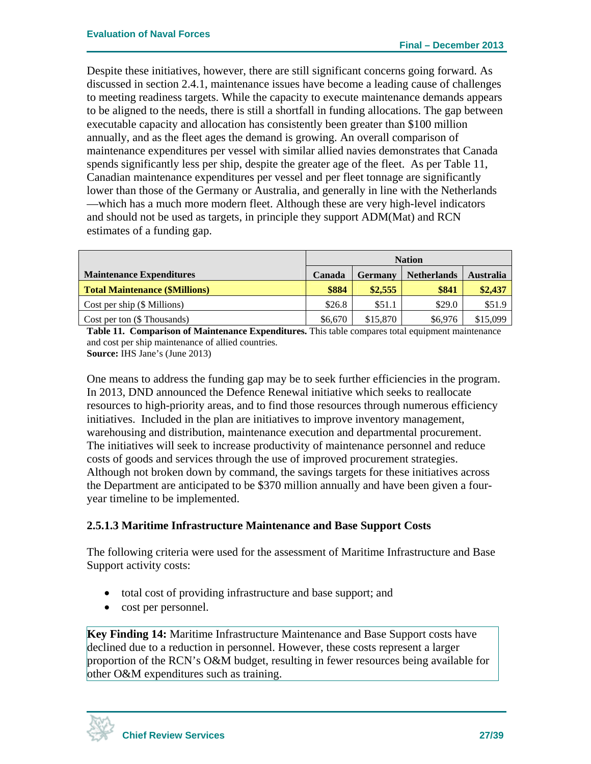Despite these initiatives, however, there are still significant concerns going forward. As discussed in section 2.4.1, maintenance issues have become a leading cause of challenges to meeting readiness targets. While the capacity to execute maintenance demands appears to be aligned to the needs, there is still a shortfall in funding allocations. The gap between executable capacity and allocation has consistently been greater than $100 million annually, and as the fleet ages the demand is growing. An overall comparison of maintenance expenditures per vessel with similar allied navies demonstrates that Canada spends significantly less per ship, despite the greater age of the fleet. As per Table 11, Canadian maintenance expenditures per vessel and per fleet tonnage are significantly lower than those of the Germany or Australia, and generally in line with the Netherlands—which has a much more modern fleet. Although these are very high-level indicators and should not be used as targets, in principle they support ADM(Mat) and RCN estimates of a funding gap.

| | Nation | | | |
|---|---|---|---|---|
| **Maintenance Expenditures** | **Canada** | **Germany** | **Netherlands** | **Australia** |
| **Total Maintenance ($Millions)** | **$884** | **$2,555** | **$841** | **$2,437** |
| Cost per ship ($ Millions) | $26.8 | $51.1 | $29.0 | $51.9 |
| Cost per ton ($ Thousands) | $6,670 | $15,870 | $6,976 | $15,099 |

**Table 11. Comparison of Maintenance Expenditures.** This table compares total equipment maintenance and cost per ship maintenance of allied countries.
**Source:** IHS Jane's (June 2013)

One means to address the funding gap may be to seek further efficiencies in the program. In 2013, DND announced the Defence Renewal initiative which seeks to reallocate resources to high-priority areas, and to find those resources through numerous efficiency initiatives. Included in the plan are initiatives to improve inventory management, warehousing and distribution, maintenance execution and departmental procurement. The initiatives will seek to increase productivity of maintenance personnel and reduce costs of goods and services through the use of improved procurement strategies. Although not broken down by command, the savings targets for these initiatives across the Department are anticipated to be $370 million annually and have been given a four-year timeline to be implemented.

#### 2.5.1.3 Maritime Infrastructure Maintenance and Base Support Costs

The following criteria were used for the assessment of Maritime Infrastructure and Base Support activity costs:

- total cost of providing infrastructure and base support; and
- cost per personnel.

**Key Finding 14:** Maritime Infrastructure Maintenance and Base Support costs have declined due to a reduction in personnel. However, these costs represent a larger proportion of the RCN's O&M budget, resulting in fewer resources being available for other O&M expenditures such as training.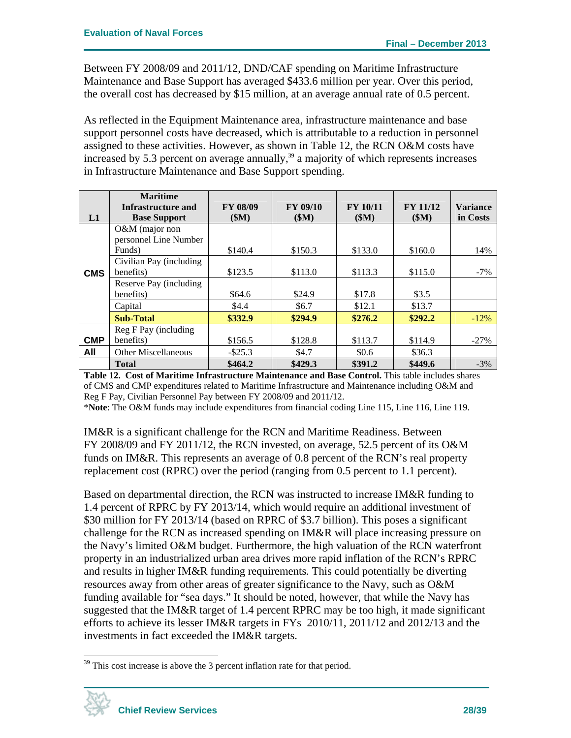Between FY 2008/09 and 2011/12, DND/CAF spending on Maritime Infrastructure Maintenance and Base Support has averaged $433.6 million per year. Over this period, the overall cost has decreased by $15 million, at an average annual rate of 0.5 percent.

As reflected in the Equipment Maintenance area, infrastructure maintenance and base support personnel costs have decreased, which is attributable to a reduction in personnel assigned to these activities. However, as shown in Table 12, the RCN O&M costs have increased by 5.3 percent on average annually,[39] a majority of which represents increases in Infrastructure Maintenance and Base Support spending.

| L1 | Maritime Infrastructure and Base Support | FY 08/09 ($M) | FY 09/10 ($M) | FY 10/11 ($M) | FY 11/12 ($M) | Variance in Costs |
|---|---|---|---|---|---|---|
| CMS | O&M (major non personnel Line Number Funds) | $140.4 | $150.3 | $133.0 | $160.0 | 14% |
| | Civilian Pay (including benefits) | $123.5 | $113.0 | $113.3 | $115.0 | -7% |
| | Reserve Pay (including benefits) | $64.6 | $24.9 | $17.8 | $3.5 | |
| | Capital | $4.4 | $6.7 | $12.1 | $13.7 | |
| | **Sub-Total** | **$332.9** | **$294.9** | **$276.2** | **$292.2** | -12% |
| CMP | Reg F Pay (including benefits) | $156.5 | $128.8 | $113.7 | $114.9 | -27% |
| All | Other Miscellaneous | -$25.3 | $4.7 | $0.6 | $36.3 | |
| | **Total** | **$464.2** | **$429.3** | **$391.2** | **$449.6** | -3% |

**Table 12. Cost of Maritime Infrastructure Maintenance and Base Control.** This table includes shares of CMS and CMP expenditures related to Maritime Infrastructure and Maintenance including O&M and Reg F Pay, Civilian Personnel Pay between FY 2008/09 and 2011/12.

***Note**: The O&M funds may include expenditures from financial coding Line 115, Line 116, Line 119.

IM&R is a significant challenge for the RCN and Maritime Readiness. Between FY 2008/09 and FY 2011/12, the RCN invested, on average, 52.5 percent of its O&M funds on IM&R. This represents an average of 0.8 percent of the RCN's real property replacement cost (RPRC) over the period (ranging from 0.5 percent to 1.1 percent).

Based on departmental direction, the RCN was instructed to increase IM&R funding to 1.4 percent of RPRC by FY 2013/14, which would require an additional investment of $30 million for FY 2013/14 (based on RPRC of $3.7 billion). This poses a significant challenge for the RCN as increased spending on IM&R will place increasing pressure on the Navy's limited O&M budget. Furthermore, the high valuation of the RCN waterfront property in an industrialized urban area drives more rapid inflation of the RCN's RPRC and results in higher IM&R funding requirements. This could potentially be diverting resources away from other areas of greater significance to the Navy, such as O&M funding available for "sea days." It should be noted, however, that while the Navy has suggested that the IM&R target of 1.4 percent RPRC may be too high, it made significant efforts to achieve its lesser IM&R targets in FYs 2010/11, 2011/12 and 2012/13 and the investments in fact exceeded the IM&R targets.

[39] This cost increase is above the 3 percent inflation rate for that period.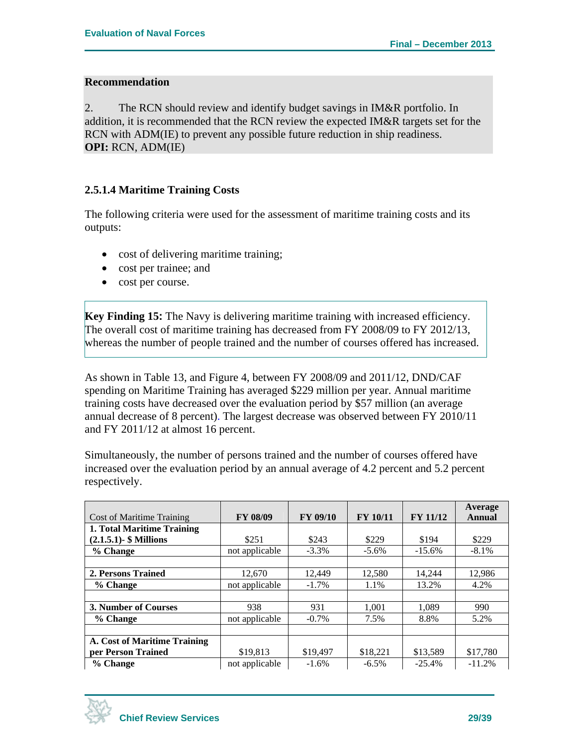**Recommendation**

2. The RCN should review and identify budget savings in IM&R portfolio. In addition, it is recommended that the RCN review the expected IM&R targets set for the RCN with ADM(IE) to prevent any possible future reduction in ship readiness.
**OPI:** RCN, ADM(IE)

### 2.5.1.4 Maritime Training Costs

The following criteria were used for the assessment of maritime training costs and its outputs:

- cost of delivering maritime training;
- cost per trainee; and
- cost per course.

**Key Finding 15:** The Navy is delivering maritime training with increased efficiency. The overall cost of maritime training has decreased from FY 2008/09 to FY 2012/13, whereas the number of people trained and the number of courses offered has increased.

As shown in Table 13, and Figure 4, between FY 2008/09 and 2011/12, DND/CAF spending on Maritime Training has averaged $229 million per year. Annual maritime training costs have decreased over the evaluation period by $57 million (an average annual decrease of 8 percent). The largest decrease was observed between FY 2010/11 and FY 2011/12 at almost 16 percent.

Simultaneously, the number of persons trained and the number of courses offered have increased over the evaluation period by an annual average of 4.2 percent and 5.2 percent respectively.

| Cost of Maritime Training | FY 08/09 | FY 09/10 | FY 10/11 | FY 11/12 | Average Annual |
|---|---|---|---|---|---|
| **1. Total Maritime Training (2.1.5.1)- $ Millions** | $251 | $243 | $229 | $194 | $229 |
| **% Change** | not applicable | -3.3% | -5.6% | -15.6% | -8.1% |
| | | | | | |
| **2. Persons Trained** | 12,670 | 12,449 | 12,580 | 14,244 | 12,986 |
| **% Change** | not applicable | -1.7% | 1.1% | 13.2% | 4.2% |
| | | | | | |
| **3. Number of Courses** | 938 | 931 | 1,001 | 1,089 | 990 |
| **% Change** | not applicable | -0.7% | 7.5% | 8.8% | 5.2% |
| | | | | | |
| **A. Cost of Maritime Training per Person Trained** | $19,813 | $19,497 | $18,221 | $13,589 | $17,780 |
| **% Change** | not applicable | -1.6% | -6.5% | -25.4% | -11.2% |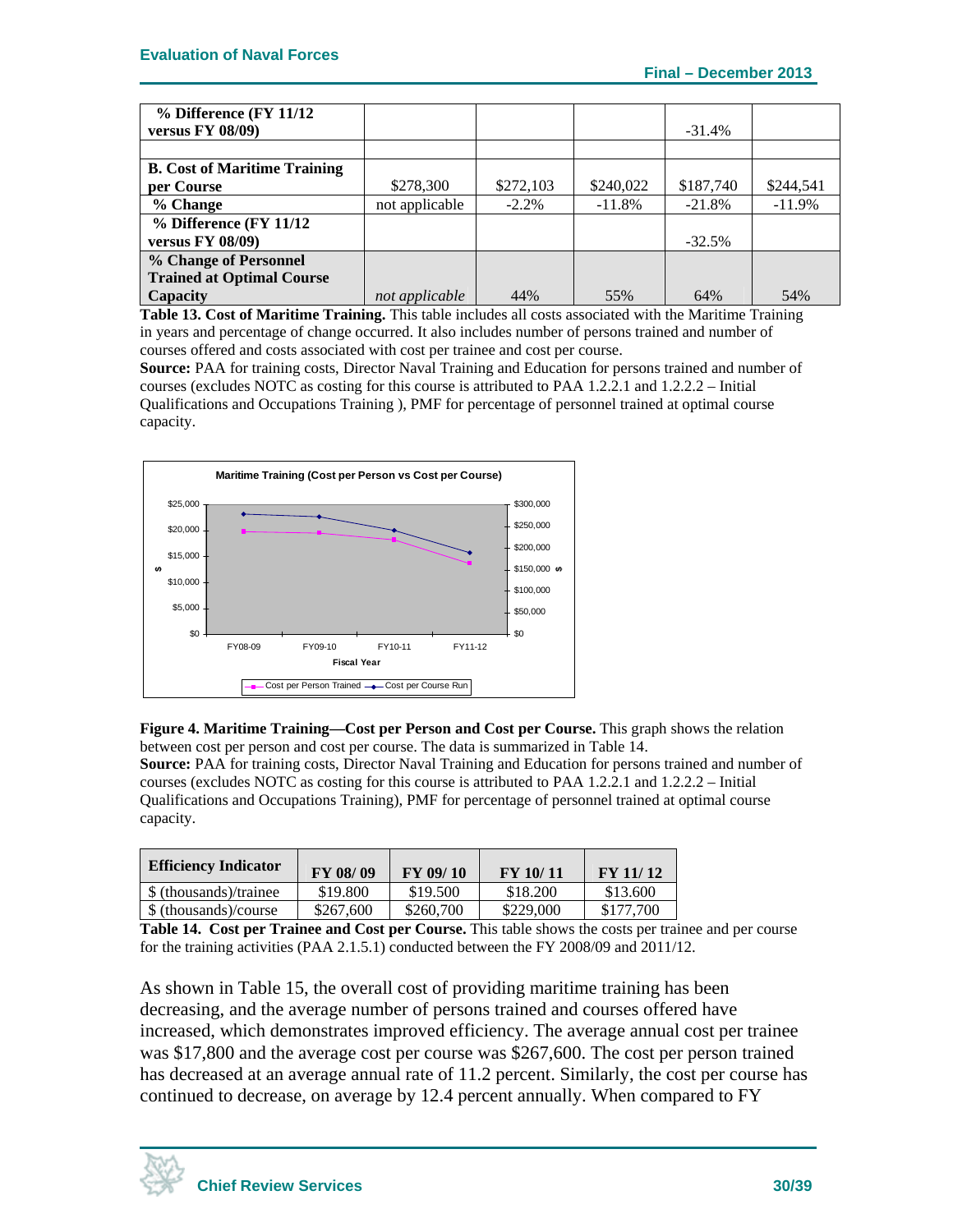| | | | | | |
|---|---|---|---|---|---|
| **% Difference (FY 11/12 versus FY 08/09)** | | | | -31.4% | |
| | | | | | |
| **B. Cost of Maritime Training per Course** | $278,300 | $272,103 | $240,022 | $187,740 | $244,541 |
| **% Change** | not applicable | -2.2% | -11.8% | -21.8% | -11.9% |
| **% Difference (FY 11/12 versus FY 08/09)** | | | | -32.5% | |
| **% Change of Personnel Trained at Optimal Course Capacity** | *not applicable* | 44% | 55% | 64% | 54% |

**Table 13. Cost of Maritime Training.** This table includes all costs associated with the Maritime Training in years and percentage of change occurred. It also includes number of persons trained and number of courses offered and costs associated with cost per trainee and cost per course.
**Source:** PAA for training costs, Director Naval Training and Education for persons trained and number of courses (excludes NOTC as costing for this course is attributed to PAA 1.2.2.1 and 1.2.2.2 – Initial Qualifications and Occupations Training ), PMF for percentage of personnel trained at optimal course capacity.

**Figure 4. Maritime Training—Cost per Person and Cost per Course.** This graph shows the relation between cost per person and cost per course. The data is summarized in Table 14.
**Source:** PAA for training costs, Director Naval Training and Education for persons trained and number of courses (excludes NOTC as costing for this course is attributed to PAA 1.2.2.1 and 1.2.2.2 – Initial Qualifications and Occupations Training), PMF for percentage of personnel trained at optimal course capacity.

| Efficiency Indicator | FY 08/ 09 | FY 09/ 10 | FY 10/ 11 | FY 11/ 12 |
|---|---|---|---|---|
| $ (thousands)/trainee | $19.800 | $19.500 | $18.200 | $13.600 |
| $ (thousands)/course | $267,600 | $260,700 | $229,000 | $177,700 |

**Table 14. Cost per Trainee and Cost per Course.** This table shows the costs per trainee and per course for the training activities (PAA 2.1.5.1) conducted between the FY 2008/09 and 2011/12.

As shown in Table 15, the overall cost of providing maritime training has been decreasing, and the average number of persons trained and courses offered have increased, which demonstrates improved efficiency. The average annual cost per trainee was $17,800 and the average cost per course was $267,600. The cost per person trained has decreased at an average annual rate of 11.2 percent. Similarly, the cost per course has continued to decrease, on average by 12.4 percent annually. When compared to FY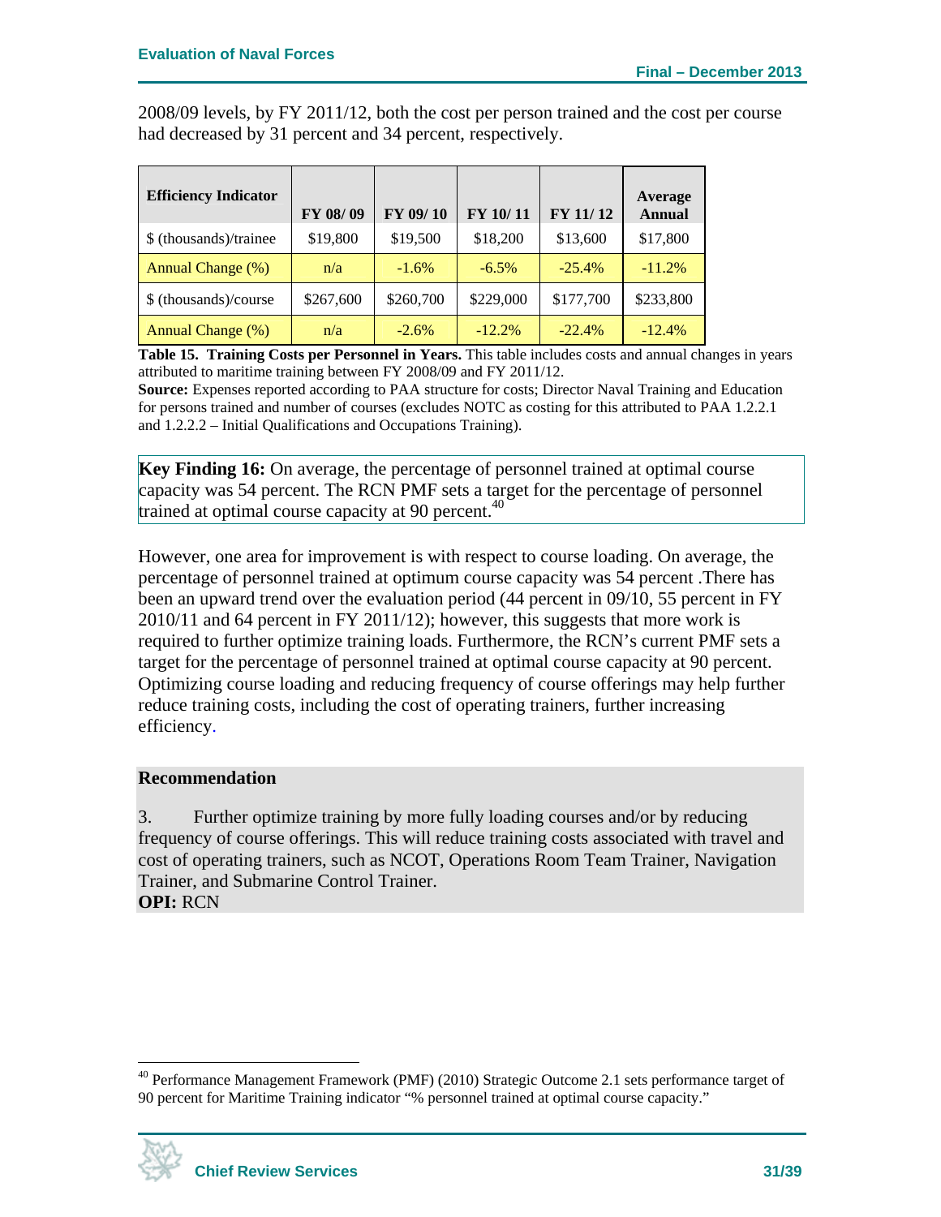2008/09 levels, by FY 2011/12, both the cost per person trained and the cost per course had decreased by 31 percent and 34 percent, respectively.

| Efficiency Indicator | FY 08/ 09 | FY 09/ 10 | FY 10/ 11 | FY 11/ 12 | Average Annual |
|---|---|---|---|---|---|
| $ (thousands)/trainee | $19,800 | $19,500 | $18,200 | $13,600 | $17,800 |
| Annual Change (%) | n/a | -1.6% | -6.5% | -25.4% | -11.2% |
| $ (thousands)/course | $267,600 | $260,700 | $229,000 | $177,700 | $233,800 |
| Annual Change (%) | n/a | -2.6% | -12.2% | -22.4% | -12.4% |

**Table 15. Training Costs per Personnel in Years.** This table includes costs and annual changes in years attributed to maritime training between FY 2008/09 and FY 2011/12.
**Source:** Expenses reported according to PAA structure for costs; Director Naval Training and Education for persons trained and number of courses (excludes NOTC as costing for this attributed to PAA 1.2.2.1 and 1.2.2.2 – Initial Qualifications and Occupations Training).

**Key Finding 16:** On average, the percentage of personnel trained at optimal course capacity was 54 percent. The RCN PMF sets a target for the percentage of personnel trained at optimal course capacity at 90 percent.[40]

However, one area for improvement is with respect to course loading. On average, the percentage of personnel trained at optimum course capacity was 54 percent .There has been an upward trend over the evaluation period (44 percent in 09/10, 55 percent in FY 2010/11 and 64 percent in FY 2011/12); however, this suggests that more work is required to further optimize training loads. Furthermore, the RCN's current PMF sets a target for the percentage of personnel trained at optimal course capacity at 90 percent. Optimizing course loading and reducing frequency of course offerings may help further reduce training costs, including the cost of operating trainers, further increasing efficiency.

**Recommendation**

3. Further optimize training by more fully loading courses and/or by reducing frequency of course offerings. This will reduce training costs associated with travel and cost of operating trainers, such as NCOT, Operations Room Team Trainer, Navigation Trainer, and Submarine Control Trainer.
**OPI:** RCN

[40] Performance Management Framework (PMF) (2010) Strategic Outcome 2.1 sets performance target of 90 percent for Maritime Training indicator "% personnel trained at optimal course capacity."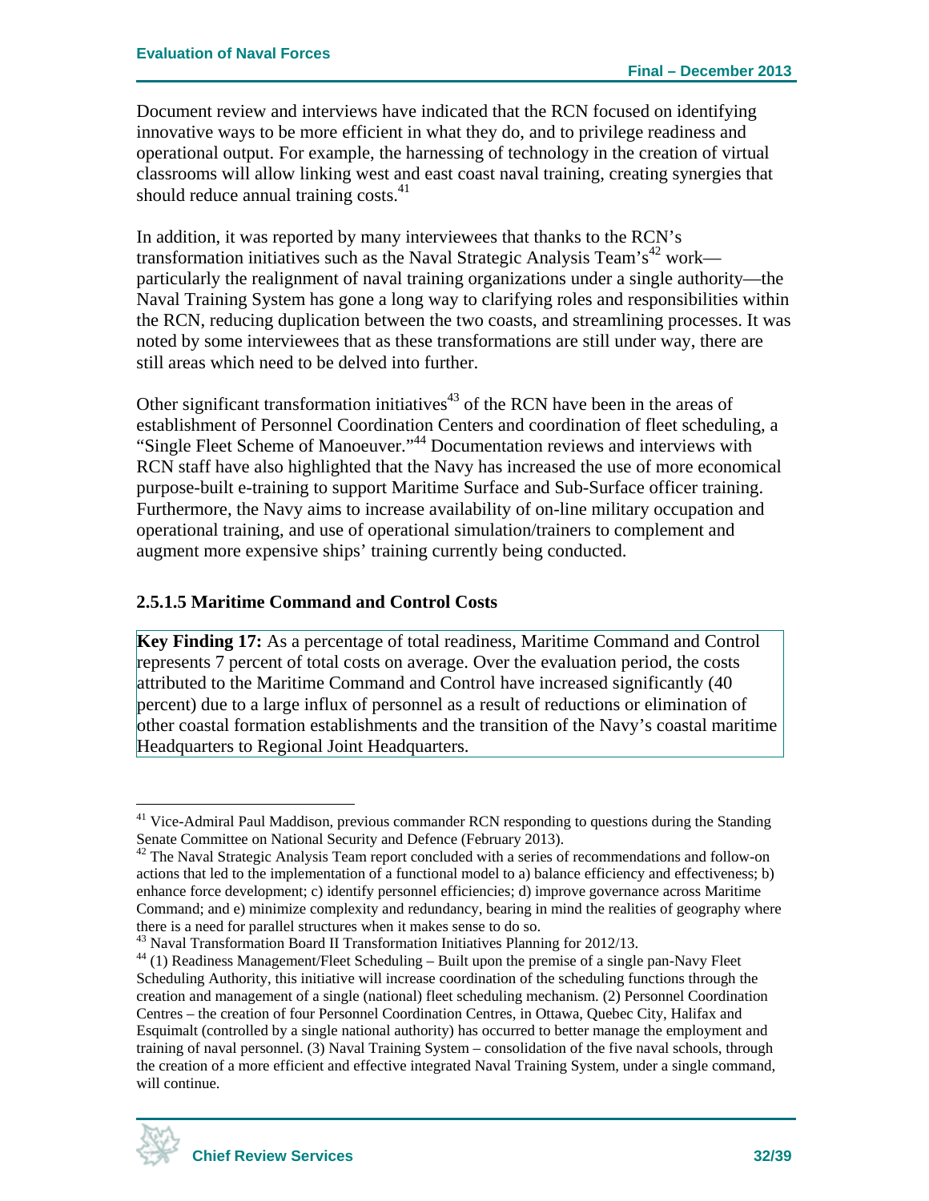Document review and interviews have indicated that the RCN focused on identifying innovative ways to be more efficient in what they do, and to privilege readiness and operational output. For example, the harnessing of technology in the creation of virtual classrooms will allow linking west and east coast naval training, creating synergies that should reduce annual training costs.[41]

In addition, it was reported by many interviewees that thanks to the RCN's transformation initiatives such as the Naval Strategic Analysis Team's[42] work—particularly the realignment of naval training organizations under a single authority—the Naval Training System has gone a long way to clarifying roles and responsibilities within the RCN, reducing duplication between the two coasts, and streamlining processes. It was noted by some interviewees that as these transformations are still under way, there are still areas which need to be delved into further.

Other significant transformation initiatives[43] of the RCN have been in the areas of establishment of Personnel Coordination Centers and coordination of fleet scheduling, a "Single Fleet Scheme of Manoeuver."[44] Documentation reviews and interviews with RCN staff have also highlighted that the Navy has increased the use of more economical purpose-built e-training to support Maritime Surface and Sub-Surface officer training. Furthermore, the Navy aims to increase availability of on-line military occupation and operational training, and use of operational simulation/trainers to complement and augment more expensive ships' training currently being conducted.

#### 2.5.1.5 Maritime Command and Control Costs

**Key Finding 17:** As a percentage of total readiness, Maritime Command and Control represents 7 percent of total costs on average. Over the evaluation period, the costs attributed to the Maritime Command and Control have increased significantly (40 percent) due to a large influx of personnel as a result of reductions or elimination of other coastal formation establishments and the transition of the Navy's coastal maritime Headquarters to Regional Joint Headquarters.

---

[41] Vice-Admiral Paul Maddison, previous commander RCN responding to questions during the Standing Senate Committee on National Security and Defence (February 2013).

[42] The Naval Strategic Analysis Team report concluded with a series of recommendations and follow-on actions that led to the implementation of a functional model to a) balance efficiency and effectiveness; b) enhance force development; c) identify personnel efficiencies; d) improve governance across Maritime Command; and e) minimize complexity and redundancy, bearing in mind the realities of geography where there is a need for parallel structures when it makes sense to do so.

[43] Naval Transformation Board II Transformation Initiatives Planning for 2012/13.

[44] (1) Readiness Management/Fleet Scheduling – Built upon the premise of a single pan-Navy Fleet Scheduling Authority, this initiative will increase coordination of the scheduling functions through the creation and management of a single (national) fleet scheduling mechanism. (2) Personnel Coordination Centres – the creation of four Personnel Coordination Centres, in Ottawa, Quebec City, Halifax and Esquimalt (controlled by a single national authority) has occurred to better manage the employment and training of naval personnel. (3) Naval Training System – consolidation of the five naval schools, through the creation of a more efficient and effective integrated Naval Training System, under a single command, will continue.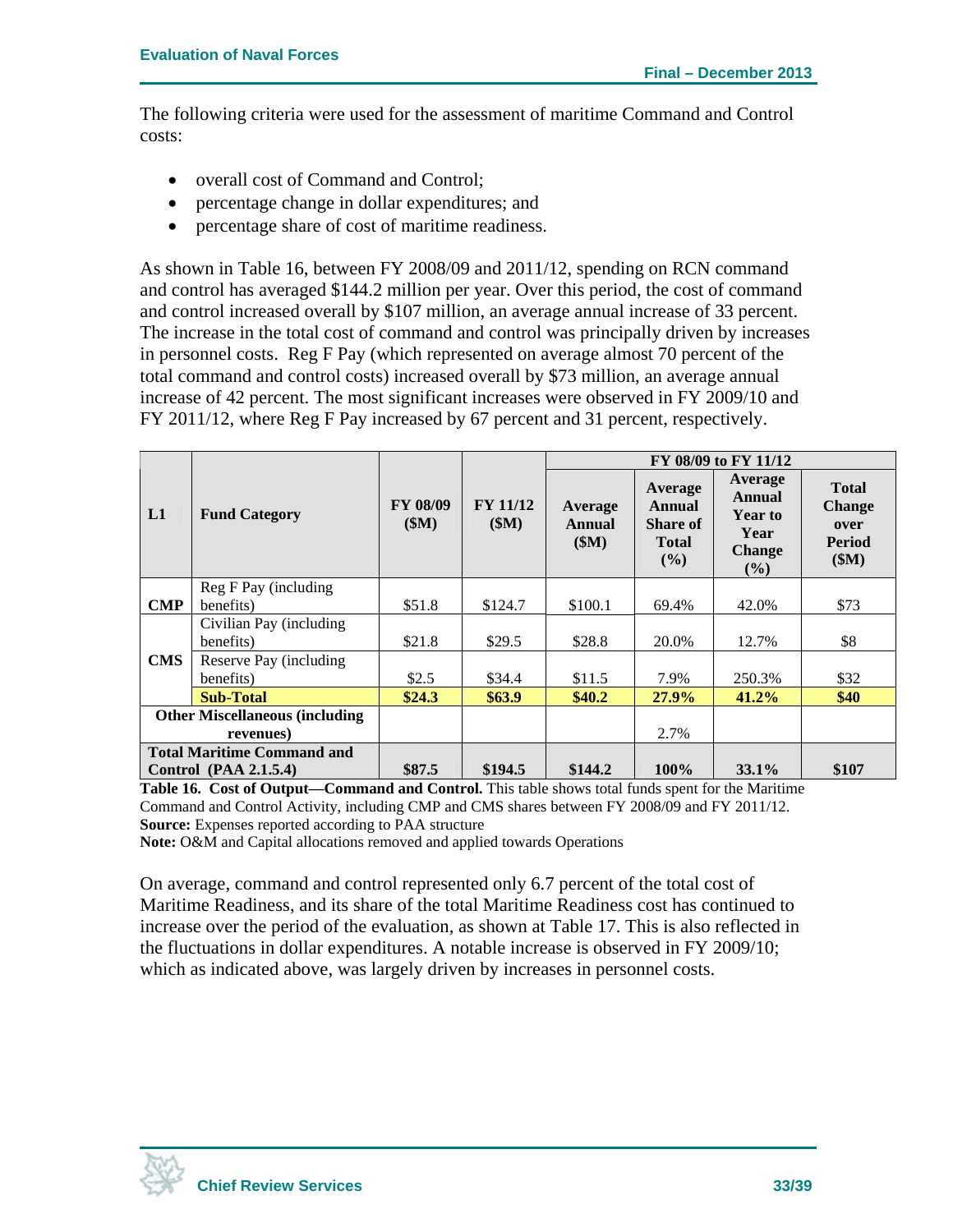The following criteria were used for the assessment of maritime Command and Control costs:

- overall cost of Command and Control;
- percentage change in dollar expenditures; and
- percentage share of cost of maritime readiness.

As shown in Table 16, between FY 2008/09 and 2011/12, spending on RCN command and control has averaged $144.2 million per year. Over this period, the cost of command and control increased overall by $107 million, an average annual increase of 33 percent. The increase in the total cost of command and control was principally driven by increases in personnel costs. Reg F Pay (which represented on average almost 70 percent of the total command and control costs) increased overall by $73 million, an average annual increase of 42 percent. The most significant increases were observed in FY 2009/10 and FY 2011/12, where Reg F Pay increased by 67 percent and 31 percent, respectively.

| L1 | Fund Category | FY 08/09 ($M) | FY 11/12 ($M) | FY 08/09 to FY 11/12 | | | |
|---|---|---|---|---|---|---|---|
| | | | | Average Annual ($M) | Average Annual Share of Total (%) | Average Annual Year to Year Change (%) | Total Change over Period ($M) |
| CMP | Reg F Pay (including benefits) | $51.8 | $124.7 | $100.1 | 69.4% | 42.0% | $73 |
| CMS | Civilian Pay (including benefits) | $21.8 | $29.5 | $28.8 | 20.0% | 12.7% | $8 |
| | Reserve Pay (including benefits) | $2.5 | $34.4 | $11.5 | 7.9% | 250.3% | $32 |
| | **Sub-Total** | **$24.3** | **$63.9** | **$40.2** | **27.9%** | **41.2%** | **$40** |
| **Other Miscellaneous (including revenues)** | | | | | 2.7% | | |
| **Total Maritime Command and Control (PAA 2.1.5.4)** | | **$87.5** | **$194.5** | **$144.2** | **100%** | **33.1%** | **$107** |

**Table 16. Cost of Output—Command and Control.** This table shows total funds spent for the Maritime Command and Control Activity, including CMP and CMS shares between FY 2008/09 and FY 2011/12.
**Source:** Expenses reported according to PAA structure
**Note:** O&M and Capital allocations removed and applied towards Operations

On average, command and control represented only 6.7 percent of the total cost of Maritime Readiness, and its share of the total Maritime Readiness cost has continued to increase over the period of the evaluation, as shown at Table 17. This is also reflected in the fluctuations in dollar expenditures. A notable increase is observed in FY 2009/10; which as indicated above, was largely driven by increases in personnel costs.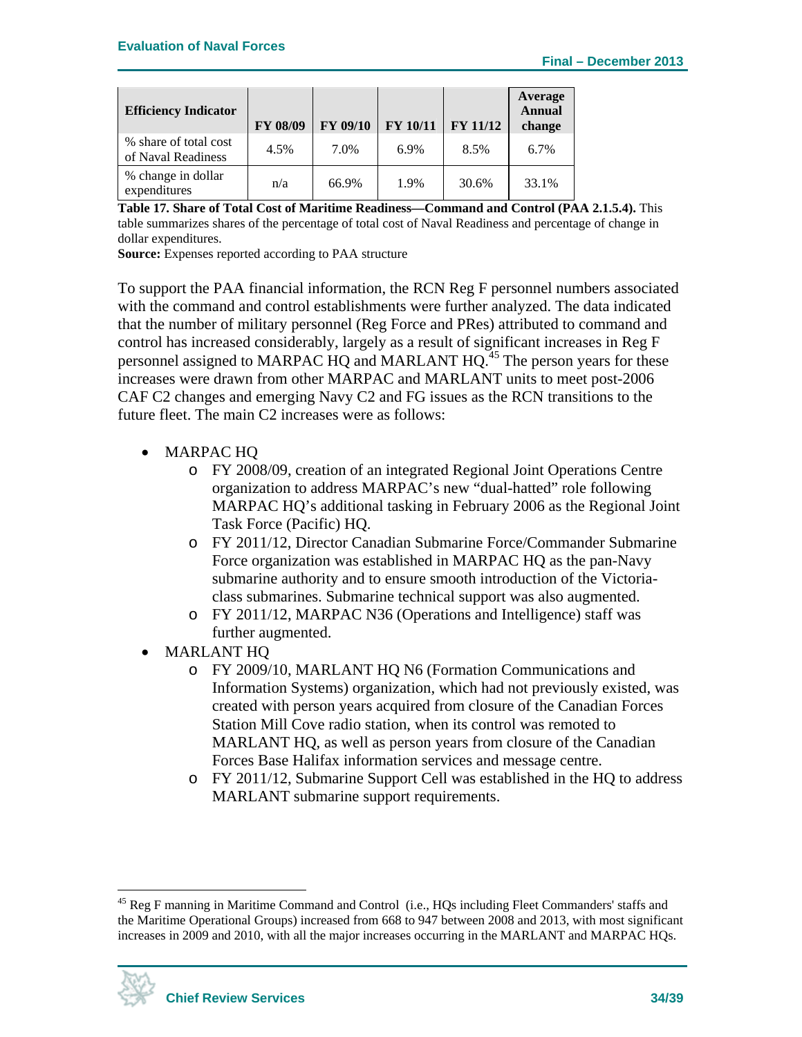| Efficiency Indicator | FY 08/09 | FY 09/10 | FY 10/11 | FY 11/12 | Average Annual change |
|---|---|---|---|---|---|
| % share of total cost of Naval Readiness | 4.5% | 7.0% | 6.9% | 8.5% | 6.7% |
| % change in dollar expenditures | n/a | 66.9% | 1.9% | 30.6% | 33.1% |

**Table 17. Share of Total Cost of Maritime Readiness—Command and Control (PAA 2.1.5.4).** This table summarizes shares of the percentage of total cost of Naval Readiness and percentage of change in dollar expenditures.
**Source:** Expenses reported according to PAA structure

To support the PAA financial information, the RCN Reg F personnel numbers associated with the command and control establishments were further analyzed. The data indicated that the number of military personnel (Reg Force and PRes) attributed to command and control has increased considerably, largely as a result of significant increases in Reg F personnel assigned to MARPAC HQ and MARLANT HQ.[45] The person years for these increases were drawn from other MARPAC and MARLANT units to meet post-2006 CAF C2 changes and emerging Navy C2 and FG issues as the RCN transitions to the future fleet. The main C2 increases were as follows:

- MARPAC HQ
  - FY 2008/09, creation of an integrated Regional Joint Operations Centre organization to address MARPAC's new "dual-hatted" role following MARPAC HQ's additional tasking in February 2006 as the Regional Joint Task Force (Pacific) HQ.
  - FY 2011/12, Director Canadian Submarine Force/Commander Submarine Force organization was established in MARPAC HQ as the pan-Navy submarine authority and to ensure smooth introduction of the Victoria-class submarines. Submarine technical support was also augmented.
  - FY 2011/12, MARPAC N36 (Operations and Intelligence) staff was further augmented.
- MARLANT HQ
  - FY 2009/10, MARLANT HQ N6 (Formation Communications and Information Systems) organization, which had not previously existed, was created with person years acquired from closure of the Canadian Forces Station Mill Cove radio station, when its control was remoted to MARLANT HQ, as well as person years from closure of the Canadian Forces Base Halifax information services and message centre.
  - FY 2011/12, Submarine Support Cell was established in the HQ to address MARLANT submarine support requirements.

[45] Reg F manning in Maritime Command and Control (i.e., HQs including Fleet Commanders' staffs and the Maritime Operational Groups) increased from 668 to 947 between 2008 and 2013, with most significant increases in 2009 and 2010, with all the major increases occurring in the MARLANT and MARPAC HQs.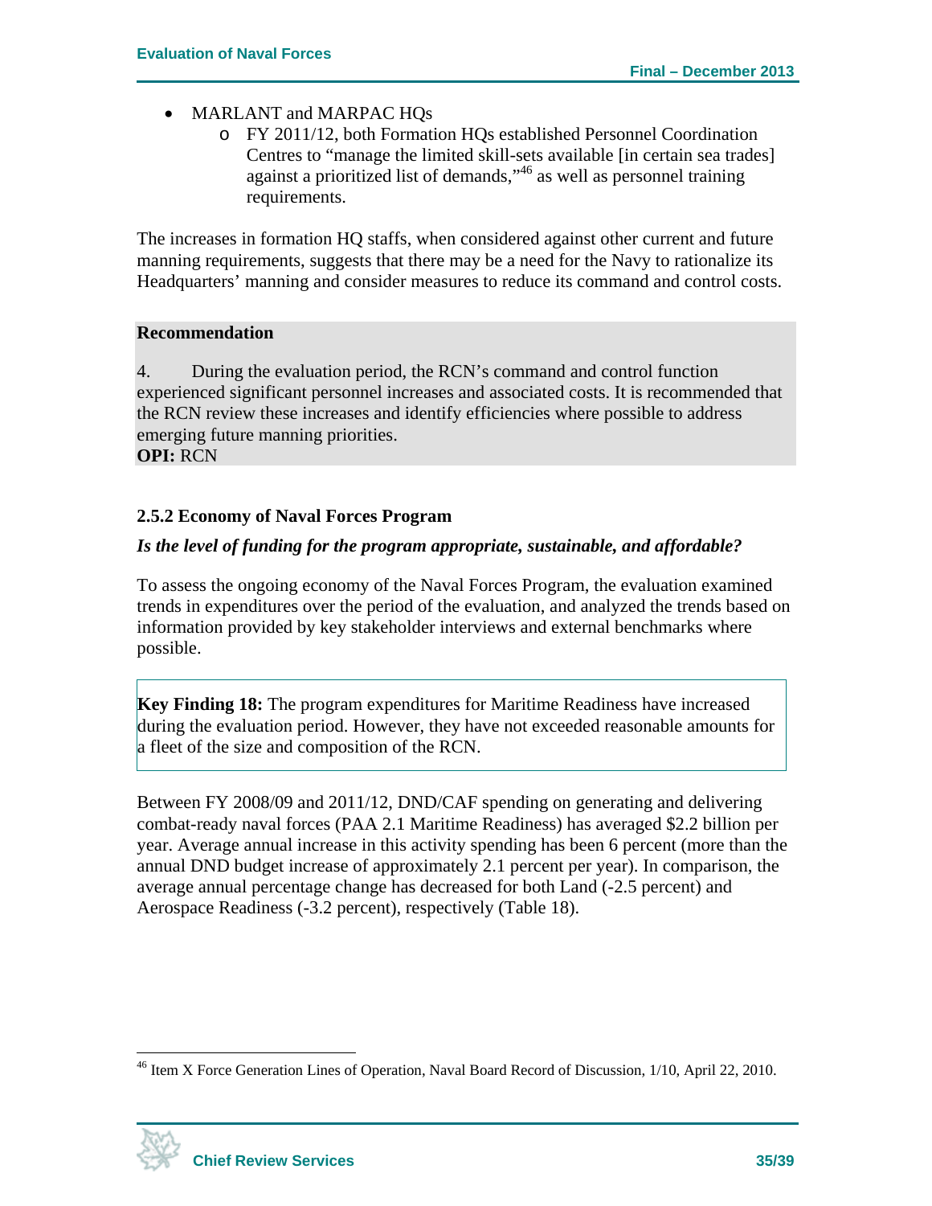- MARLANT and MARPAC HQs
    - FY 2011/12, both Formation HQs established Personnel Coordination Centres to "manage the limited skill-sets available [in certain sea trades] against a prioritized list of demands,"[46] as well as personnel training requirements.

The increases in formation HQ staffs, when considered against other current and future manning requirements, suggests that there may be a need for the Navy to rationalize its Headquarters' manning and consider measures to reduce its command and control costs.

**Recommendation**

4. During the evaluation period, the RCN's command and control function experienced significant personnel increases and associated costs. It is recommended that the RCN review these increases and identify efficiencies where possible to address emerging future manning priorities.
**OPI:** RCN

### 2.5.2 Economy of Naval Forces Program

***Is the level of funding for the program appropriate, sustainable, and affordable?***

To assess the ongoing economy of the Naval Forces Program, the evaluation examined trends in expenditures over the period of the evaluation, and analyzed the trends based on information provided by key stakeholder interviews and external benchmarks where possible.

**Key Finding 18:** The program expenditures for Maritime Readiness have increased during the evaluation period. However, they have not exceeded reasonable amounts for a fleet of the size and composition of the RCN.

Between FY 2008/09 and 2011/12, DND/CAF spending on generating and delivering combat-ready naval forces (PAA 2.1 Maritime Readiness) has averaged $2.2 billion per year. Average annual increase in this activity spending has been 6 percent (more than the annual DND budget increase of approximately 2.1 percent per year). In comparison, the average annual percentage change has decreased for both Land (-2.5 percent) and Aerospace Readiness (-3.2 percent), respectively (Table 18).

---

[46] Item X Force Generation Lines of Operation, Naval Board Record of Discussion, 1/10, April 22, 2010.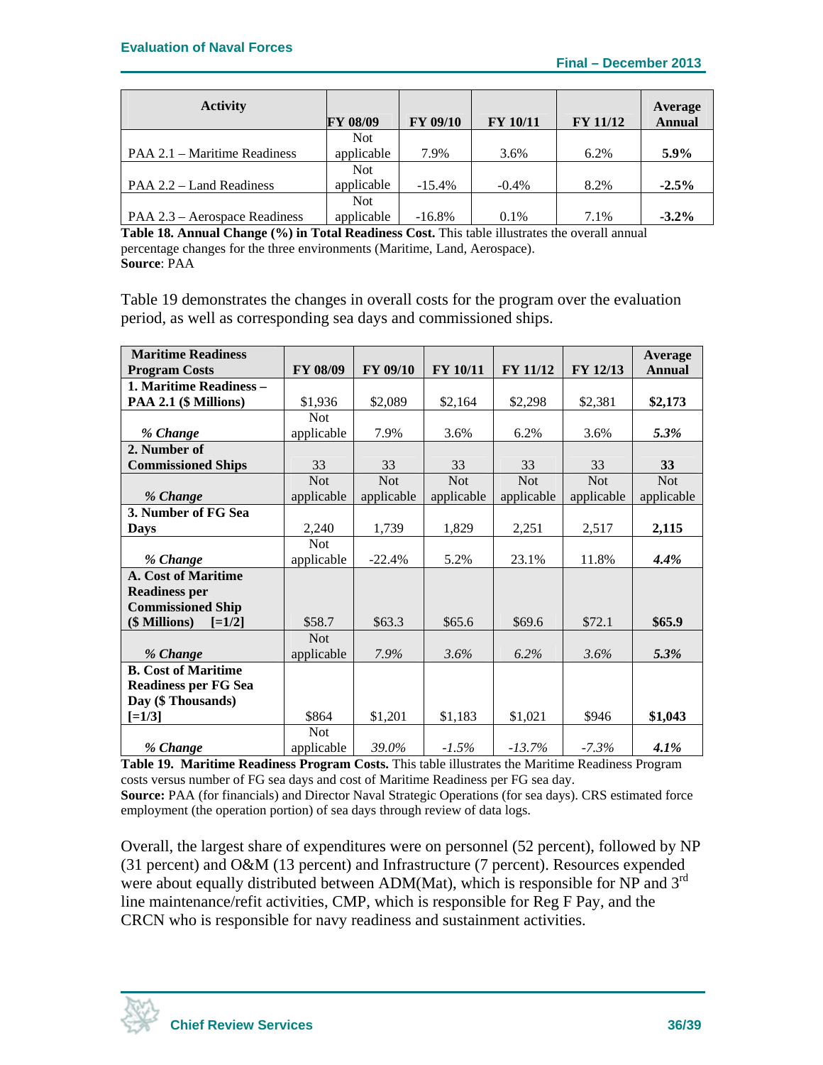| Activity | FY 08/09 | FY 09/10 | FY 10/11 | FY 11/12 | Average Annual |
|---|---|---|---|---|---|
| PAA 2.1 – Maritime Readiness | Not applicable | 7.9% | 3.6% | 6.2% | **5.9%** |
| PAA 2.2 – Land Readiness | Not applicable | -15.4% | -0.4% | 8.2% | **-2.5%** |
| PAA 2.3 – Aerospace Readiness | Not applicable | -16.8% | 0.1% | 7.1% | **-3.2%** |

**Table 18. Annual Change (%) in Total Readiness Cost.** This table illustrates the overall annual percentage changes for the three environments (Maritime, Land, Aerospace).
**Source**: PAA

Table 19 demonstrates the changes in overall costs for the program over the evaluation period, as well as corresponding sea days and commissioned ships.

| Maritime Readiness Program Costs | FY 08/09 | FY 09/10 | FY 10/11 | FY 11/12 | FY 12/13 | Average Annual |
|---|---|---|---|---|---|---|
| **1. Maritime Readiness – PAA 2.1 ($ Millions)** | $1,936 | $2,089 | $2,164 | $2,298 | $2,381 | **$2,173** |
| *% Change* | Not applicable | 7.9% | 3.6% | 6.2% | 3.6% | ***5.3%*** |
| **2. Number of Commissioned Ships** | 33 | 33 | 33 | 33 | 33 | **33** |
| *% Change* | Not applicable | Not applicable | Not applicable | Not applicable | Not applicable | Not applicable |
| **3. Number of FG Sea Days** | 2,240 | 1,739 | 1,829 | 2,251 | 2,517 | **2,115** |
| *% Change* | Not applicable | -22.4% | 5.2% | 23.1% | 11.8% | ***4.4%*** |
| **A. Cost of Maritime Readiness per Commissioned Ship ($ Millions) [=1/2]** | $58.7 | $63.3 | $65.6 | $69.6 | $72.1 | **$65.9** |
| *% Change* | Not applicable | *7.9%* | *3.6%* | *6.2%* | *3.6%* | ***5.3%*** |
| **B. Cost of Maritime Readiness per FG Sea Day ($ Thousands) [=1/3]** | $864 | $1,201 | $1,183 | $1,021 | $946 | **$1,043** |
| *% Change* | Not applicable | *39.0%* | *-1.5%* | *-13.7%* | *-7.3%* | ***4.1%*** |

**Table 19. Maritime Readiness Program Costs.** This table illustrates the Maritime Readiness Program costs versus number of FG sea days and cost of Maritime Readiness per FG sea day.
**Source:** PAA (for financials) and Director Naval Strategic Operations (for sea days). CRS estimated force employment (the operation portion) of sea days through review of data logs.

Overall, the largest share of expenditures were on personnel (52 percent), followed by NP (31 percent) and O&M (13 percent) and Infrastructure (7 percent). Resources expended were about equally distributed between ADM(Mat), which is responsible for NP and 3rd line maintenance/refit activities, CMP, which is responsible for Reg F Pay, and the CRCN who is responsible for navy readiness and sustainment activities.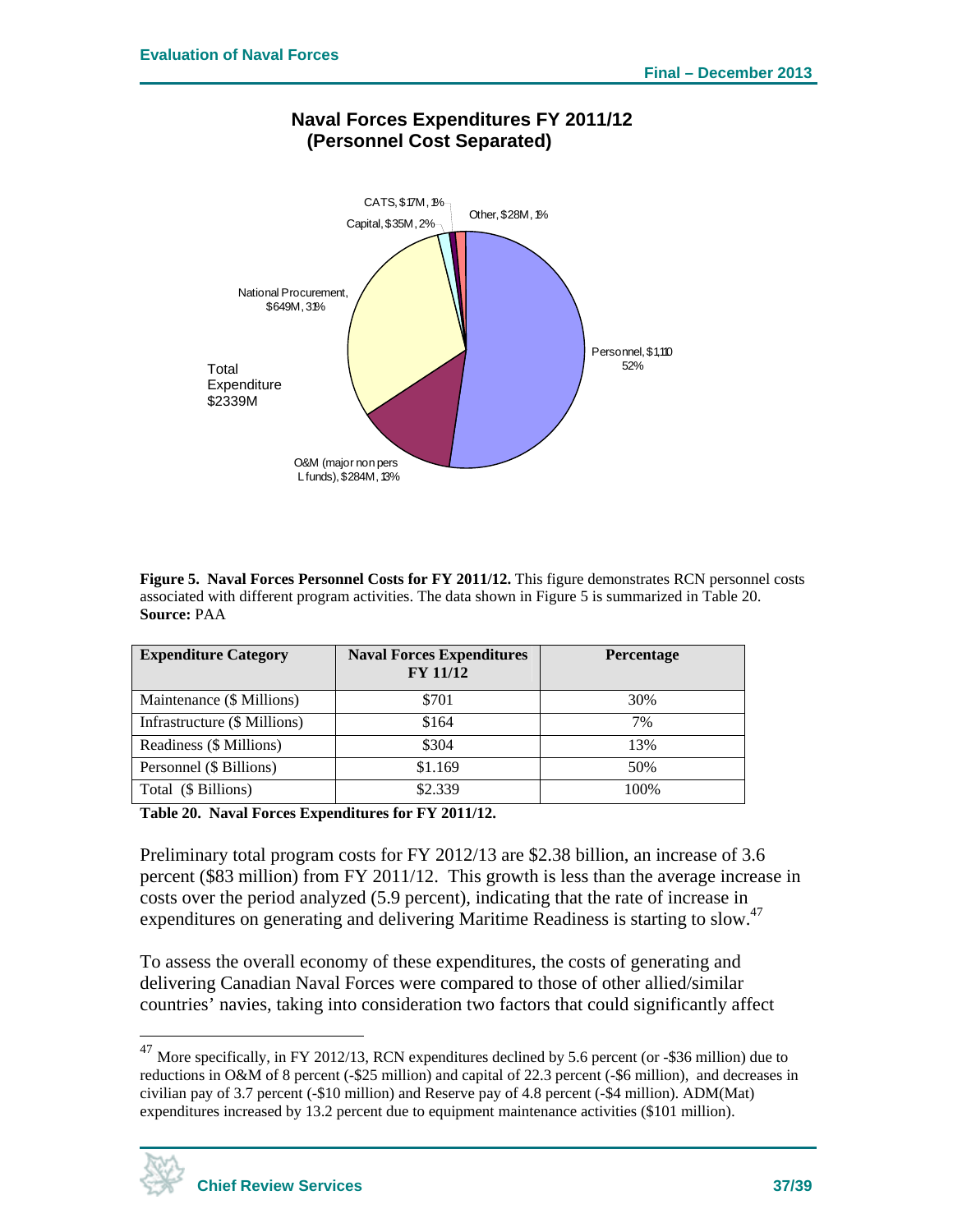**Naval Forces Expenditures FY 2011/12 (Personnel Cost Separated)**

CATS, $17M, 1%

Other, $28M, 1%

Capital, $35M, 2%

National Procurement, $649M, 31%

Personnel, $1,110 52%

Total Expenditure $2339M

O&M (major non pers L funds), $284M, 13%

**Figure 5. Naval Forces Personnel Costs for FY 2011/12.** This figure demonstrates RCN personnel costs associated with different program activities. The data shown in Figure 5 is summarized in Table 20.
**Source:** PAA

| Expenditure Category | Naval Forces Expenditures FY 11/12 | Percentage |
|---|---|---|
| Maintenance ($ Millions) | $701 | 30% |
| Infrastructure ($ Millions) | $164 | 7% |
| Readiness ($ Millions) | $304 | 13% |
| Personnel ($ Billions) | $1.169 | 50% |
| Total ($ Billions) | $2.339 | 100% |

**Table 20. Naval Forces Expenditures for FY 2011/12.**

Preliminary total program costs for FY 2012/13 are $2.38 billion, an increase of 3.6 percent ($83 million) from FY 2011/12. This growth is less than the average increase in costs over the period analyzed (5.9 percent), indicating that the rate of increase in expenditures on generating and delivering Maritime Readiness is starting to slow.[47]

To assess the overall economy of these expenditures, the costs of generating and delivering Canadian Naval Forces were compared to those of other allied/similar countries' navies, taking into consideration two factors that could significantly affect

[47] More specifically, in FY 2012/13, RCN expenditures declined by 5.6 percent (or -$36 million) due to reductions in O&M of 8 percent (-$25 million) and capital of 22.3 percent (-$6 million), and decreases in civilian pay of 3.7 percent (-$10 million) and Reserve pay of 4.8 percent (-$4 million). ADM(Mat) expenditures increased by 13.2 percent due to equipment maintenance activities ($101 million).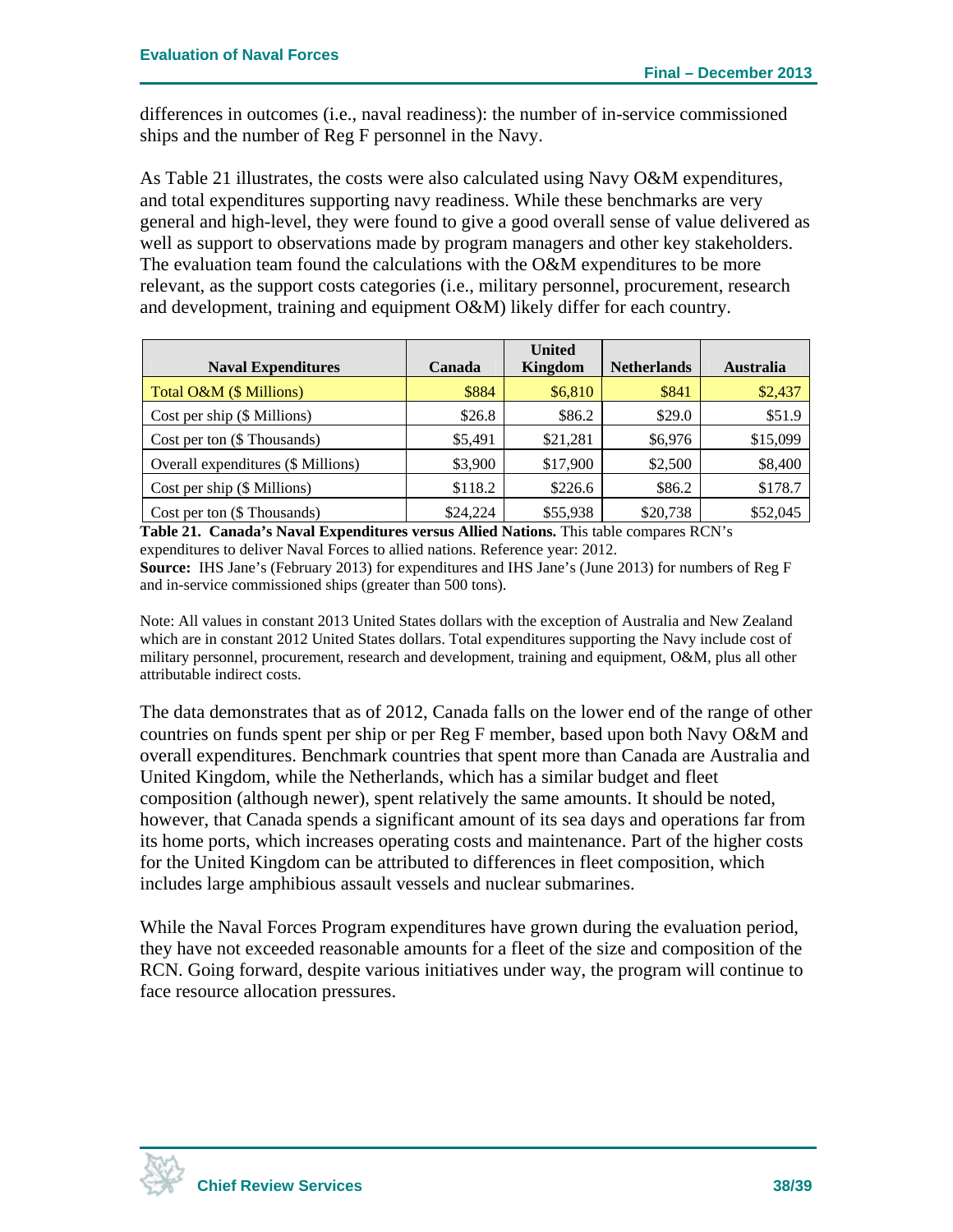differences in outcomes (i.e., naval readiness): the number of in-service commissioned ships and the number of Reg F personnel in the Navy.

As Table 21 illustrates, the costs were also calculated using Navy O&M expenditures, and total expenditures supporting navy readiness. While these benchmarks are very general and high-level, they were found to give a good overall sense of value delivered as well as support to observations made by program managers and other key stakeholders. The evaluation team found the calculations with the O&M expenditures to be more relevant, as the support costs categories (i.e., military personnel, procurement, research and development, training and equipment O&M) likely differ for each country.

| Naval Expenditures | Canada | United Kingdom | Netherlands | Australia |
|---|---|---|---|---|
| Total O&M ($ Millions) | $884 | $6,810 | $841 | $2,437 |
| Cost per ship ($ Millions) | $26.8 | $86.2 | $29.0 | $51.9 |
| Cost per ton ($ Thousands) | $5,491 | $21,281 | $6,976 | $15,099 |
| Overall expenditures ($ Millions) | $3,900 | $17,900 | $2,500 | $8,400 |
| Cost per ship ($ Millions) | $118.2 | $226.6 | $86.2 | $178.7 |
| Cost per ton ($ Thousands) | $24,224 | $55,938 | $20,738 | $52,045 |

**Table 21. Canada's Naval Expenditures versus Allied Nations.** This table compares RCN's expenditures to deliver Naval Forces to allied nations. Reference year: 2012.
**Source:** IHS Jane's (February 2013) for expenditures and IHS Jane's (June 2013) for numbers of Reg F and in-service commissioned ships (greater than 500 tons).

Note: All values in constant 2013 United States dollars with the exception of Australia and New Zealand which are in constant 2012 United States dollars. Total expenditures supporting the Navy include cost of military personnel, procurement, research and development, training and equipment, O&M, plus all other attributable indirect costs.

The data demonstrates that as of 2012, Canada falls on the lower end of the range of other countries on funds spent per ship or per Reg F member, based upon both Navy O&M and overall expenditures. Benchmark countries that spent more than Canada are Australia and United Kingdom, while the Netherlands, which has a similar budget and fleet composition (although newer), spent relatively the same amounts. It should be noted, however, that Canada spends a significant amount of its sea days and operations far from its home ports, which increases operating costs and maintenance. Part of the higher costs for the United Kingdom can be attributed to differences in fleet composition, which includes large amphibious assault vessels and nuclear submarines.

While the Naval Forces Program expenditures have grown during the evaluation period, they have not exceeded reasonable amounts for a fleet of the size and composition of the RCN. Going forward, despite various initiatives under way, the program will continue to face resource allocation pressures.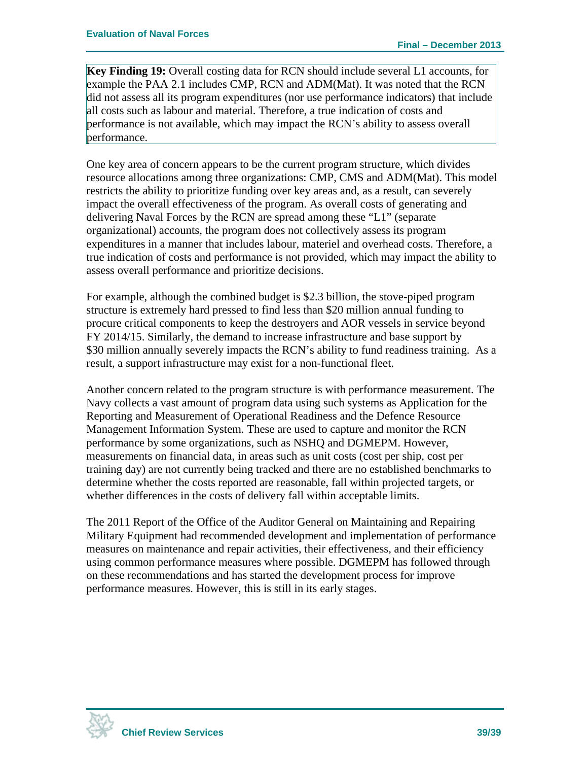**Key Finding 19:** Overall costing data for RCN should include several L1 accounts, for example the PAA 2.1 includes CMP, RCN and ADM(Mat). It was noted that the RCN did not assess all its program expenditures (nor use performance indicators) that include all costs such as labour and material. Therefore, a true indication of costs and performance is not available, which may impact the RCN's ability to assess overall performance.

One key area of concern appears to be the current program structure, which divides resource allocations among three organizations: CMP, CMS and ADM(Mat). This model restricts the ability to prioritize funding over key areas and, as a result, can severely impact the overall effectiveness of the program. As overall costs of generating and delivering Naval Forces by the RCN are spread among these "L1" (separate organizational) accounts, the program does not collectively assess its program expenditures in a manner that includes labour, materiel and overhead costs. Therefore, a true indication of costs and performance is not provided, which may impact the ability to assess overall performance and prioritize decisions.

For example, although the combined budget is $2.3 billion, the stove-piped program structure is extremely hard pressed to find less than $20 million annual funding to procure critical components to keep the destroyers and AOR vessels in service beyond FY 2014/15. Similarly, the demand to increase infrastructure and base support by $30 million annually severely impacts the RCN's ability to fund readiness training. As a result, a support infrastructure may exist for a non-functional fleet.

Another concern related to the program structure is with performance measurement. The Navy collects a vast amount of program data using such systems as Application for the Reporting and Measurement of Operational Readiness and the Defence Resource Management Information System. These are used to capture and monitor the RCN performance by some organizations, such as NSHQ and DGMEPM. However, measurements on financial data, in areas such as unit costs (cost per ship, cost per training day) are not currently being tracked and there are no established benchmarks to determine whether the costs reported are reasonable, fall within projected targets, or whether differences in the costs of delivery fall within acceptable limits.

The 2011 Report of the Office of the Auditor General on Maintaining and Repairing Military Equipment had recommended development and implementation of performance measures on maintenance and repair activities, their effectiveness, and their efficiency using common performance measures where possible. DGMEPM has followed through on these recommendations and has started the development process for improve performance measures. However, this is still in its early stages.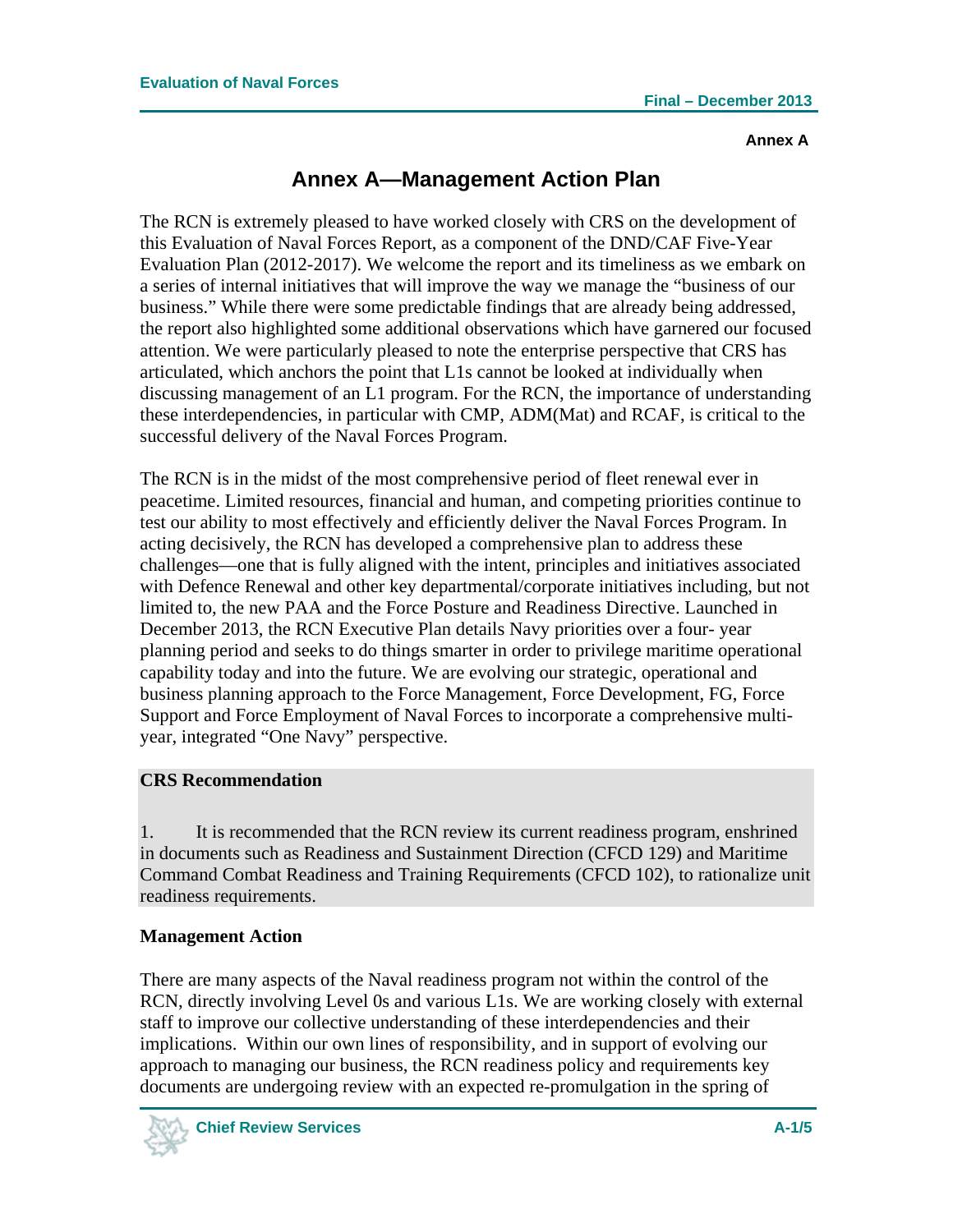Annex A

# Annex A—Management Action Plan

The RCN is extremely pleased to have worked closely with CRS on the development of this Evaluation of Naval Forces Report, as a component of the DND/CAF Five-Year Evaluation Plan (2012-2017). We welcome the report and its timeliness as we embark on a series of internal initiatives that will improve the way we manage the "business of our business." While there were some predictable findings that are already being addressed, the report also highlighted some additional observations which have garnered our focused attention. We were particularly pleased to note the enterprise perspective that CRS has articulated, which anchors the point that L1s cannot be looked at individually when discussing management of an L1 program. For the RCN, the importance of understanding these interdependencies, in particular with CMP, ADM(Mat) and RCAF, is critical to the successful delivery of the Naval Forces Program.

The RCN is in the midst of the most comprehensive period of fleet renewal ever in peacetime. Limited resources, financial and human, and competing priorities continue to test our ability to most effectively and efficiently deliver the Naval Forces Program. In acting decisively, the RCN has developed a comprehensive plan to address these challenges—one that is fully aligned with the intent, principles and initiatives associated with Defence Renewal and other key departmental/corporate initiatives including, but not limited to, the new PAA and the Force Posture and Readiness Directive. Launched in December 2013, the RCN Executive Plan details Navy priorities over a four- year planning period and seeks to do things smarter in order to privilege maritime operational capability today and into the future. We are evolving our strategic, operational and business planning approach to the Force Management, Force Development, FG, Force Support and Force Employment of Naval Forces to incorporate a comprehensive multi-year, integrated "One Navy" perspective.

**CRS Recommendation**

1. It is recommended that the RCN review its current readiness program, enshrined in documents such as Readiness and Sustainment Direction (CFCD 129) and Maritime Command Combat Readiness and Training Requirements (CFCD 102), to rationalize unit readiness requirements.

**Management Action**

There are many aspects of the Naval readiness program not within the control of the RCN, directly involving Level 0s and various L1s. We are working closely with external staff to improve our collective understanding of these interdependencies and their implications. Within our own lines of responsibility, and in support of evolving our approach to managing our business, the RCN readiness policy and requirements key documents are undergoing review with an expected re-promulgation in the spring of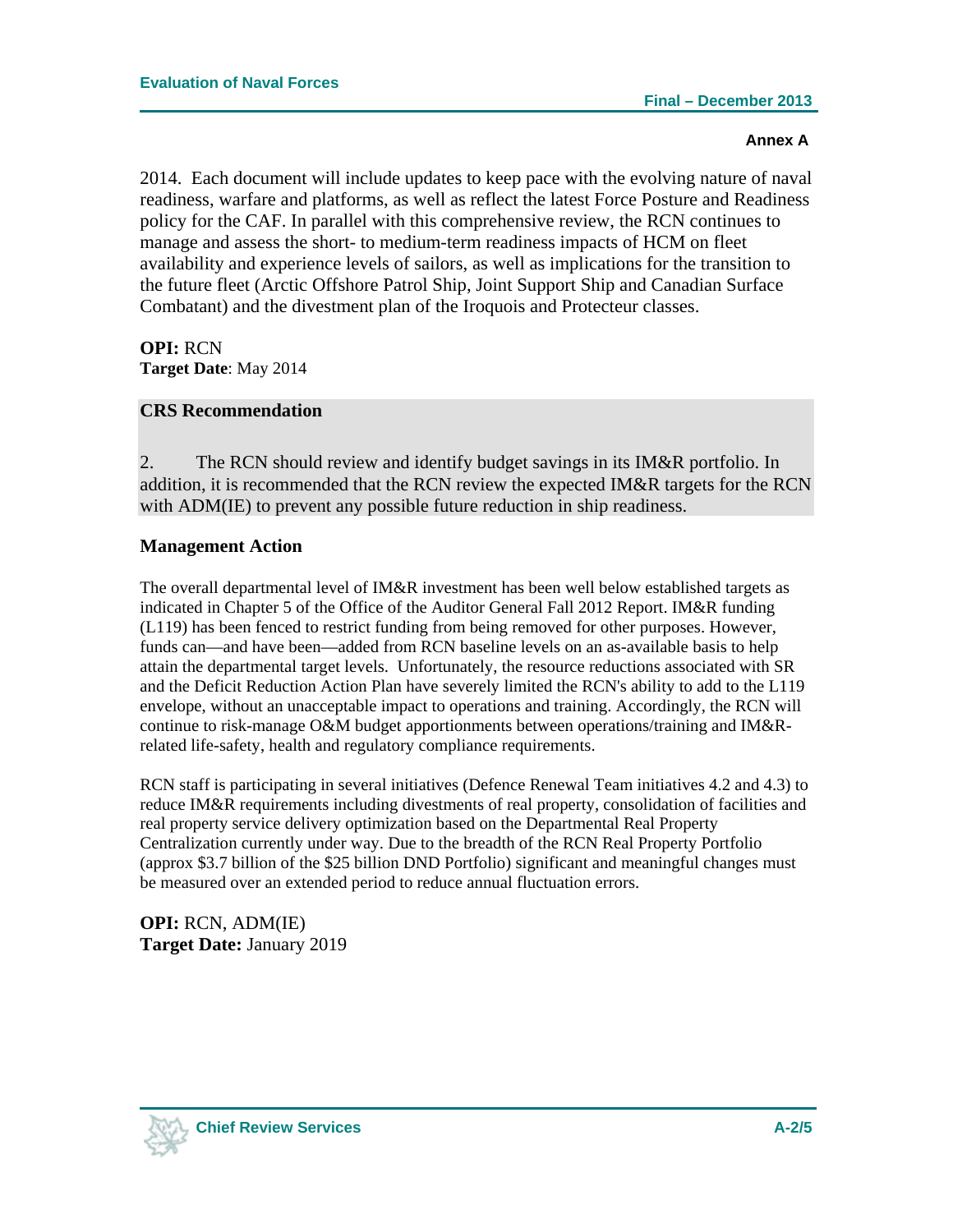2014. Each document will include updates to keep pace with the evolving nature of naval readiness, warfare and platforms, as well as reflect the latest Force Posture and Readiness policy for the CAF. In parallel with this comprehensive review, the RCN continues to manage and assess the short- to medium-term readiness impacts of HCM on fleet availability and experience levels of sailors, as well as implications for the transition to the future fleet (Arctic Offshore Patrol Ship, Joint Support Ship and Canadian Surface Combatant) and the divestment plan of the Iroquois and Protecteur classes.

**OPI:** RCN
**Target Date**: May 2014

### CRS Recommendation

2. The RCN should review and identify budget savings in its IM&R portfolio. In addition, it is recommended that the RCN review the expected IM&R targets for the RCN with ADM(IE) to prevent any possible future reduction in ship readiness.

### Management Action

The overall departmental level of IM&R investment has been well below established targets as indicated in Chapter 5 of the Office of the Auditor General Fall 2012 Report. IM&R funding (L119) has been fenced to restrict funding from being removed for other purposes. However, funds can—and have been—added from RCN baseline levels on an as-available basis to help attain the departmental target levels. Unfortunately, the resource reductions associated with SR and the Deficit Reduction Action Plan have severely limited the RCN's ability to add to the L119 envelope, without an unacceptable impact to operations and training. Accordingly, the RCN will continue to risk-manage O&M budget apportionments between operations/training and IM&R-related life-safety, health and regulatory compliance requirements.

RCN staff is participating in several initiatives (Defence Renewal Team initiatives 4.2 and 4.3) to reduce IM&R requirements including divestments of real property, consolidation of facilities and real property service delivery optimization based on the Departmental Real Property Centralization currently under way. Due to the breadth of the RCN Real Property Portfolio (approx $3.7 billion of the $25 billion DND Portfolio) significant and meaningful changes must be measured over an extended period to reduce annual fluctuation errors.

**OPI:** RCN, ADM(IE)
**Target Date:** January 2019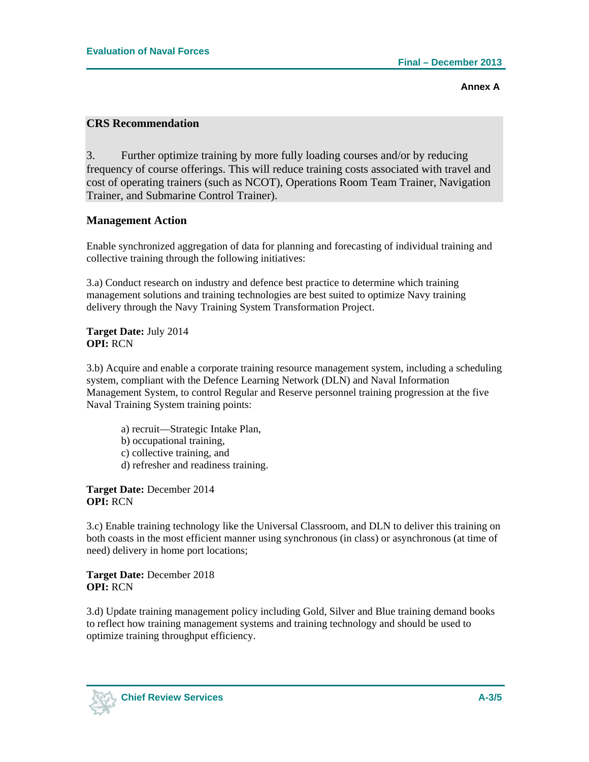**Annex A**

## CRS Recommendation

3. Further optimize training by more fully loading courses and/or by reducing frequency of course offerings. This will reduce training costs associated with travel and cost of operating trainers (such as NCOT), Operations Room Team Trainer, Navigation Trainer, and Submarine Control Trainer).

## Management Action

Enable synchronized aggregation of data for planning and forecasting of individual training and collective training through the following initiatives:

3.a) Conduct research on industry and defence best practice to determine which training management solutions and training technologies are best suited to optimize Navy training delivery through the Navy Training System Transformation Project.

**Target Date:** July 2014
**OPI:** RCN

3.b) Acquire and enable a corporate training resource management system, including a scheduling system, compliant with the Defence Learning Network (DLN) and Naval Information Management System, to control Regular and Reserve personnel training progression at the five Naval Training System training points:

a) recruit—Strategic Intake Plan,
b) occupational training,
c) collective training, and
d) refresher and readiness training.

**Target Date:** December 2014
**OPI:** RCN

3.c) Enable training technology like the Universal Classroom, and DLN to deliver this training on both coasts in the most efficient manner using synchronous (in class) or asynchronous (at time of need) delivery in home port locations;

**Target Date:** December 2018
**OPI:** RCN

3.d) Update training management policy including Gold, Silver and Blue training demand books to reflect how training management systems and training technology and should be used to optimize training throughput efficiency.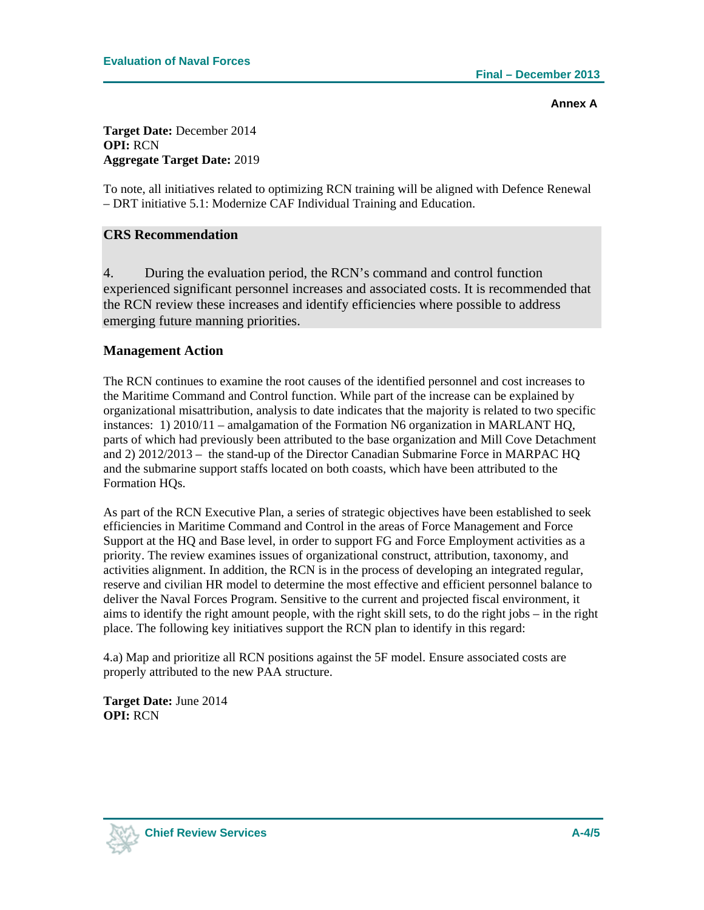**Annex A**

**Target Date:** December 2014
**OPI:** RCN
**Aggregate Target Date:** 2019

To note, all initiatives related to optimizing RCN training will be aligned with Defence Renewal – DRT initiative 5.1: Modernize CAF Individual Training and Education.

### CRS Recommendation

4. During the evaluation period, the RCN's command and control function experienced significant personnel increases and associated costs. It is recommended that the RCN review these increases and identify efficiencies where possible to address emerging future manning priorities.

### Management Action

The RCN continues to examine the root causes of the identified personnel and cost increases to the Maritime Command and Control function. While part of the increase can be explained by organizational misattribution, analysis to date indicates that the majority is related to two specific instances: 1) 2010/11 – amalgamation of the Formation N6 organization in MARLANT HQ, parts of which had previously been attributed to the base organization and Mill Cove Detachment and 2) 2012/2013 – the stand-up of the Director Canadian Submarine Force in MARPAC HQ and the submarine support staffs located on both coasts, which have been attributed to the Formation HQs.

As part of the RCN Executive Plan, a series of strategic objectives have been established to seek efficiencies in Maritime Command and Control in the areas of Force Management and Force Support at the HQ and Base level, in order to support FG and Force Employment activities as a priority. The review examines issues of organizational construct, attribution, taxonomy, and activities alignment. In addition, the RCN is in the process of developing an integrated regular, reserve and civilian HR model to determine the most effective and efficient personnel balance to deliver the Naval Forces Program. Sensitive to the current and projected fiscal environment, it aims to identify the right amount people, with the right skill sets, to do the right jobs – in the right place. The following key initiatives support the RCN plan to identify in this regard:

4.a) Map and prioritize all RCN positions against the 5F model. Ensure associated costs are properly attributed to the new PAA structure.

**Target Date:** June 2014
**OPI:** RCN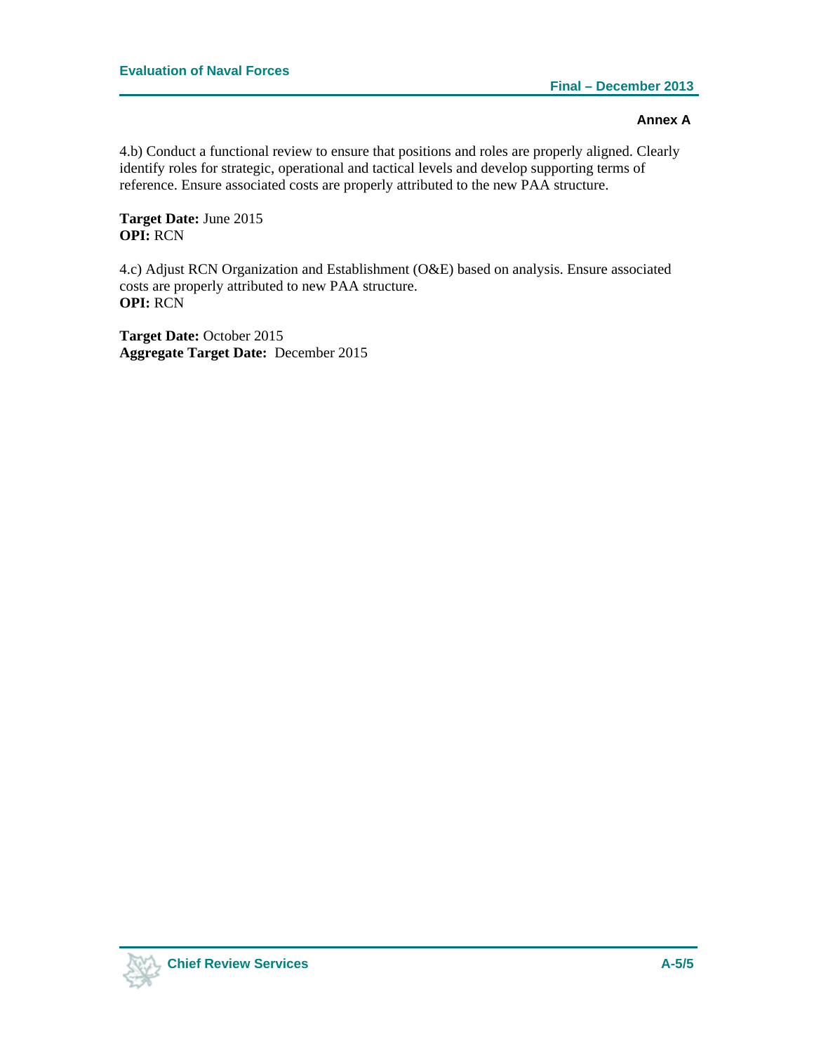**Annex A**

4.b) Conduct a functional review to ensure that positions and roles are properly aligned. Clearly identify roles for strategic, operational and tactical levels and develop supporting terms of reference. Ensure associated costs are properly attributed to the new PAA structure.

**Target Date:** June 2015
**OPI:** RCN

4.c) Adjust RCN Organization and Establishment (O&E) based on analysis. Ensure associated costs are properly attributed to new PAA structure.
**OPI:** RCN

**Target Date:** October 2015
**Aggregate Target Date:** December 2015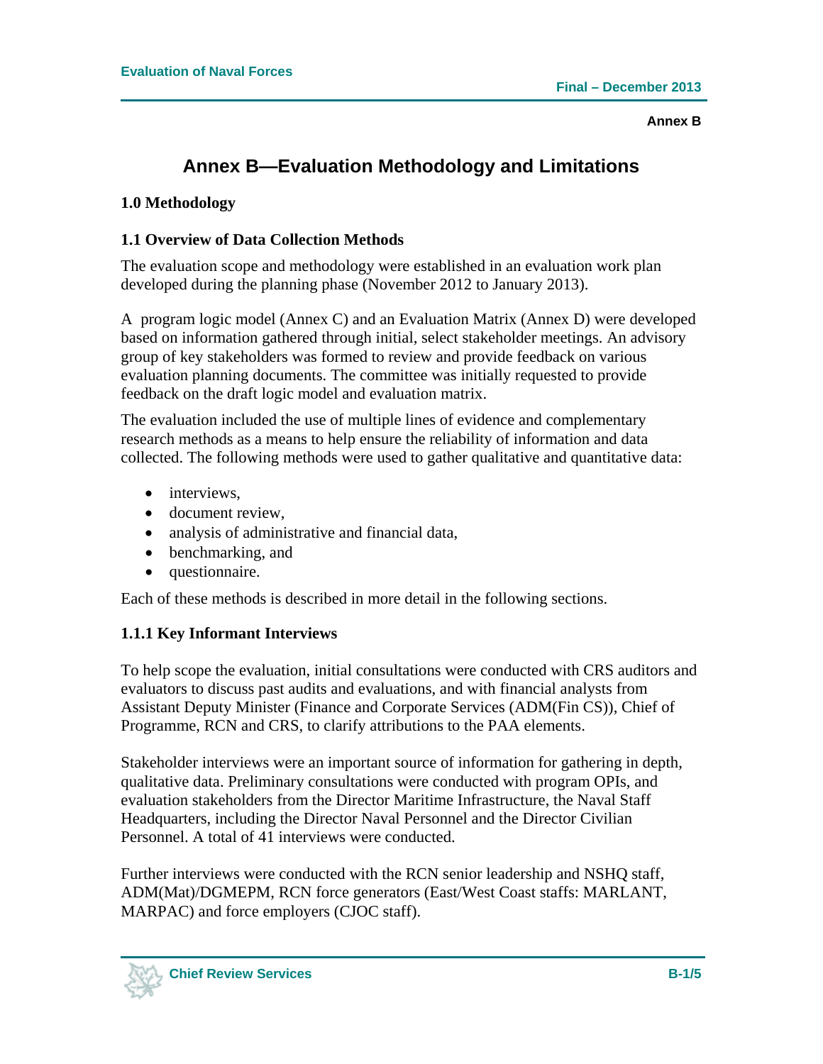# Annex B—Evaluation Methodology and Limitations

## 1.0 Methodology

### 1.1 Overview of Data Collection Methods

The evaluation scope and methodology were established in an evaluation work plan developed during the planning phase (November 2012 to January 2013).

A program logic model (Annex C) and an Evaluation Matrix (Annex D) were developed based on information gathered through initial, select stakeholder meetings. An advisory group of key stakeholders was formed to review and provide feedback on various evaluation planning documents. The committee was initially requested to provide feedback on the draft logic model and evaluation matrix.

The evaluation included the use of multiple lines of evidence and complementary research methods as a means to help ensure the reliability of information and data collected. The following methods were used to gather qualitative and quantitative data:

- interviews,
- document review,
- analysis of administrative and financial data,
- benchmarking, and
- questionnaire.

Each of these methods is described in more detail in the following sections.

#### 1.1.1 Key Informant Interviews

To help scope the evaluation, initial consultations were conducted with CRS auditors and evaluators to discuss past audits and evaluations, and with financial analysts from Assistant Deputy Minister (Finance and Corporate Services (ADM(Fin CS)), Chief of Programme, RCN and CRS, to clarify attributions to the PAA elements.

Stakeholder interviews were an important source of information for gathering in depth, qualitative data. Preliminary consultations were conducted with program OPIs, and evaluation stakeholders from the Director Maritime Infrastructure, the Naval Staff Headquarters, including the Director Naval Personnel and the Director Civilian Personnel. A total of 41 interviews were conducted.

Further interviews were conducted with the RCN senior leadership and NSHQ staff, ADM(Mat)/DGMEPM, RCN force generators (East/West Coast staffs: MARLANT, MARPAC) and force employers (CJOC staff).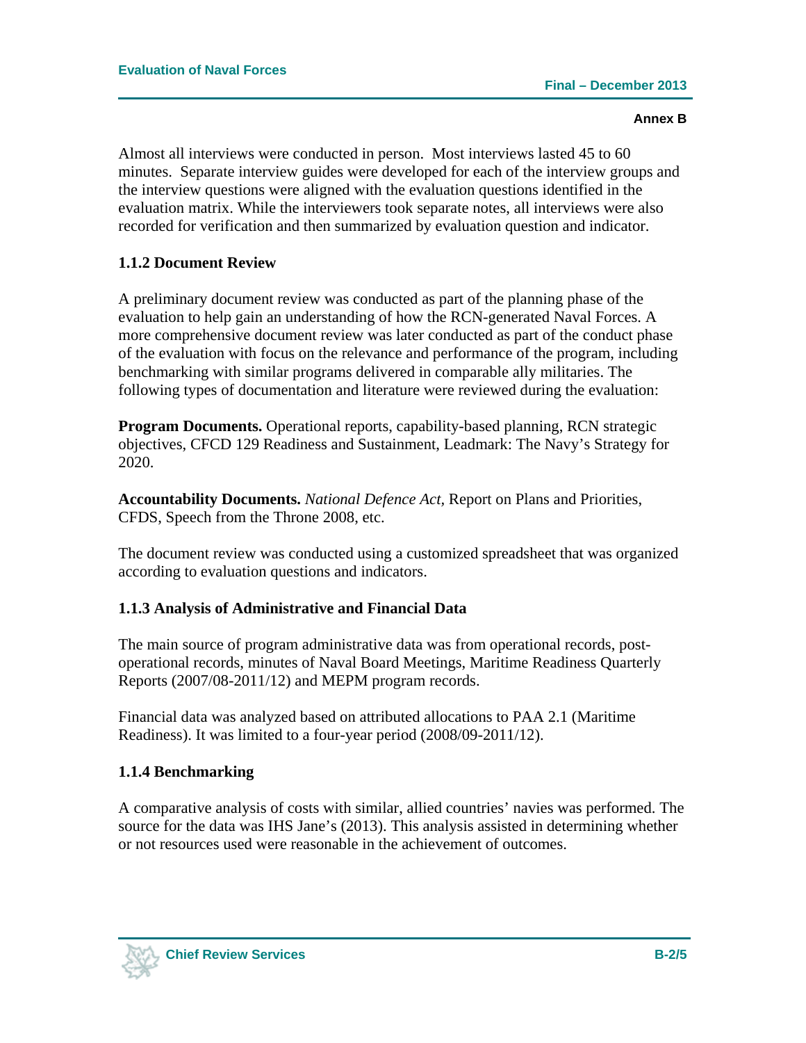Almost all interviews were conducted in person. Most interviews lasted 45 to 60 minutes. Separate interview guides were developed for each of the interview groups and the interview questions were aligned with the evaluation questions identified in the evaluation matrix. While the interviewers took separate notes, all interviews were also recorded for verification and then summarized by evaluation question and indicator.

### 1.1.2 Document Review

A preliminary document review was conducted as part of the planning phase of the evaluation to help gain an understanding of how the RCN-generated Naval Forces. A more comprehensive document review was later conducted as part of the conduct phase of the evaluation with focus on the relevance and performance of the program, including benchmarking with similar programs delivered in comparable ally militaries. The following types of documentation and literature were reviewed during the evaluation:

**Program Documents.** Operational reports, capability-based planning, RCN strategic objectives, CFCD 129 Readiness and Sustainment, Leadmark: The Navy's Strategy for 2020.

**Accountability Documents.** *National Defence Act*, Report on Plans and Priorities, CFDS, Speech from the Throne 2008, etc.

The document review was conducted using a customized spreadsheet that was organized according to evaluation questions and indicators.

### 1.1.3 Analysis of Administrative and Financial Data

The main source of program administrative data was from operational records, post-operational records, minutes of Naval Board Meetings, Maritime Readiness Quarterly Reports (2007/08-2011/12) and MEPM program records.

Financial data was analyzed based on attributed allocations to PAA 2.1 (Maritime Readiness). It was limited to a four-year period (2008/09-2011/12).

### 1.1.4 Benchmarking

A comparative analysis of costs with similar, allied countries' navies was performed. The source for the data was IHS Jane's (2013). This analysis assisted in determining whether or not resources used were reasonable in the achievement of outcomes.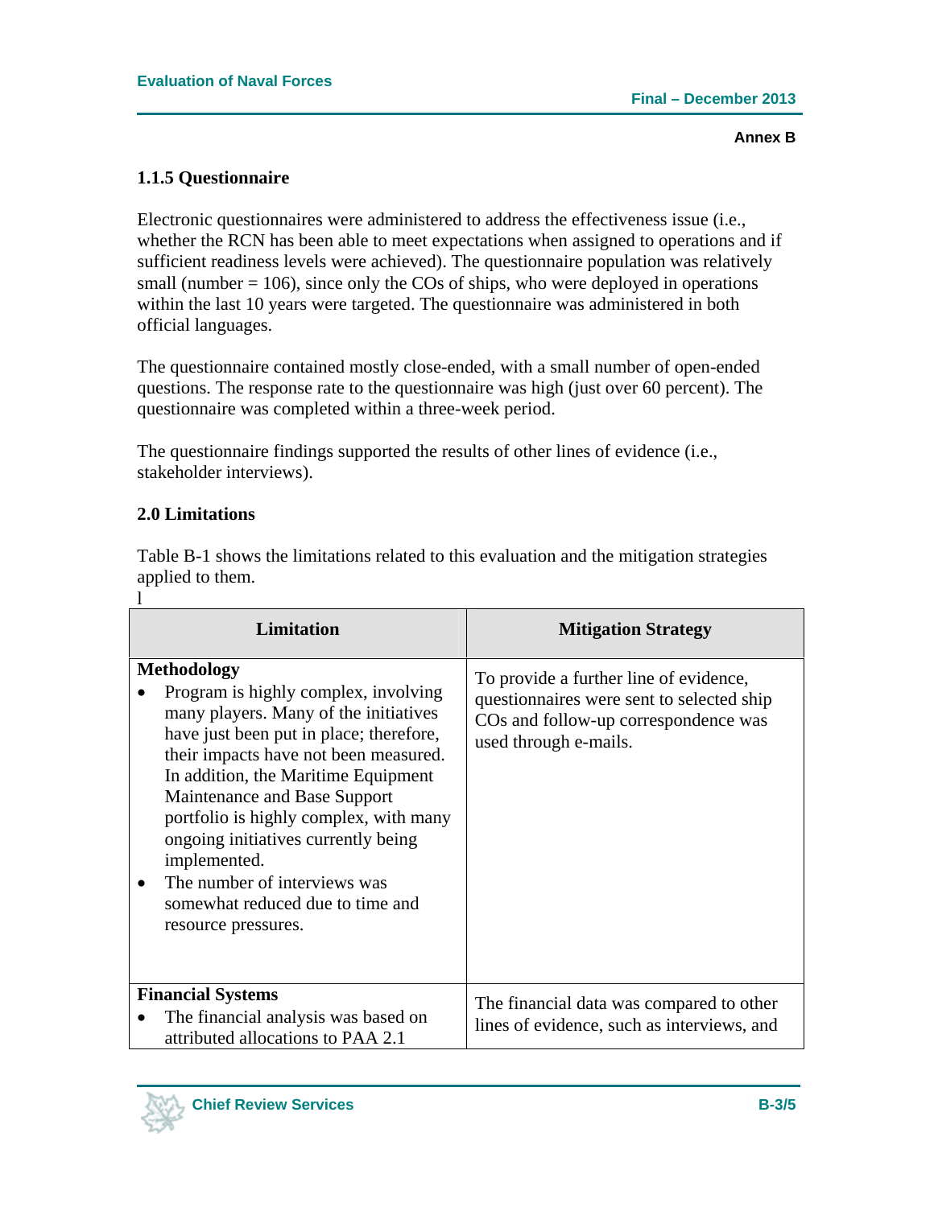### 1.1.5 Questionnaire

Electronic questionnaires were administered to address the effectiveness issue (i.e., whether the RCN has been able to meet expectations when assigned to operations and if sufficient readiness levels were achieved). The questionnaire population was relatively small (number = 106), since only the COs of ships, who were deployed in operations within the last 10 years were targeted. The questionnaire was administered in both official languages.

The questionnaire contained mostly close-ended, with a small number of open-ended questions. The response rate to the questionnaire was high (just over 60 percent). The questionnaire was completed within a three-week period.

The questionnaire findings supported the results of other lines of evidence (i.e., stakeholder interviews).

## 2.0 Limitations

Table B-1 shows the limitations related to this evaluation and the mitigation strategies applied to them.

l

| Limitation | Mitigation Strategy |
|---|---|
| **Methodology**<br>• Program is highly complex, involving many players. Many of the initiatives have just been put in place; therefore, their impacts have not been measured. In addition, the Maritime Equipment Maintenance and Base Support portfolio is highly complex, with many ongoing initiatives currently being implemented.<br>• The number of interviews was somewhat reduced due to time and resource pressures. | To provide a further line of evidence, questionnaires were sent to selected ship COs and follow-up correspondence was used through e-mails. |
| **Financial Systems**<br>• The financial analysis was based on attributed allocations to PAA 2.1 | The financial data was compared to other lines of evidence, such as interviews, and |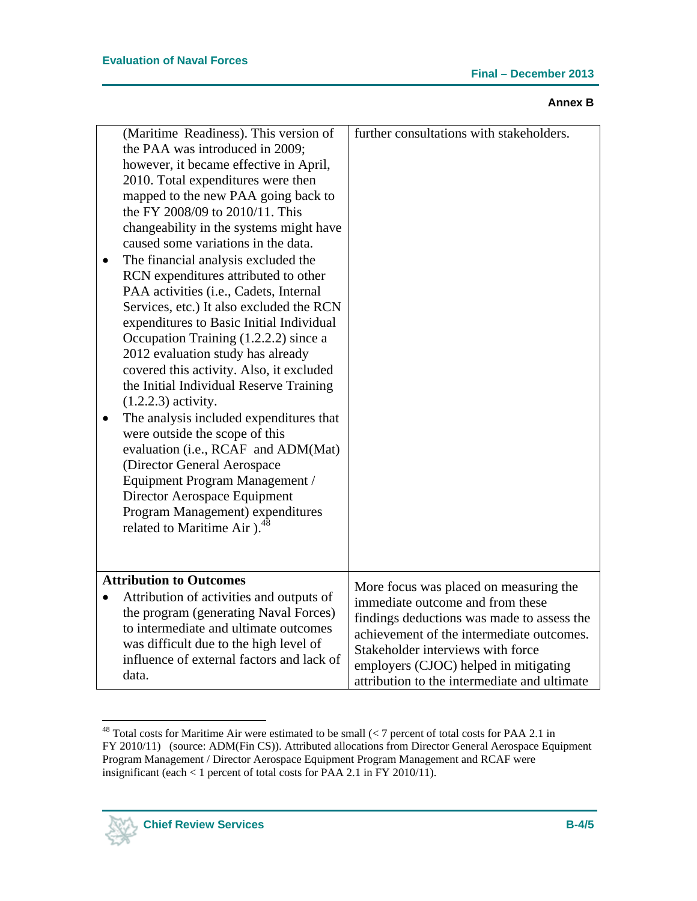| | |
|---|---|
| (Maritime Readiness). This version of the PAA was introduced in 2009; however, it became effective in April, 2010. Total expenditures were then mapped to the new PAA going back to the FY 2008/09 to 2010/11. This changeability in the systems might have caused some variations in the data.<br>• The financial analysis excluded the RCN expenditures attributed to other PAA activities (i.e., Cadets, Internal Services, etc.) It also excluded the RCN expenditures to Basic Initial Individual Occupation Training (1.2.2.2) since a 2012 evaluation study has already covered this activity. Also, it excluded the Initial Individual Reserve Training (1.2.2.3) activity.<br>• The analysis included expenditures that were outside the scope of this evaluation (i.e., RCAF and ADM(Mat) (Director General Aerospace Equipment Program Management / Director Aerospace Equipment Program Management) expenditures related to Maritime Air ).[48] | further consultations with stakeholders. |
| **Attribution to Outcomes**<br>• Attribution of activities and outputs of the program (generating Naval Forces) to intermediate and ultimate outcomes was difficult due to the high level of influence of external factors and lack of data. | More focus was placed on measuring the immediate outcome and from these findings deductions was made to assess the achievement of the intermediate outcomes. Stakeholder interviews with force employers (CJOC) helped in mitigating attribution to the intermediate and ultimate |

[48] Total costs for Maritime Air were estimated to be small (< 7 percent of total costs for PAA 2.1 in FY 2010/11) (source: ADM(Fin CS)). Attributed allocations from Director General Aerospace Equipment Program Management / Director Aerospace Equipment Program Management and RCAF were insignificant (each < 1 percent of total costs for PAA 2.1 in FY 2010/11).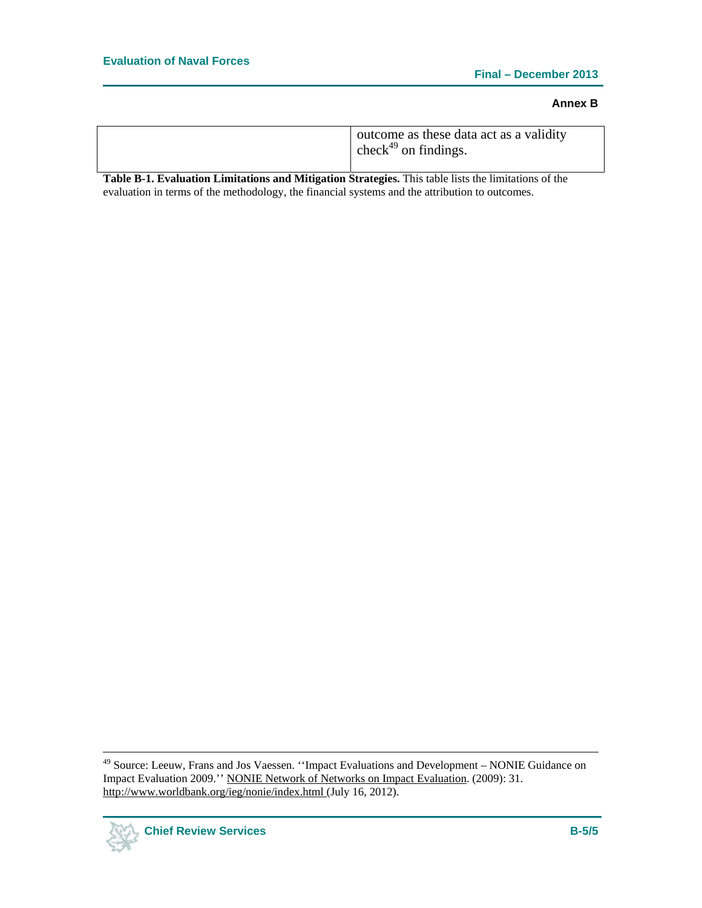| | |
|---|---|
| | outcome as these data act as a validity check[49] on findings. |

**Table B-1. Evaluation Limitations and Mitigation Strategies.** This table lists the limitations of the evaluation in terms of the methodology, the financial systems and the attribution to outcomes.

---

[49] Source: Leeuw, Frans and Jos Vaessen. ''Impact Evaluations and Development – NONIE Guidance on Impact Evaluation 2009.'' NONIE Network of Networks on Impact Evaluation. (2009): 31. http://www.worldbank.org/ieg/nonie/index.html (July 16, 2012).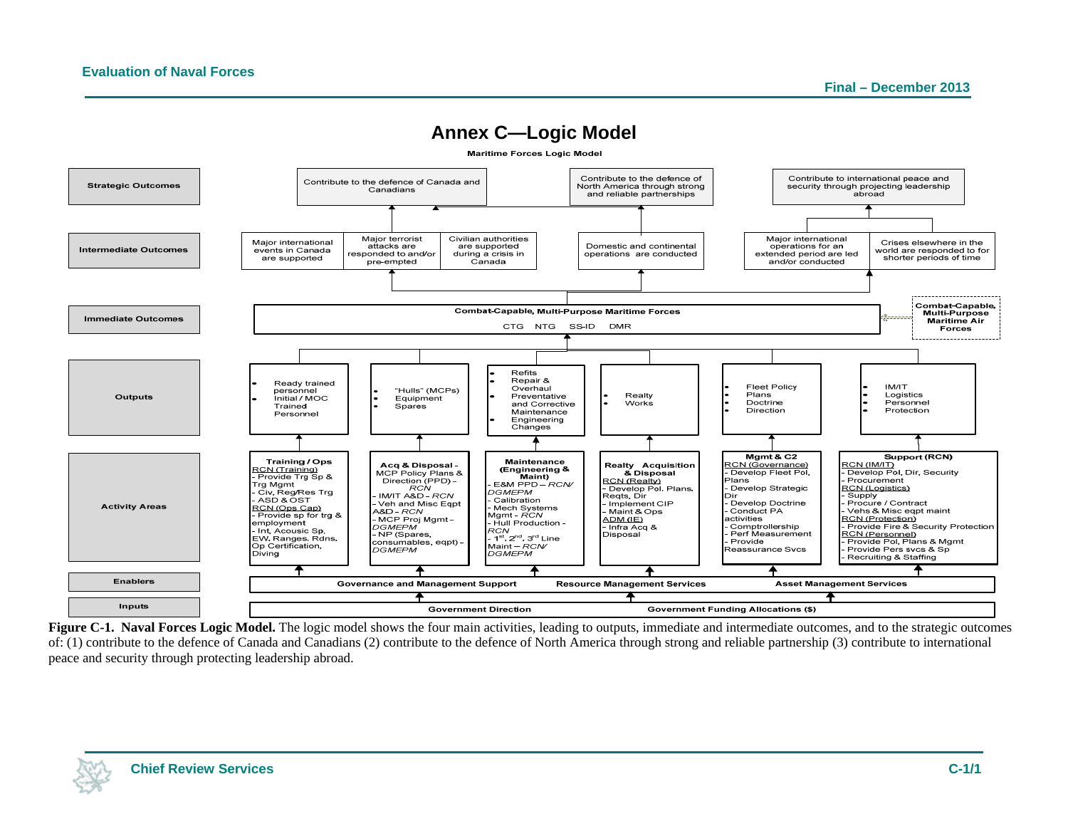# Annex C—Logic Model

**Maritime Forces Logic Model**

**Strategic Outcomes**

- Contribute to the defence of Canada and Canadians
- Contribute to the defence of North America through strong and reliable partnerships
- Contribute to international peace and security through projecting leadership abroad

**Intermediate Outcomes**

- Major international events in Canada are supported
- Major terrorist attacks are responded to and/or pre-empted
- Civilian authorities are supported during a crisis in Canada
- Domestic and continental operations are conducted
- Major international operations for an extended period are led and/or conducted
- Crises elsewhere in the world are responded to for shorter periods of time

**Immediate Outcomes**

- Combat-Capable, Multi-Purpose Maritime Forces: CTG NTG SS-ID DMR
- Combat-Capable, Multi-Purpose Maritime Air Forces

**Outputs**

- Ready trained personnel; Initial / MOC Trained Personnel
- "Hulls" (MCPs); Equipment; Spares
- Refits; Repair & Overhaul; Preventative and Corrective Maintenance; Engineering Changes
- Realty; Works
- Fleet Policy; Plans; Doctrine; Direction
- IM/IT; Logistics; Personnel; Protection

**Activity Areas**

- **Training / Ops** — RCN (Training): - Provide Trg Sp & Trg Mgmt; - Civ, Reg/Res Trg; - ASD & OST. RCN (Ops Cap): - Provide sp for trg & employment; - Int, Acousic Sp, EW, Ranges, Rdns, Op Certification, Diving
- **Acq & Disposal** - MCP Policy Plans & Direction (PPD) – *RCN*; - IM/IT A&D – *RCN*; - Veh and Misc Eqpt A&D – *RCN*; - MCP Proj Mgmt – *DGMEPM*; - NP (Spares, consumables, eqpt) – *DGMEPM*
- **Maintenance (Engineering & Maint)** - E&M PPD – *RCN/ DGMEPM*; - Calibration; - Mech Systems Mgmt – *RCN*; - Hull Production – *RCN*; - 1st, 2nd, 3rd Line Maint – *RCN/ DGMEPM*
- **Realty Acquisition & Disposal** — RCN (Realty): - Develop Pol. Plans, Reqts, Dir; - Implement CIP; - Maint & Ops. ADM (IE): - Infra Acq & Disposal
- **Mgmt & C2** — RCN (Governance): - Develop Fleet Pol, Plans; - Develop Strategic Dir; - Develop Doctrine; - Conduct PA activities; - Comptrollership; - Perf Measurement; - Provide Reassurance Svcs
- **Support (RCN)** — RCN (IM/IT): - Develop Pol, Dir, Security; - Procurement. RCN (Logistics): - Supply; - Procure / Contract; - Vehs & Misc eqpt maint. RCN (Protection): - Provide Fire & Security Protection. RCN (Personnel): - Provide Pol, Plans & Mgmt; - Provide Pers svcs & Sp; - Recruiting & Staffing

**Enablers**

- Governance and Management Support; Resource Management Services; Asset Management Services

**Inputs**

- Government Direction; Government Funding Allocations ($)

**Figure C-1. Naval Forces Logic Model.** The logic model shows the four main activities, leading to outputs, immediate and intermediate outcomes, and to the strategic outcomes of: (1) contribute to the defence of Canada and Canadians (2) contribute to the defence of North America through strong and reliable partnership (3) contribute to international peace and security through protecting leadership abroad.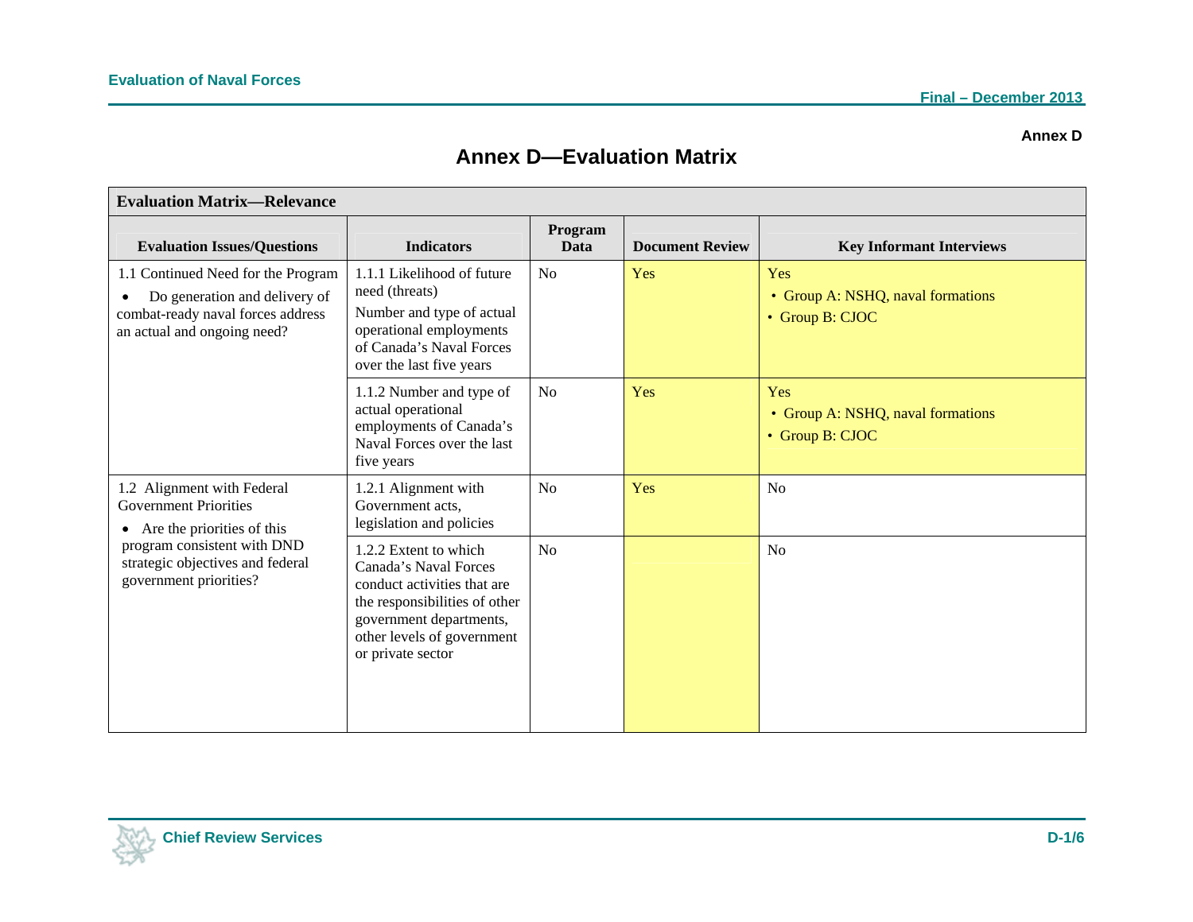Annex D

# Annex D—Evaluation Matrix

| Evaluation Matrix—Relevance | | | | |
|---|---|---|---|---|
| **Evaluation Issues/Questions** | **Indicators** | **Program Data** | **Document Review** | **Key Informant Interviews** |
| 1.1 Continued Need for the Program<br>• Do generation and delivery of combat-ready naval forces address an actual and ongoing need? | 1.1.1 Likelihood of future need (threats)<br>Number and type of actual operational employments of Canada's Naval Forces over the last five years | No | Yes | Yes<br>• Group A: NSHQ, naval formations<br>• Group B: CJOC |
| | 1.1.2 Number and type of actual operational employments of Canada's Naval Forces over the last five years | No | Yes | Yes<br>• Group A: NSHQ, naval formations<br>• Group B: CJOC |
| 1.2 Alignment with Federal Government Priorities<br>• Are the priorities of this program consistent with DND strategic objectives and federal government priorities? | 1.2.1 Alignment with Government acts, legislation and policies | No | Yes | No |
| | 1.2.2 Extent to which Canada's Naval Forces conduct activities that are the responsibilities of other government departments, other levels of government or private sector | No | | No |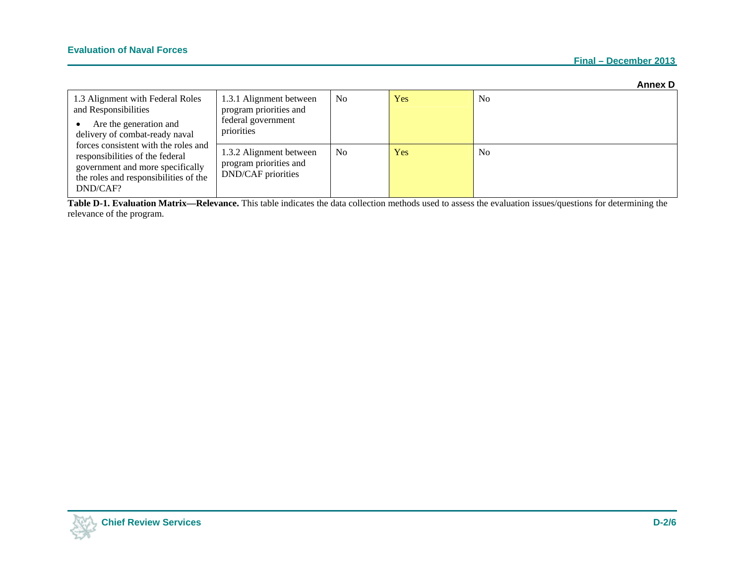**Annex D**

| | | | | |
|---|---|---|---|---|
| 1.3 Alignment with Federal Roles and Responsibilities<br>• Are the generation and delivery of combat-ready naval forces consistent with the roles and responsibilities of the federal government and more specifically the roles and responsibilities of the DND/CAF? | 1.3.1 Alignment between program priorities and federal government priorities | No | Yes | No |
| | 1.3.2 Alignment between program priorities and DND/CAF priorities | No | Yes | No |

**Table D-1. Evaluation Matrix—Relevance.** This table indicates the data collection methods used to assess the evaluation issues/questions for determining the relevance of the program.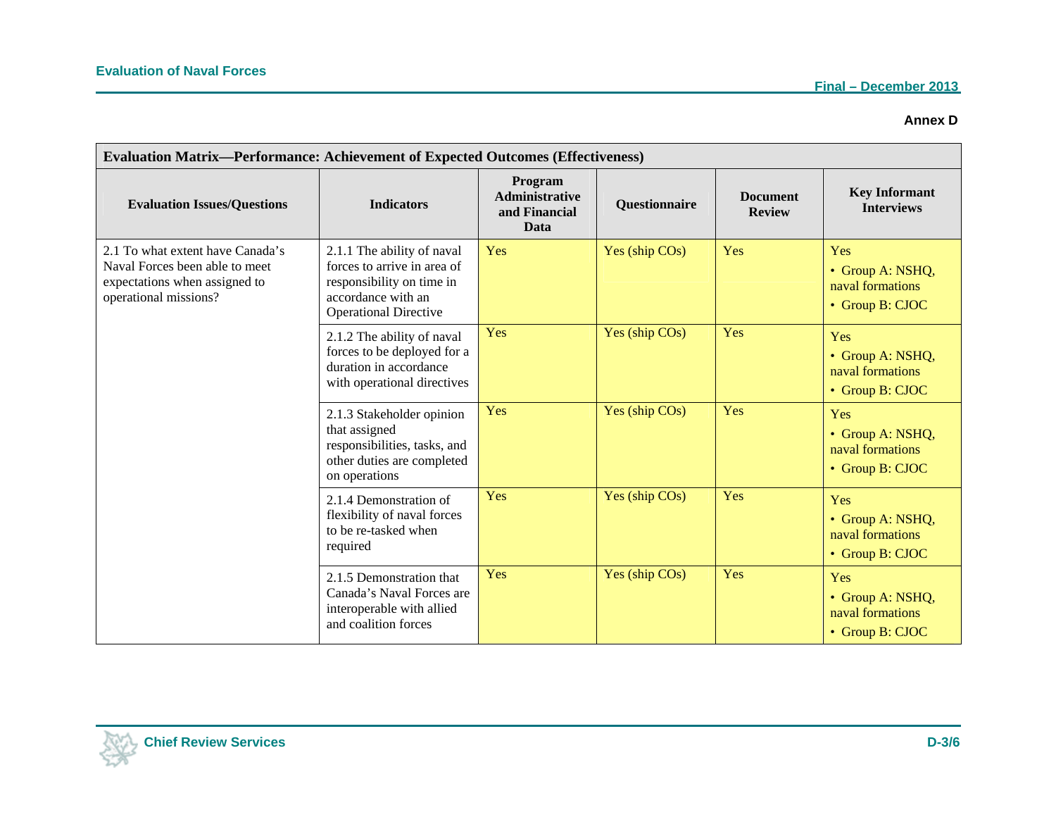Annex D

| Evaluation Matrix—Performance: Achievement of Expected Outcomes (Effectiveness) | | | | | |
|---|---|---|---|---|---|
| **Evaluation Issues/Questions** | **Indicators** | **Program Administrative and Financial Data** | **Questionnaire** | **Document Review** | **Key Informant Interviews** |
| 2.1 To what extent have Canada's Naval Forces been able to meet expectations when assigned to operational missions? | 2.1.1 The ability of naval forces to arrive in area of responsibility on time in accordance with an Operational Directive | Yes | Yes (ship COs) | Yes | Yes • Group A: NSHQ, naval formations • Group B: CJOC |
| | 2.1.2 The ability of naval forces to be deployed for a duration in accordance with operational directives | Yes | Yes (ship COs) | Yes | Yes • Group A: NSHQ, naval formations • Group B: CJOC |
| | 2.1.3 Stakeholder opinion that assigned responsibilities, tasks, and other duties are completed on operations | Yes | Yes (ship COs) | Yes | Yes • Group A: NSHQ, naval formations • Group B: CJOC |
| | 2.1.4 Demonstration of flexibility of naval forces to be re-tasked when required | Yes | Yes (ship COs) | Yes | Yes • Group A: NSHQ, naval formations • Group B: CJOC |
| | 2.1.5 Demonstration that Canada's Naval Forces are interoperable with allied and coalition forces | Yes | Yes (ship COs) | Yes | Yes • Group A: NSHQ, naval formations • Group B: CJOC |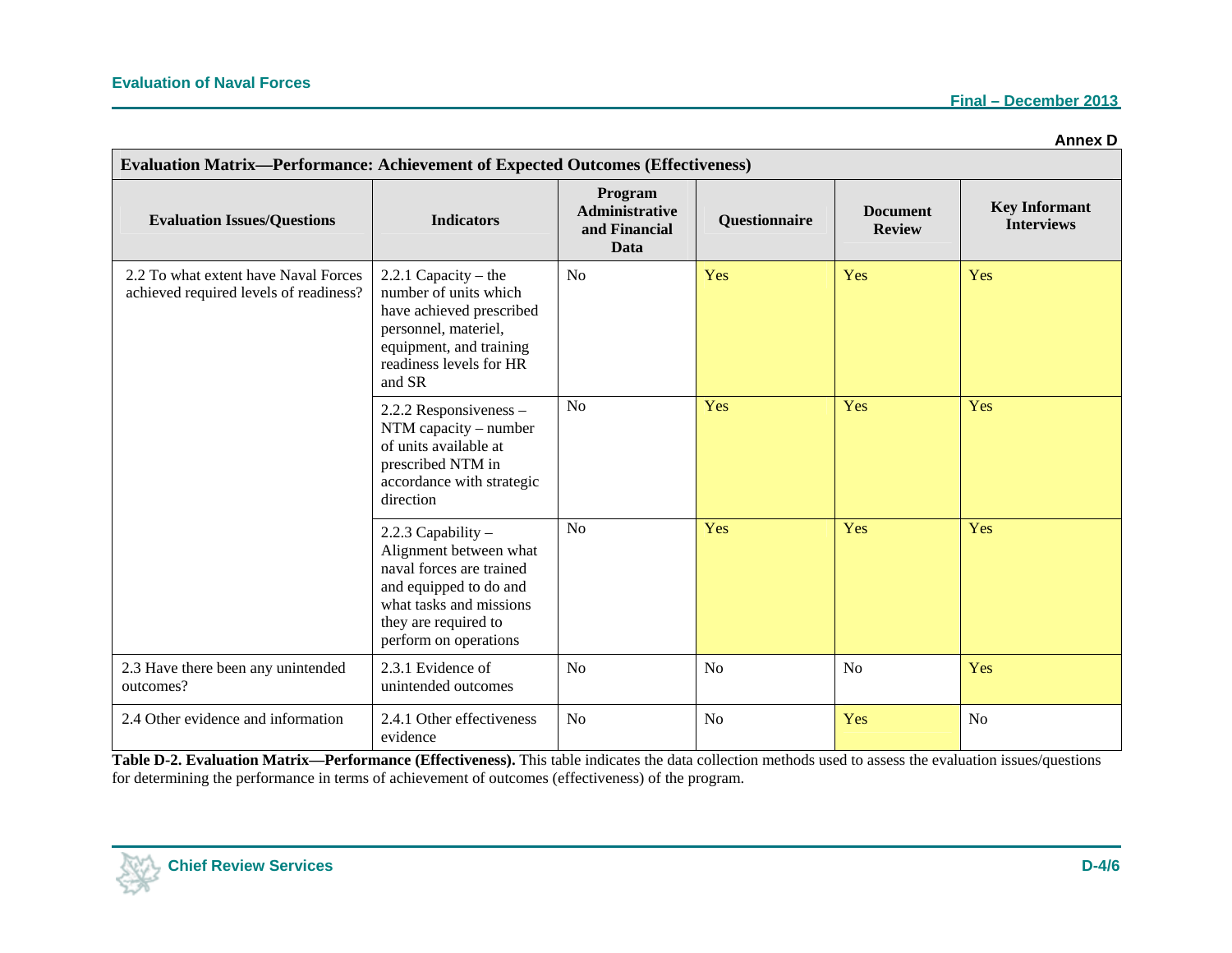Annex D

| Evaluation Matrix—Performance: Achievement of Expected Outcomes (Effectiveness) | | | | | |
|---|---|---|---|---|---|
| **Evaluation Issues/Questions** | **Indicators** | **Program Administrative and Financial Data** | **Questionnaire** | **Document Review** | **Key Informant Interviews** |
| 2.2 To what extent have Naval Forces achieved required levels of readiness? | 2.2.1 Capacity – the number of units which have achieved prescribed personnel, materiel, equipment, and training readiness levels for HR and SR | No | Yes | Yes | Yes |
| | 2.2.2 Responsiveness – NTM capacity – number of units available at prescribed NTM in accordance with strategic direction | No | Yes | Yes | Yes |
| | 2.2.3 Capability – Alignment between what naval forces are trained and equipped to do and what tasks and missions they are required to perform on operations | No | Yes | Yes | Yes |
| 2.3 Have there been any unintended outcomes? | 2.3.1 Evidence of unintended outcomes | No | No | No | Yes |
| 2.4 Other evidence and information | 2.4.1 Other effectiveness evidence | No | No | Yes | No |

**Table D-2. Evaluation Matrix—Performance (Effectiveness).** This table indicates the data collection methods used to assess the evaluation issues/questions for determining the performance in terms of achievement of outcomes (effectiveness) of the program.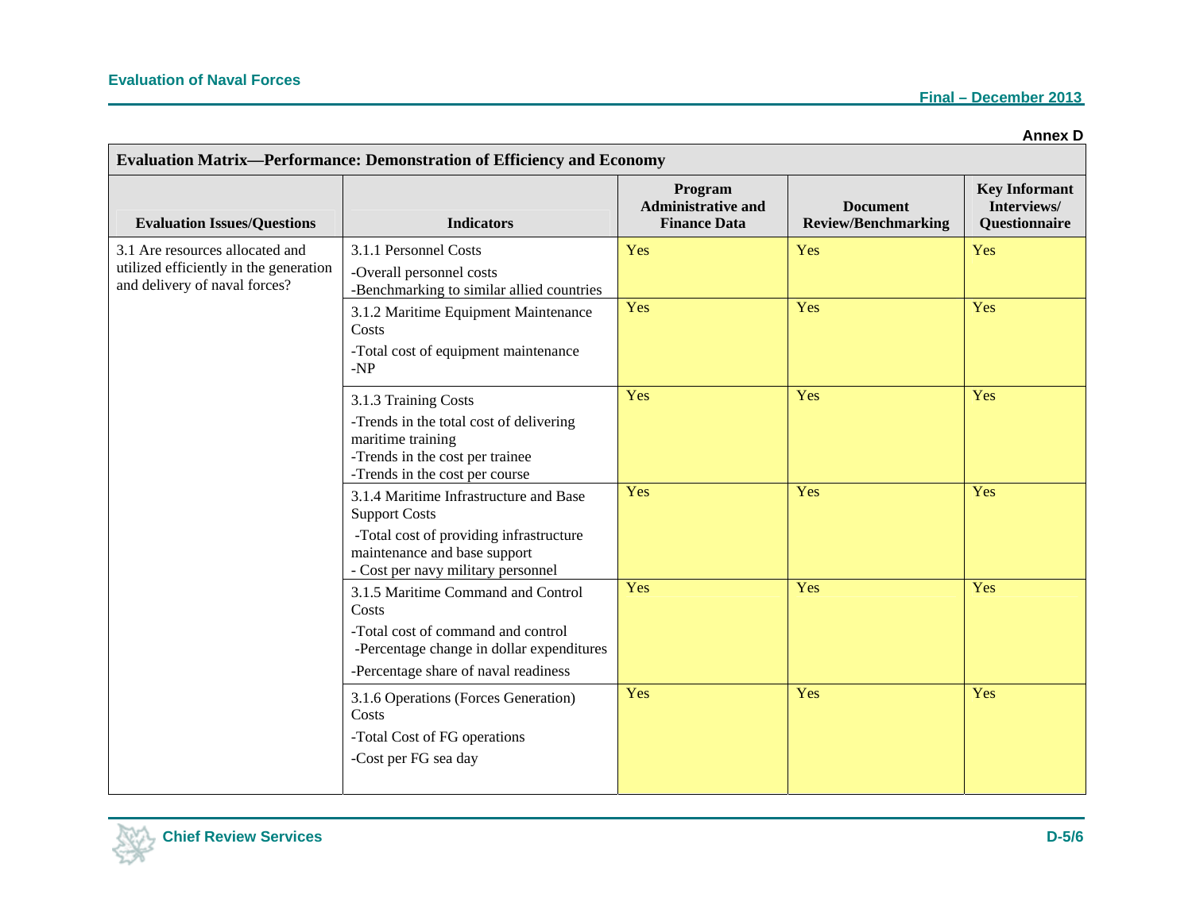**Annex D**

| Evaluation Matrix—Performance: Demonstration of Efficiency and Economy | | | | |
|---|---|---|---|---|
| **Evaluation Issues/Questions** | **Indicators** | **Program Administrative and Finance Data** | **Document Review/Benchmarking** | **Key Informant Interviews/ Questionnaire** |
| 3.1 Are resources allocated and utilized efficiently in the generation and delivery of naval forces? | 3.1.1 Personnel Costs<br>-Overall personnel costs<br>-Benchmarking to similar allied countries | Yes | Yes | Yes |
| | 3.1.2 Maritime Equipment Maintenance Costs<br>-Total cost of equipment maintenance<br>-NP | Yes | Yes | Yes |
| | 3.1.3 Training Costs<br>-Trends in the total cost of delivering maritime training<br>-Trends in the cost per trainee<br>-Trends in the cost per course | Yes | Yes | Yes |
| | 3.1.4 Maritime Infrastructure and Base Support Costs<br>-Total cost of providing infrastructure maintenance and base support<br>- Cost per navy military personnel | Yes | Yes | Yes |
| | 3.1.5 Maritime Command and Control Costs<br>-Total cost of command and control<br>-Percentage change in dollar expenditures<br>-Percentage share of naval readiness | Yes | Yes | Yes |
| | 3.1.6 Operations (Forces Generation) Costs<br>-Total Cost of FG operations<br>-Cost per FG sea day | Yes | Yes | Yes |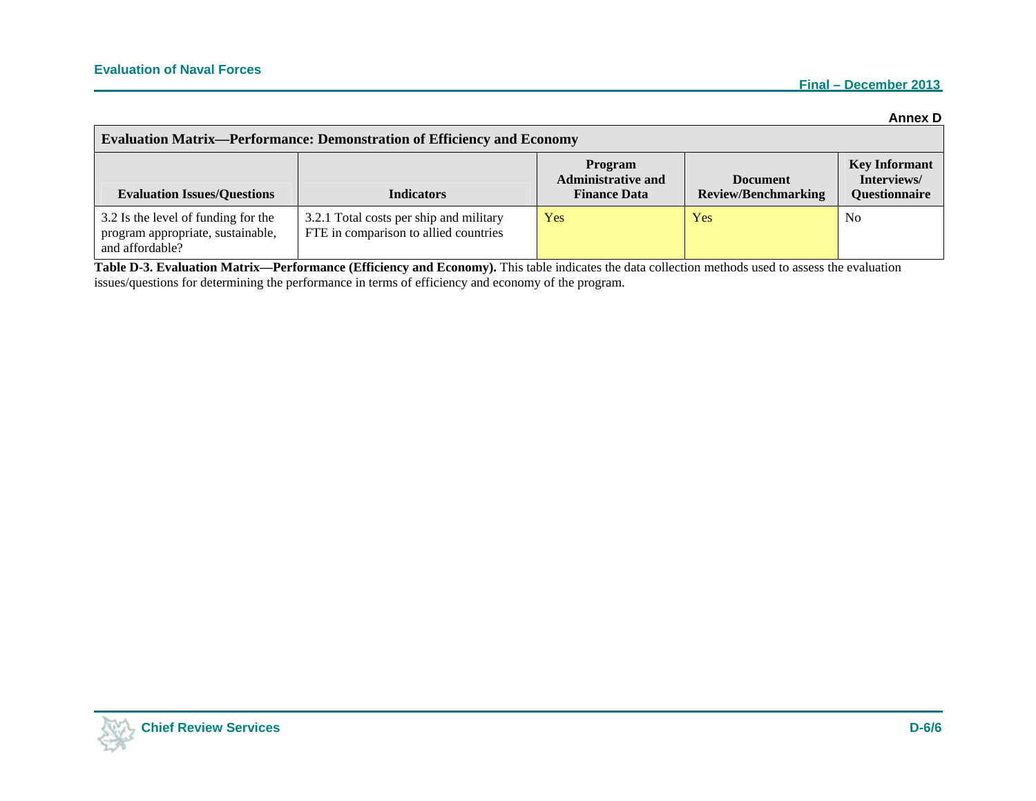Annex D

| Evaluation Matrix—Performance: Demonstration of Efficiency and Economy | | | | |
|---|---|---|---|---|
| **Evaluation Issues/Questions** | **Indicators** | **Program Administrative and Finance Data** | **Document Review/Benchmarking** | **Key Informant Interviews/ Questionnaire** |
| 3.2 Is the level of funding for the program appropriate, sustainable, and affordable? | 3.2.1 Total costs per ship and military FTE in comparison to allied countries | Yes | Yes | No |

**Table D-3. Evaluation Matrix—Performance (Efficiency and Economy).** This table indicates the data collection methods used to assess the evaluation issues/questions for determining the performance in terms of efficiency and economy of the program.